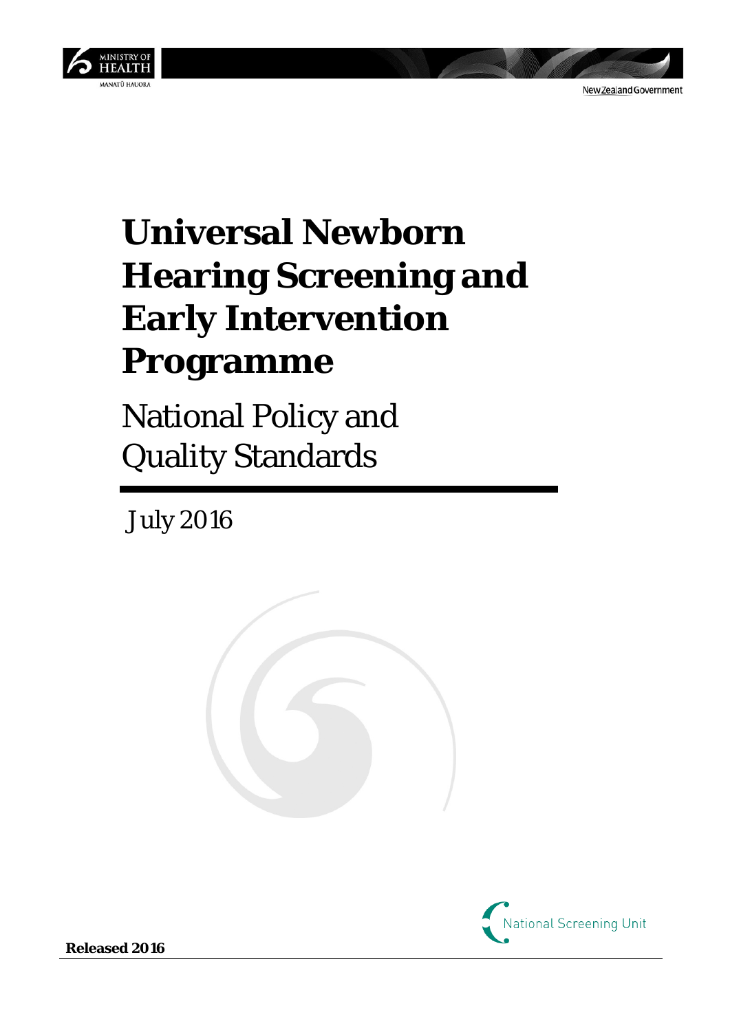MINISTRY OF HEALTH
MANATŪ HAUORA

New Zealand Government

# Universal Newborn Hearing Screening and Early Intervention Programme

## National Policy and Quality Standards

July 2016

National Screening Unit

**Released 2016**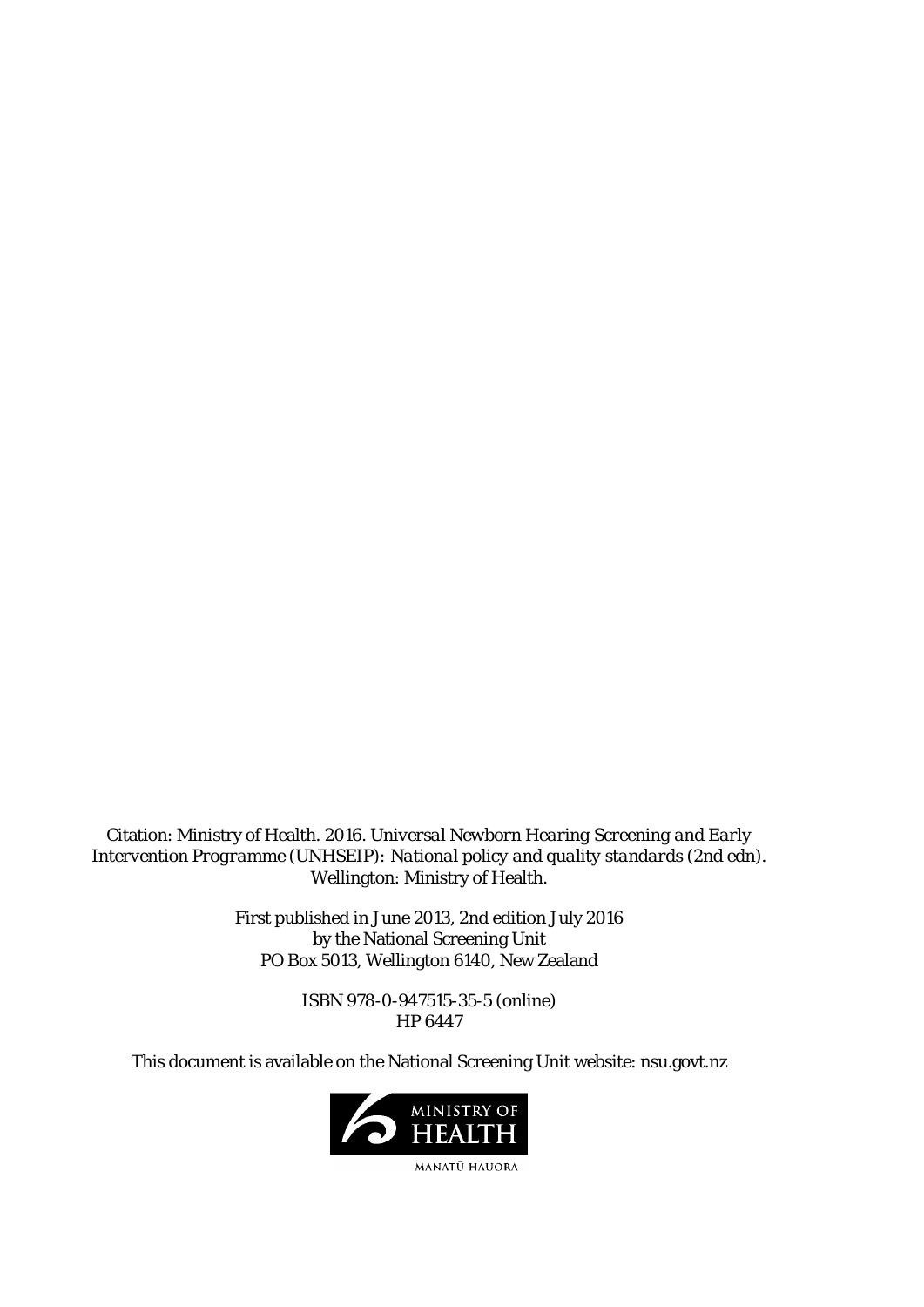Citation: Ministry of Health. 2016. *Universal Newborn Hearing Screening and Early Intervention Programme (UNHSEIP): National policy and quality standards* (2nd edn). Wellington: Ministry of Health.

First published in June 2013, 2nd edition July 2016
by the National Screening Unit
PO Box 5013, Wellington 6140, New Zealand

ISBN 978-0-947515-35-5 (online)
HP 6447

This document is available on the National Screening Unit website: nsu.govt.nz

MINISTRY OF HEALTH
MANATŪ HAUORA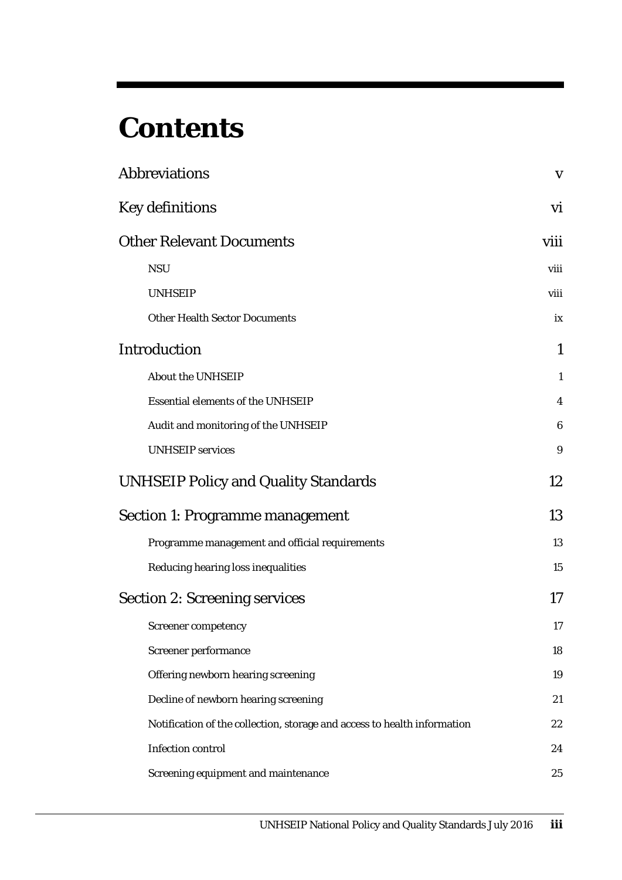# Contents

| | |
|---|---|
| Abbreviations | v |
| Key definitions | vi |
| Other Relevant Documents | viii |
| &nbsp;&nbsp;&nbsp;&nbsp;NSU | viii |
| &nbsp;&nbsp;&nbsp;&nbsp;UNHSEIP | viii |
| &nbsp;&nbsp;&nbsp;&nbsp;Other Health Sector Documents | ix |
| Introduction | 1 |
| &nbsp;&nbsp;&nbsp;&nbsp;About the UNHSEIP | 1 |
| &nbsp;&nbsp;&nbsp;&nbsp;Essential elements of the UNHSEIP | 4 |
| &nbsp;&nbsp;&nbsp;&nbsp;Audit and monitoring of the UNHSEIP | 6 |
| &nbsp;&nbsp;&nbsp;&nbsp;UNHSEIP services | 9 |
| UNHSEIP Policy and Quality Standards | 12 |
| Section 1: Programme management | 13 |
| &nbsp;&nbsp;&nbsp;&nbsp;Programme management and official requirements | 13 |
| &nbsp;&nbsp;&nbsp;&nbsp;Reducing hearing loss inequalities | 15 |
| Section 2: Screening services | 17 |
| &nbsp;&nbsp;&nbsp;&nbsp;Screener competency | 17 |
| &nbsp;&nbsp;&nbsp;&nbsp;Screener performance | 18 |
| &nbsp;&nbsp;&nbsp;&nbsp;Offering newborn hearing screening | 19 |
| &nbsp;&nbsp;&nbsp;&nbsp;Decline of newborn hearing screening | 21 |
| &nbsp;&nbsp;&nbsp;&nbsp;Notification of the collection, storage and access to health information | 22 |
| &nbsp;&nbsp;&nbsp;&nbsp;Infection control | 24 |
| &nbsp;&nbsp;&nbsp;&nbsp;Screening equipment and maintenance | 25 |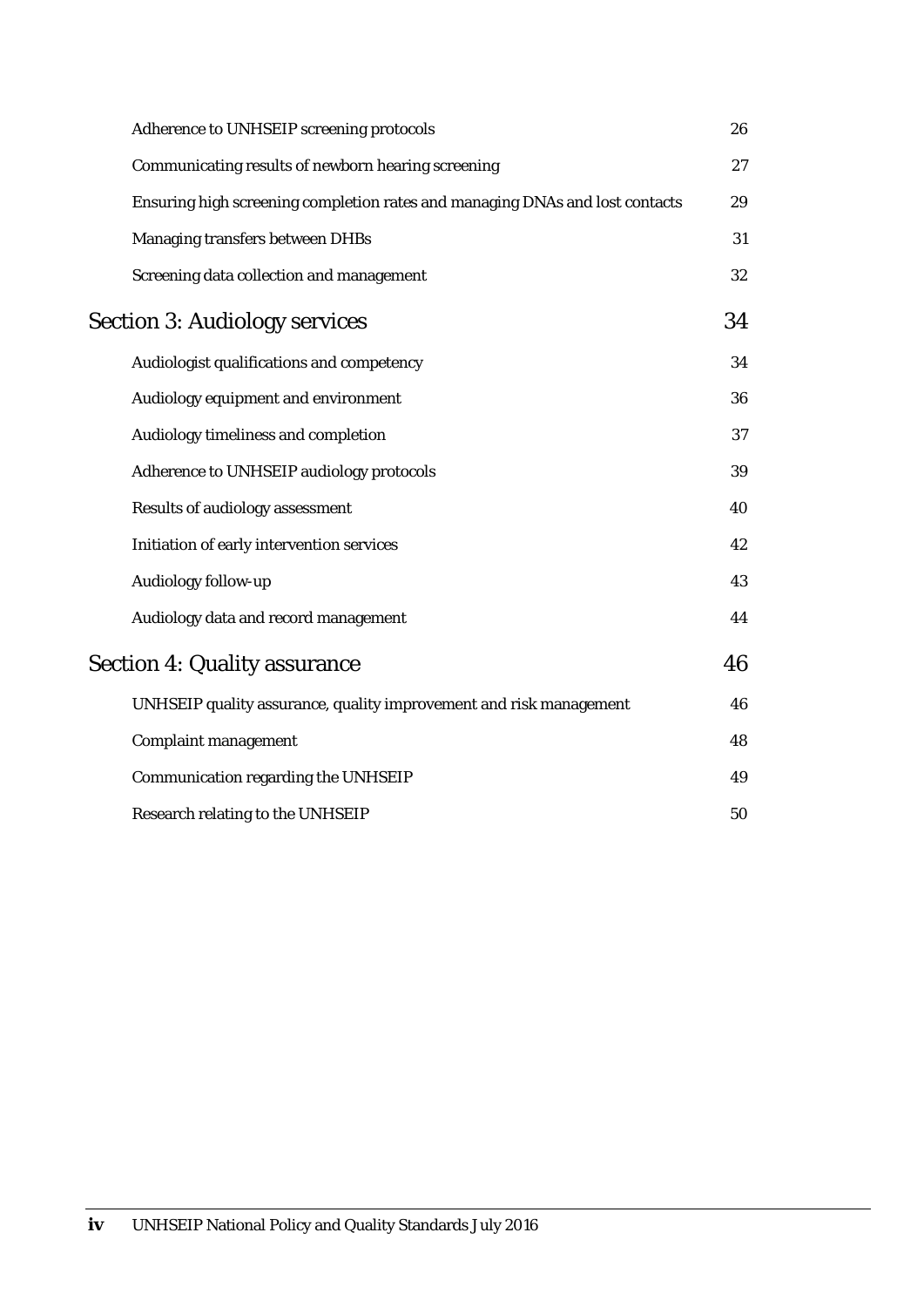| | |
|---|---|
| Adherence to UNHSEIP screening protocols | 26 |
| Communicating results of newborn hearing screening | 27 |
| Ensuring high screening completion rates and managing DNAs and lost contacts | 29 |
| Managing transfers between DHBs | 31 |
| Screening data collection and management | 32 |
| **Section 3: Audiology services** | **34** |
| Audiologist qualifications and competency | 34 |
| Audiology equipment and environment | 36 |
| Audiology timeliness and completion | 37 |
| Adherence to UNHSEIP audiology protocols | 39 |
| Results of audiology assessment | 40 |
| Initiation of early intervention services | 42 |
| Audiology follow-up | 43 |
| Audiology data and record management | 44 |
| **Section 4: Quality assurance** | **46** |
| UNHSEIP quality assurance, quality improvement and risk management | 46 |
| Complaint management | 48 |
| Communication regarding the UNHSEIP | 49 |
| Research relating to the UNHSEIP | 50 |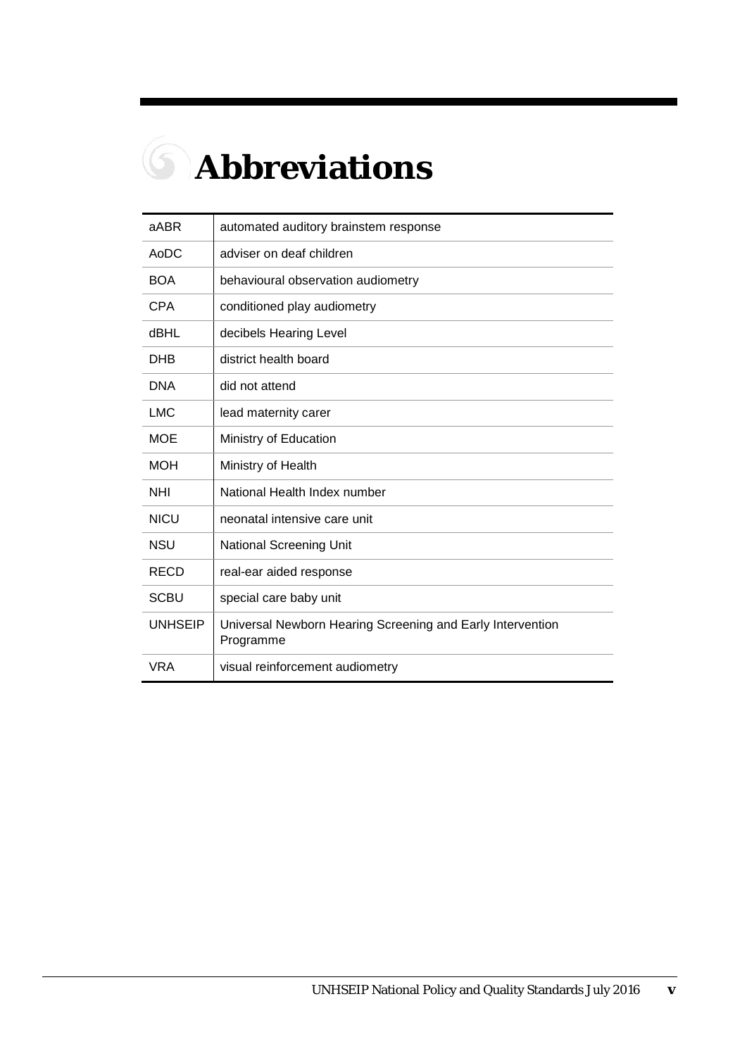# Abbreviations

| | |
|---|---|
| aABR | automated auditory brainstem response |
| AoDC | adviser on deaf children |
| BOA | behavioural observation audiometry |
| CPA | conditioned play audiometry |
| dBHL | decibels Hearing Level |
| DHB | district health board |
| DNA | did not attend |
| LMC | lead maternity carer |
| MOE | Ministry of Education |
| MOH | Ministry of Health |
| NHI | National Health Index number |
| NICU | neonatal intensive care unit |
| NSU | National Screening Unit |
| RECD | real-ear aided response |
| SCBU | special care baby unit |
| UNHSEIP | Universal Newborn Hearing Screening and Early Intervention Programme |
| VRA | visual reinforcement audiometry |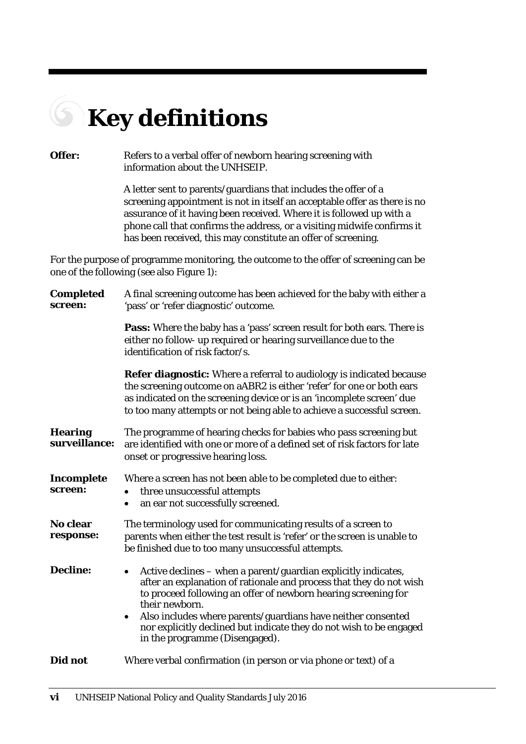# Key definitions

**Offer:** Refers to a verbal offer of newborn hearing screening with information about the UNHSEIP.

A letter sent to parents/guardians that includes the offer of a screening appointment is not in itself an acceptable offer as there is no assurance of it having been received. Where it is followed up with a phone call that confirms the address, or a visiting midwife confirms it has been received, this may constitute an offer of screening.

For the purpose of programme monitoring, the outcome to the offer of screening can be one of the following (see also Figure 1):

**Completed screen:** A final screening outcome has been achieved for the baby with either a 'pass' or 'refer diagnostic' outcome.

**Pass:** Where the baby has a 'pass' screen result for both ears. There is either no follow- up required or hearing surveillance due to the identification of risk factor/s.

**Refer diagnostic:** Where a referral to audiology is indicated because the screening outcome on aABR2 is either 'refer' for one or both ears as indicated on the screening device or is an 'incomplete screen' due to too many attempts or not being able to achieve a successful screen.

**Hearing surveillance:** The programme of hearing checks for babies who pass screening but are identified with one or more of a defined set of risk factors for late onset or progressive hearing loss.

**Incomplete screen:** Where a screen has not been able to be completed due to either:

- three unsuccessful attempts
- an ear not successfully screened.

**No clear response:** The terminology used for communicating results of a screen to parents when either the test result is 'refer' or the screen is unable to be finished due to too many unsuccessful attempts.

**Decline:**

- Active declines – when a parent/guardian explicitly indicates, after an explanation of rationale and process that they do not wish to proceed following an offer of newborn hearing screening for their newborn.
- Also includes where parents/guardians have neither consented nor explicitly declined but indicate they do not wish to be engaged in the programme (Disengaged).

**Did not** Where verbal confirmation (in person or via phone or text) of a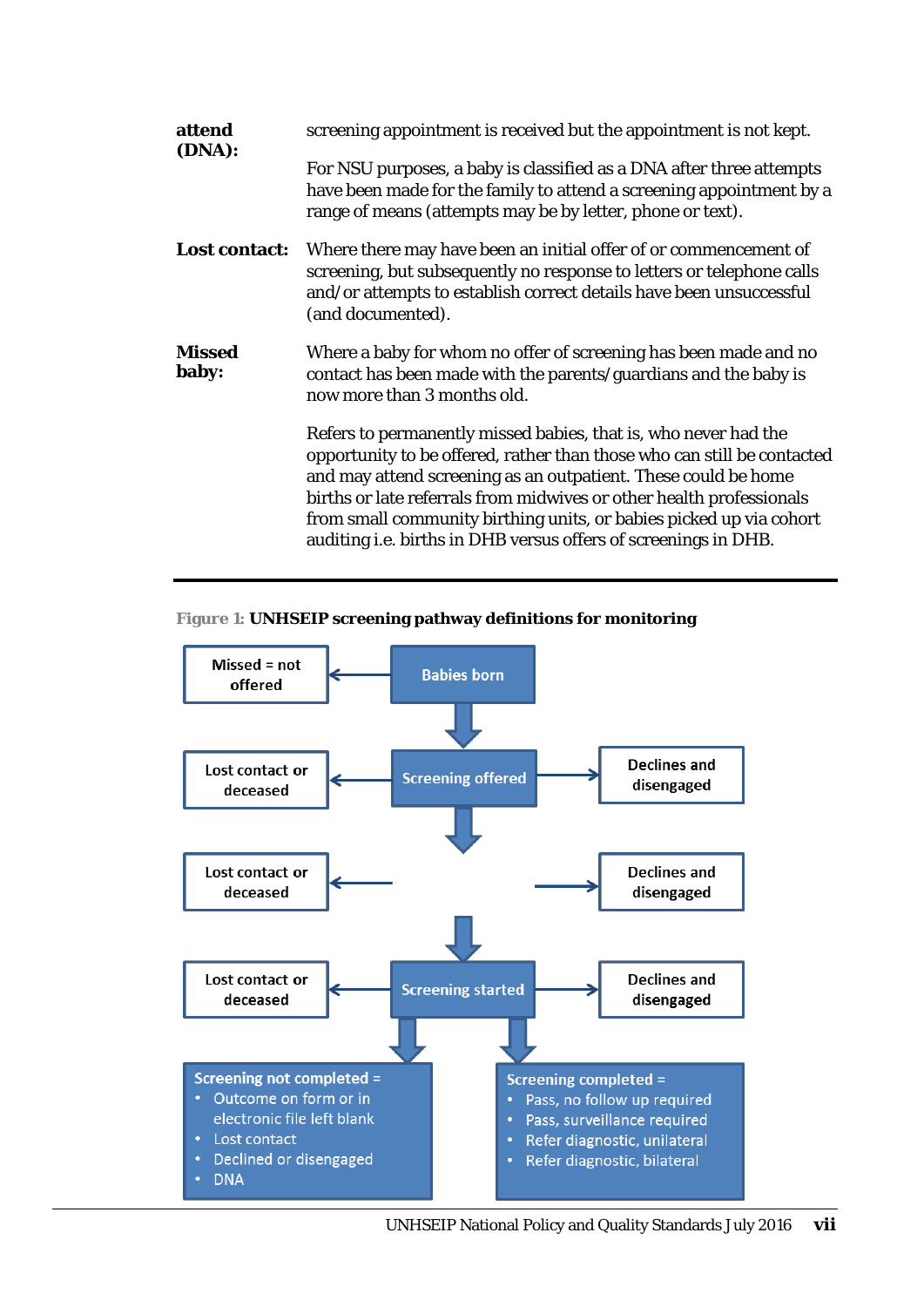| | |
|---|---|
| **attend (DNA):** | screening appointment is received but the appointment is not kept.<br><br>For NSU purposes, a baby is classified as a DNA after three attempts have been made for the family to attend a screening appointment by a range of means (attempts may be by letter, phone or text). |
| **Lost contact:** | Where there may have been an initial offer of or commencement of screening, but subsequently no response to letters or telephone calls and/or attempts to establish correct details have been unsuccessful (and documented). |
| **Missed baby:** | Where a baby for whom no offer of screening has been made and no contact has been made with the parents/guardians and the baby is now more than 3 months old.<br><br>Refers to permanently missed babies, that is, who never had the opportunity to be offered, rather than those who can still be contacted and may attend screening as an outpatient. These could be home births or late referrals from midwives or other health professionals from small community birthing units, or babies picked up via cohort auditing i.e. births in DHB versus offers of screenings in DHB. |

**Figure 1: UNHSEIP screening pathway definitions for monitoring**

- Babies born → Missed = not offered
- Babies born ↓ Screening offered
  - Screening offered → Lost contact or deceased
  - Screening offered → Declines and disengaged
- ↓ (intermediate stage)
  - → Lost contact or deceased
  - → Declines and disengaged
- ↓ Screening started
  - Screening started → Lost contact or deceased
  - Screening started → Declines and disengaged
- Screening started ↓

**Screening not completed =**
- Outcome on form or in electronic file left blank
- Lost contact
- Declined or disengaged
- DNA

**Screening completed =**
- Pass, no follow up required
- Pass, surveillance required
- Refer diagnostic, unilateral
- Refer diagnostic, bilateral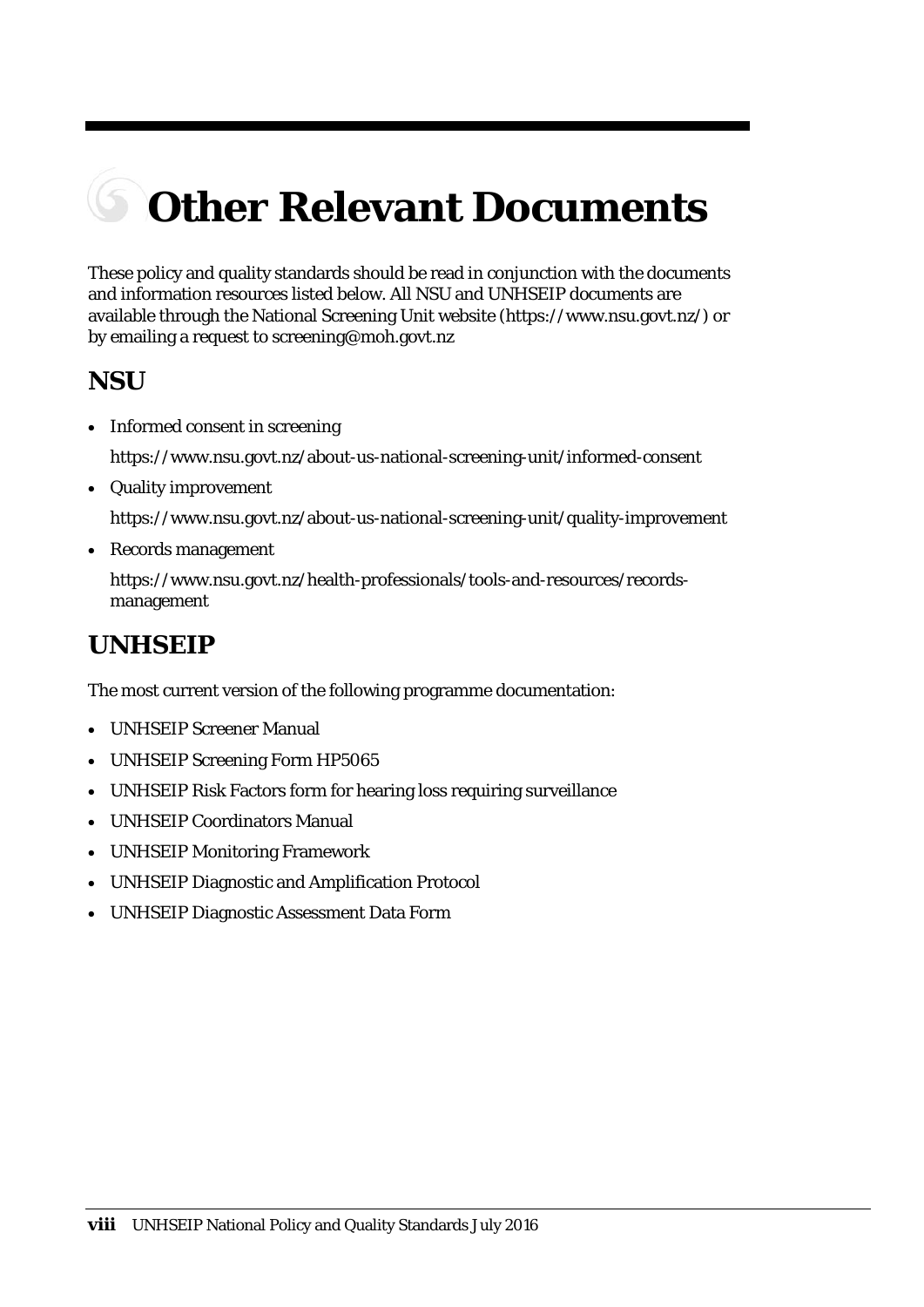# Other Relevant Documents

These policy and quality standards should be read in conjunction with the documents and information resources listed below. All NSU and UNHSEIP documents are available through the National Screening Unit website (https://www.nsu.govt.nz/) or by emailing a request to screening@moh.govt.nz

## NSU

- Informed consent in screening

  https://www.nsu.govt.nz/about-us-national-screening-unit/informed-consent

- Quality improvement

  https://www.nsu.govt.nz/about-us-national-screening-unit/quality-improvement

- Records management

  https://www.nsu.govt.nz/health-professionals/tools-and-resources/records-management

## UNHSEIP

The most current version of the following programme documentation:

- UNHSEIP Screener Manual
- UNHSEIP Screening Form HP5065
- UNHSEIP Risk Factors form for hearing loss requiring surveillance
- UNHSEIP Coordinators Manual
- UNHSEIP Monitoring Framework
- UNHSEIP Diagnostic and Amplification Protocol
- UNHSEIP Diagnostic Assessment Data Form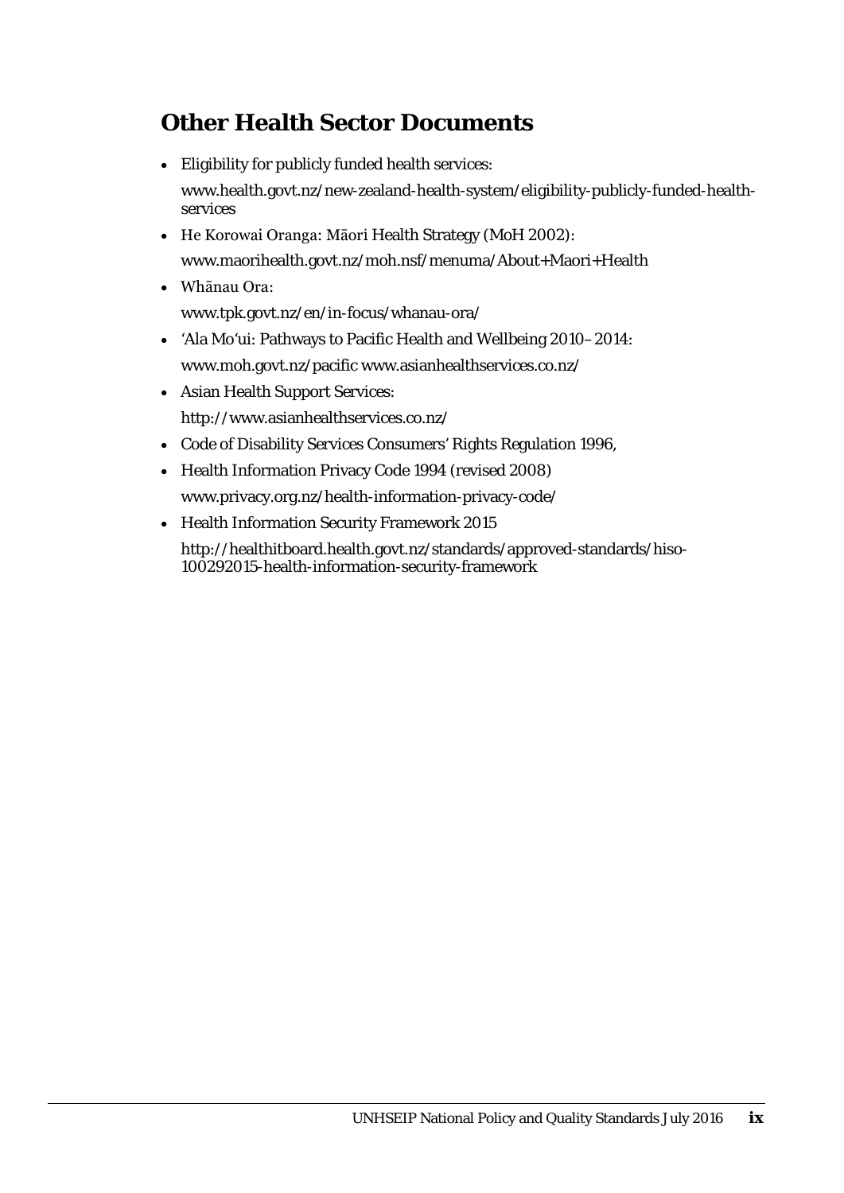## Other Health Sector Documents

- Eligibility for publicly funded health services:
  www.health.govt.nz/new-zealand-health-system/eligibility-publicly-funded-health-services
- He Korowai Oranga: Māori Health Strategy (MoH 2002):
  www.maorihealth.govt.nz/moh.nsf/menuma/About+Maori+Health
- Whānau Ora:
  www.tpk.govt.nz/en/in-focus/whanau-ora/
- 'Ala Mo'ui: Pathways to Pacific Health and Wellbeing 2010–2014:
  www.moh.govt.nz/pacific www.asianhealthservices.co.nz/
- Asian Health Support Services:
  http://www.asianhealthservices.co.nz/
- Code of Disability Services Consumers' Rights Regulation 1996,
- Health Information Privacy Code 1994 (revised 2008)
  www.privacy.org.nz/health-information-privacy-code/
- Health Information Security Framework 2015
  http://healthitboard.health.govt.nz/standards/approved-standards/hiso-100292015-health-information-security-framework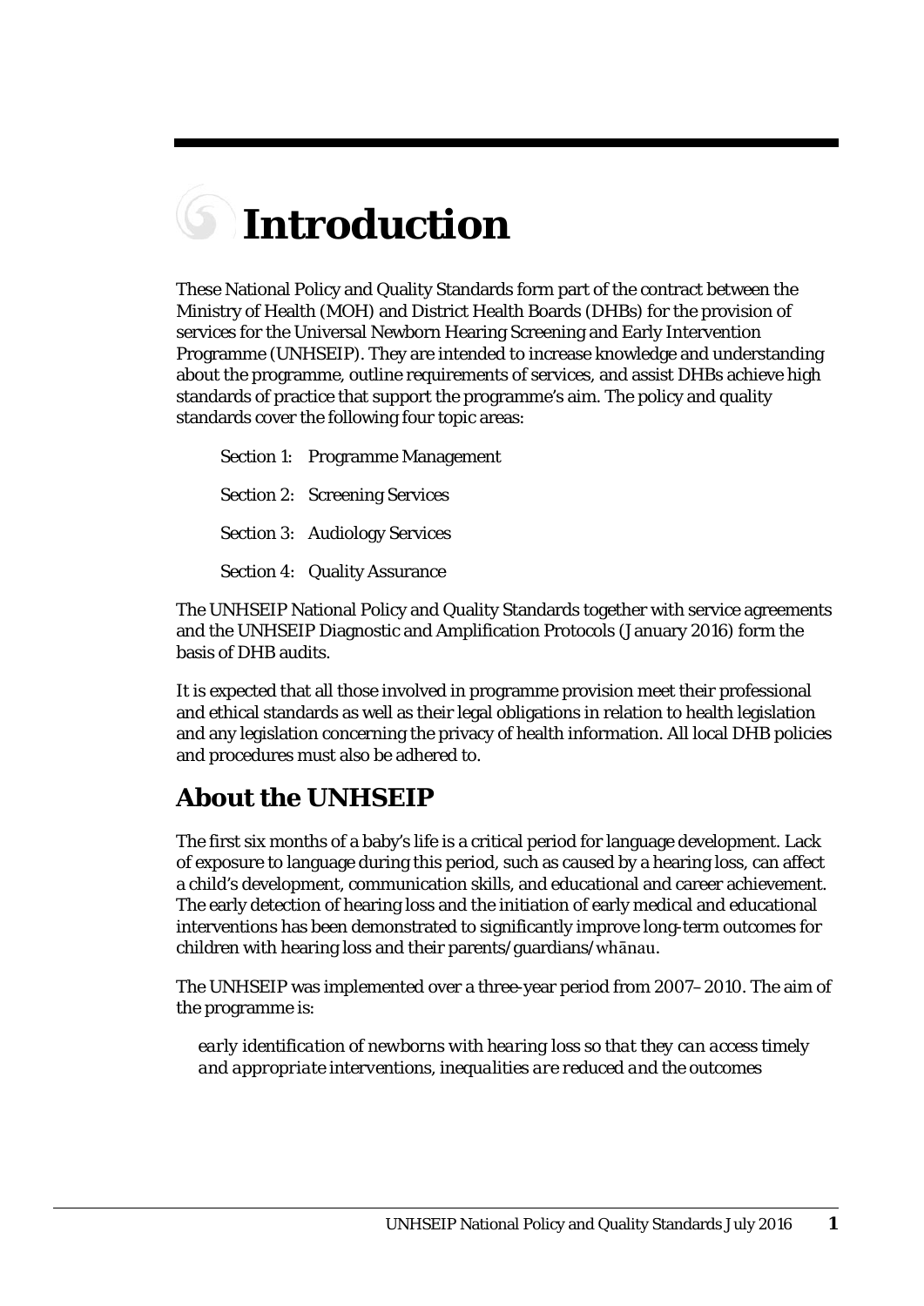# Introduction

These National Policy and Quality Standards form part of the contract between the Ministry of Health (MOH) and District Health Boards (DHBs) for the provision of services for the Universal Newborn Hearing Screening and Early Intervention Programme (UNHSEIP). They are intended to increase knowledge and understanding about the programme, outline requirements of services, and assist DHBs achieve high standards of practice that support the programme's aim. The policy and quality standards cover the following four topic areas:

Section 1: Programme Management

Section 2: Screening Services

Section 3: Audiology Services

Section 4: Quality Assurance

The UNHSEIP National Policy and Quality Standards together with service agreements and the UNHSEIP Diagnostic and Amplification Protocols (January 2016) form the basis of DHB audits.

It is expected that all those involved in programme provision meet their professional and ethical standards as well as their legal obligations in relation to health legislation and any legislation concerning the privacy of health information. All local DHB policies and procedures must also be adhered to.

## About the UNHSEIP

The first six months of a baby's life is a critical period for language development. Lack of exposure to language during this period, such as caused by a hearing loss, can affect a child's development, communication skills, and educational and career achievement. The early detection of hearing loss and the initiation of early medical and educational interventions has been demonstrated to significantly improve long-term outcomes for children with hearing loss and their parents/guardians/whānau.

The UNHSEIP was implemented over a three-year period from 2007–2010. The aim of the programme is:

*early identification of newborns with hearing loss so that they can access timely and appropriate interventions, inequalities are reduced and the outcomes*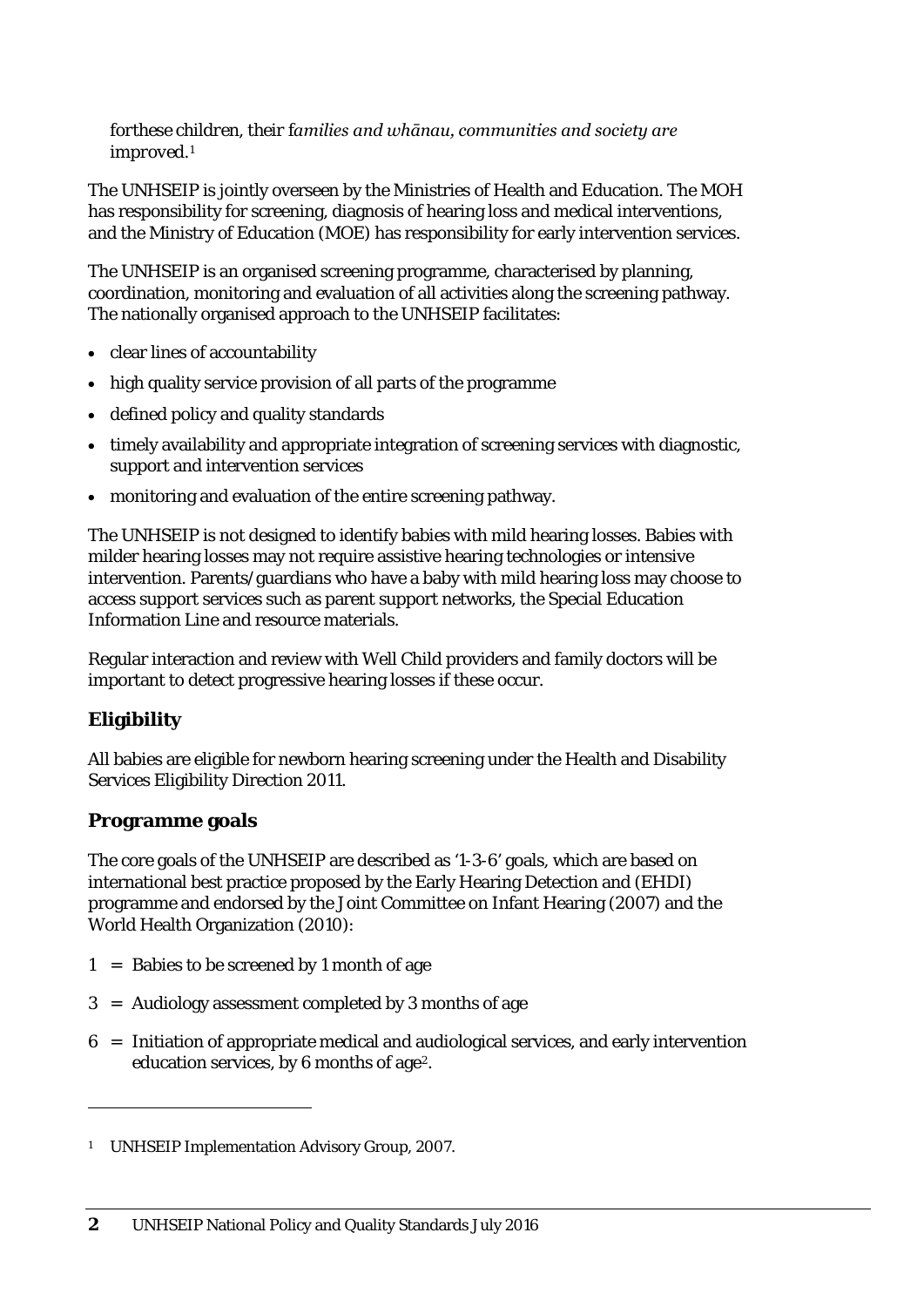forthese children, their f*amilies and whānau, communities and society are* improved.[1]

The UNHSEIP is jointly overseen by the Ministries of Health and Education. The MOH has responsibility for screening, diagnosis of hearing loss and medical interventions, and the Ministry of Education (MOE) has responsibility for early intervention services.

The UNHSEIP is an organised screening programme, characterised by planning, coordination, monitoring and evaluation of all activities along the screening pathway. The nationally organised approach to the UNHSEIP facilitates:

- clear lines of accountability
- high quality service provision of all parts of the programme
- defined policy and quality standards
- timely availability and appropriate integration of screening services with diagnostic, support and intervention services
- monitoring and evaluation of the entire screening pathway.

The UNHSEIP is not designed to identify babies with mild hearing losses. Babies with milder hearing losses may not require assistive hearing technologies or intensive intervention. Parents/guardians who have a baby with mild hearing loss may choose to access support services such as parent support networks, the Special Education Information Line and resource materials.

Regular interaction and review with Well Child providers and family doctors will be important to detect progressive hearing losses if these occur.

## Eligibility

All babies are eligible for newborn hearing screening under the Health and Disability Services Eligibility Direction 2011.

## Programme goals

The core goals of the UNHSEIP are described as '1-3-6' goals, which are based on international best practice proposed by the Early Hearing Detection and (EHDI) programme and endorsed by the Joint Committee on Infant Hearing (2007) and the World Health Organization (2010):

1 = Babies to be screened by 1 month of age

3 = Audiology assessment completed by 3 months of age

6 = Initiation of appropriate medical and audiological services, and early intervention education services, by 6 months of age[2].

---

[1] UNHSEIP Implementation Advisory Group, 2007.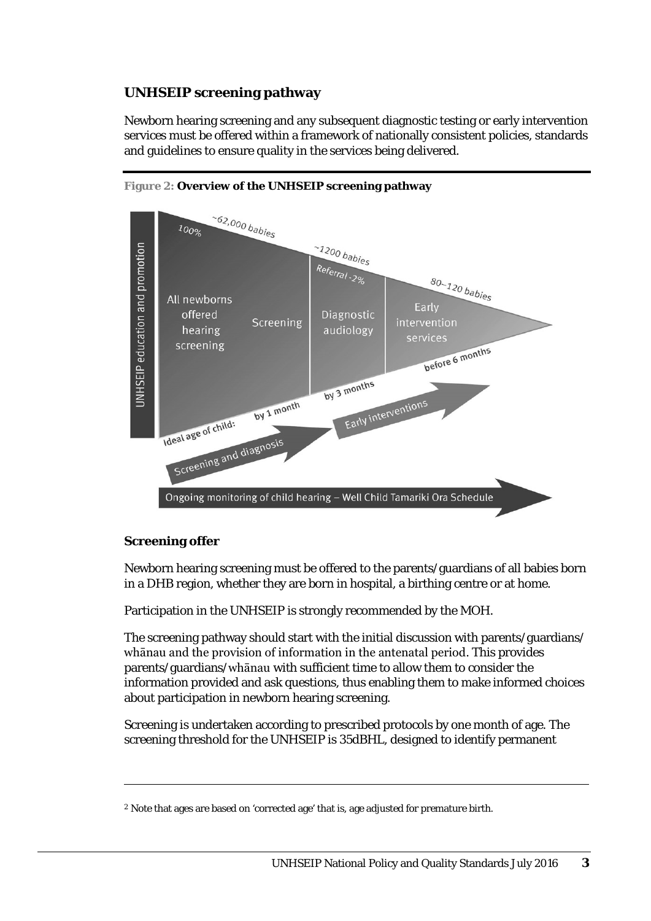## UNHSEIP screening pathway

Newborn hearing screening and any subsequent diagnostic testing or early intervention services must be offered within a framework of nationally consistent policies, standards and guidelines to ensure quality in the services being delivered.

**Figure 2: Overview of the UNHSEIP screening pathway**

UNHSEIP education and promotion

100% ~62,000 babies — All newborns offered hearing screening — Screening

~1200 babies Referral -2% — Diagnostic audiology

80–120 babies — Early intervention services

Ideal age of child: by 1 month — by 3 months — before 6 months

Screening and diagnosis

Early interventions

Ongoing monitoring of child hearing – Well Child Tamariki Ora Schedule

### Screening offer

Newborn hearing screening must be offered to the parents/guardians of all babies born in a DHB region, whether they are born in hospital, a birthing centre or at home.

Participation in the UNHSEIP is strongly recommended by the MOH.

The screening pathway should start with the initial discussion with parents/guardians/whānau and the provision of information in the antenatal period. This provides parents/guardians/whānau with sufficient time to allow them to consider the information provided and ask questions, thus enabling them to make informed choices about participation in newborn hearing screening.

Screening is undertaken according to prescribed protocols by one month of age. The screening threshold for the UNHSEIP is 35dBHL, designed to identify permanent

---

[2] Note that ages are based on 'corrected age' that is, age adjusted for premature birth.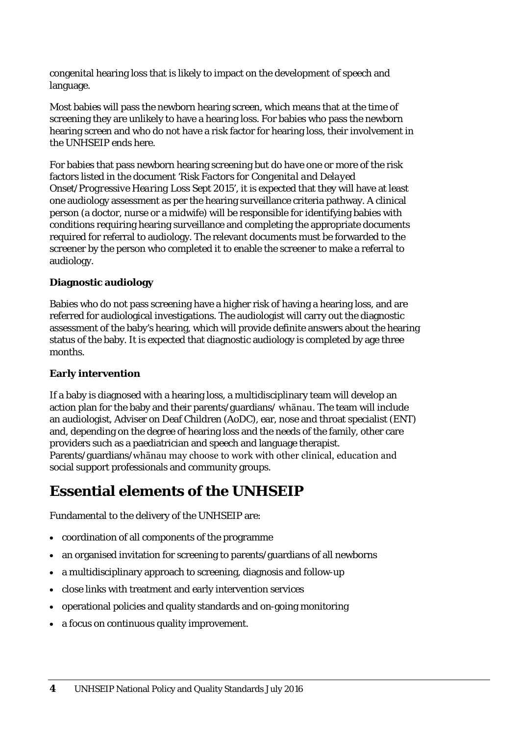congenital hearing loss that is likely to impact on the development of speech and language.

Most babies will pass the newborn hearing screen, which means that at the time of screening they are unlikely to have a hearing loss. For babies who pass the newborn hearing screen and who do not have a risk factor for hearing loss, their involvement in the UNHSEIP ends here.

For babies that pass newborn hearing screening but do have one or more of the risk factors listed in the document *'Risk Factors for Congenital and Delayed Onset/Progressive Hearing Loss Sept 2015'*, it is expected that they will have at least one audiology assessment as per the hearing surveillance criteria pathway. A clinical person (a doctor, nurse or a midwife) will be responsible for identifying babies with conditions requiring hearing surveillance and completing the appropriate documents required for referral to audiology. The relevant documents must be forwarded to the screener by the person who completed it to enable the screener to make a referral to audiology.

**Diagnostic audiology**

Babies who do not pass screening have a higher risk of having a hearing loss, and are referred for audiological investigations. The audiologist will carry out the diagnostic assessment of the baby's hearing, which will provide definite answers about the hearing status of the baby. It is expected that diagnostic audiology is completed by age three months.

**Early intervention**

If a baby is diagnosed with a hearing loss, a multidisciplinary team will develop an action plan for the baby and their parents/guardians/ whānau. The team will include an audiologist, Adviser on Deaf Children (AoDC), ear, nose and throat specialist (ENT) and, depending on the degree of hearing loss and the needs of the family, other care providers such as a paediatrician and speech and language therapist. Parents/guardians/whānau may choose to work with other clinical, education and social support professionals and community groups.

# Essential elements of the UNHSEIP

Fundamental to the delivery of the UNHSEIP are:

- coordination of all components of the programme
- an organised invitation for screening to parents/guardians of all newborns
- a multidisciplinary approach to screening, diagnosis and follow-up
- close links with treatment and early intervention services
- operational policies and quality standards and on-going monitoring
- a focus on continuous quality improvement.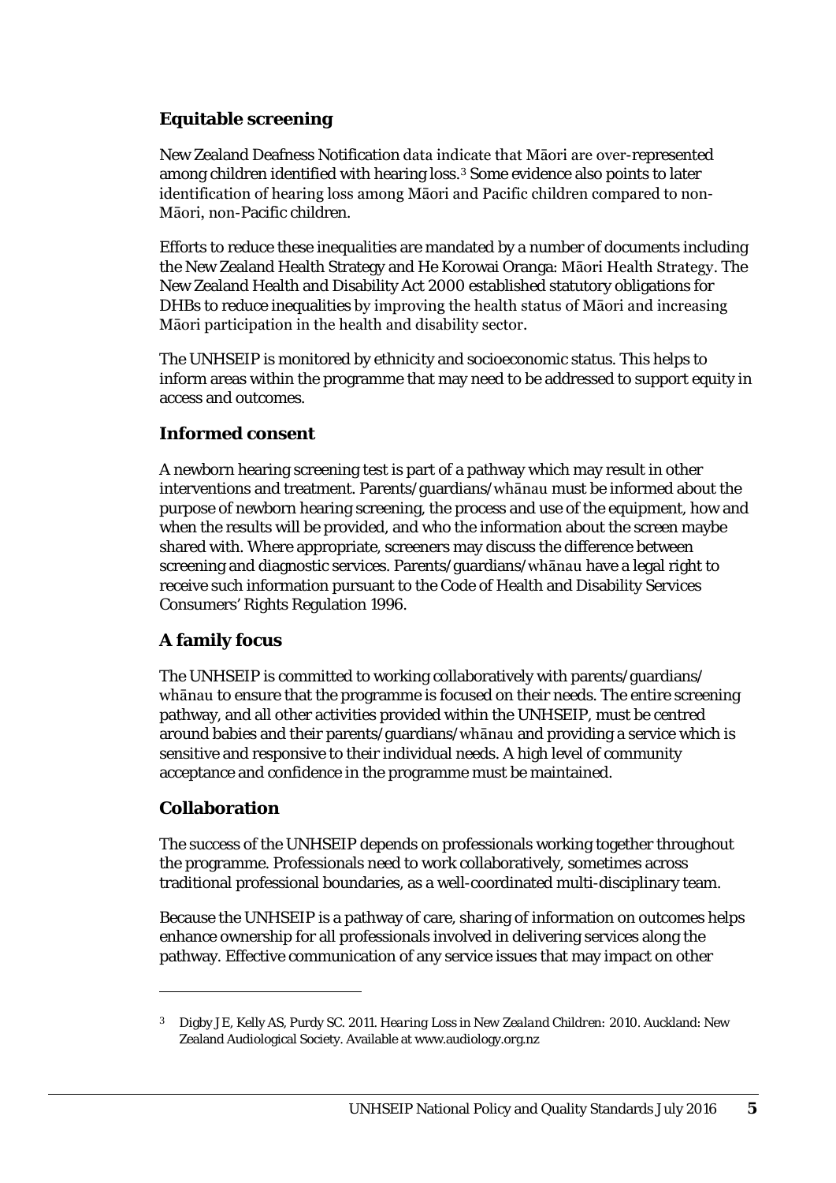### Equitable screening

New Zealand Deafness Notification data indicate that Māori are over-represented among children identified with hearing loss.[3] Some evidence also points to later identification of hearing loss among Māori and Pacific children compared to non-Māori, non-Pacific children.

Efforts to reduce these inequalities are mandated by a number of documents including the New Zealand Health Strategy and He Korowai Oranga: Māori Health Strategy. The New Zealand Health and Disability Act 2000 established statutory obligations for DHBs to reduce inequalities by improving the health status of Māori and increasing Māori participation in the health and disability sector.

The UNHSEIP is monitored by ethnicity and socioeconomic status. This helps to inform areas within the programme that may need to be addressed to support equity in access and outcomes.

### Informed consent

A newborn hearing screening test is part of a pathway which may result in other interventions and treatment. Parents/guardians/*whānau* must be informed about the purpose of newborn hearing screening, the process and use of the equipment, how and when the results will be provided, and who the information about the screen maybe shared with. Where appropriate, screeners may discuss the difference between screening and diagnostic services. Parents/guardians/*whānau* have a legal right to receive such information pursuant to the Code of Health and Disability Services Consumers' Rights Regulation 1996.

### A family focus

The UNHSEIP is committed to working collaboratively with parents/guardians/*whānau* to ensure that the programme is focused on their needs. The entire screening pathway, and all other activities provided within the UNHSEIP, must be centred around babies and their parents/guardians/*whānau* and providing a service which is sensitive and responsive to their individual needs. A high level of community acceptance and confidence in the programme must be maintained.

### Collaboration

The success of the UNHSEIP depends on professionals working together throughout the programme. Professionals need to work collaboratively, sometimes across traditional professional boundaries, as a well-coordinated multi-disciplinary team.

Because the UNHSEIP is a pathway of care, sharing of information on outcomes helps enhance ownership for all professionals involved in delivering services along the pathway. Effective communication of any service issues that may impact on other

---

[3] Digby JE, Kelly AS, Purdy SC. 2011. *Hearing Loss in New Zealand Children: 2010*. Auckland: New Zealand Audiological Society. Available at www.audiology.org.nz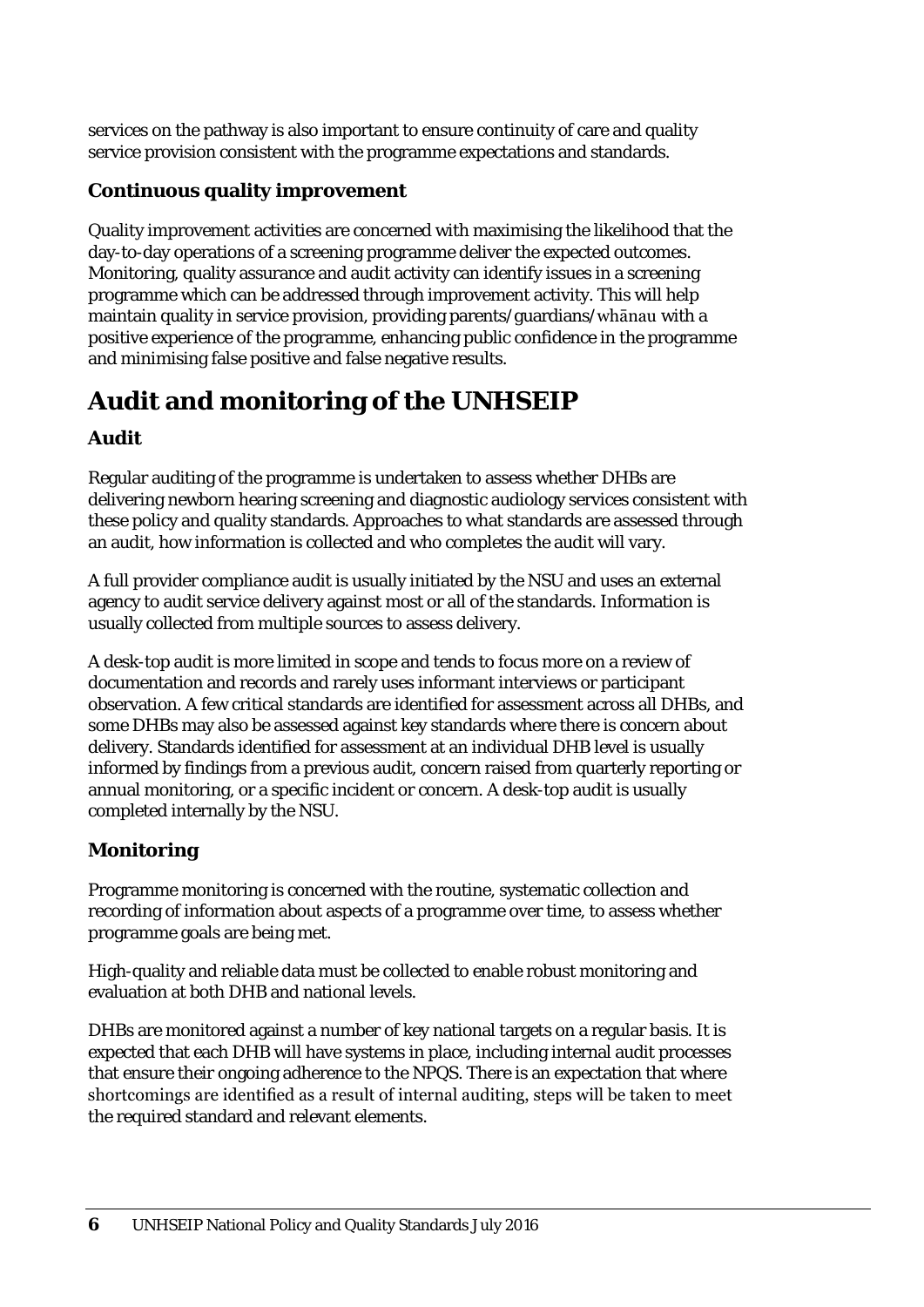services on the pathway is also important to ensure continuity of care and quality service provision consistent with the programme expectations and standards.

### Continuous quality improvement

Quality improvement activities are concerned with maximising the likelihood that the day-to-day operations of a screening programme deliver the expected outcomes. Monitoring, quality assurance and audit activity can identify issues in a screening programme which can be addressed through improvement activity. This will help maintain quality in service provision, providing parents/guardians/whānau with a positive experience of the programme, enhancing public confidence in the programme and minimising false positive and false negative results.

## Audit and monitoring of the UNHSEIP

### Audit

Regular auditing of the programme is undertaken to assess whether DHBs are delivering newborn hearing screening and diagnostic audiology services consistent with these policy and quality standards. Approaches to what standards are assessed through an audit, how information is collected and who completes the audit will vary.

A full provider compliance audit is usually initiated by the NSU and uses an external agency to audit service delivery against most or all of the standards. Information is usually collected from multiple sources to assess delivery.

A desk-top audit is more limited in scope and tends to focus more on a review of documentation and records and rarely uses informant interviews or participant observation. A few critical standards are identified for assessment across all DHBs, and some DHBs may also be assessed against key standards where there is concern about delivery. Standards identified for assessment at an individual DHB level is usually informed by findings from a previous audit, concern raised from quarterly reporting or annual monitoring, or a specific incident or concern. A desk-top audit is usually completed internally by the NSU.

### Monitoring

Programme monitoring is concerned with the routine, systematic collection and recording of information about aspects of a programme over time, to assess whether programme goals are being met.

High-quality and reliable data must be collected to enable robust monitoring and evaluation at both DHB and national levels.

DHBs are monitored against a number of key national targets on a regular basis. It is expected that each DHB will have systems in place, including internal audit processes that ensure their ongoing adherence to the NPQS. There is an expectation that where shortcomings are identified as a result of internal auditing, steps will be taken to meet the required standard and relevant elements.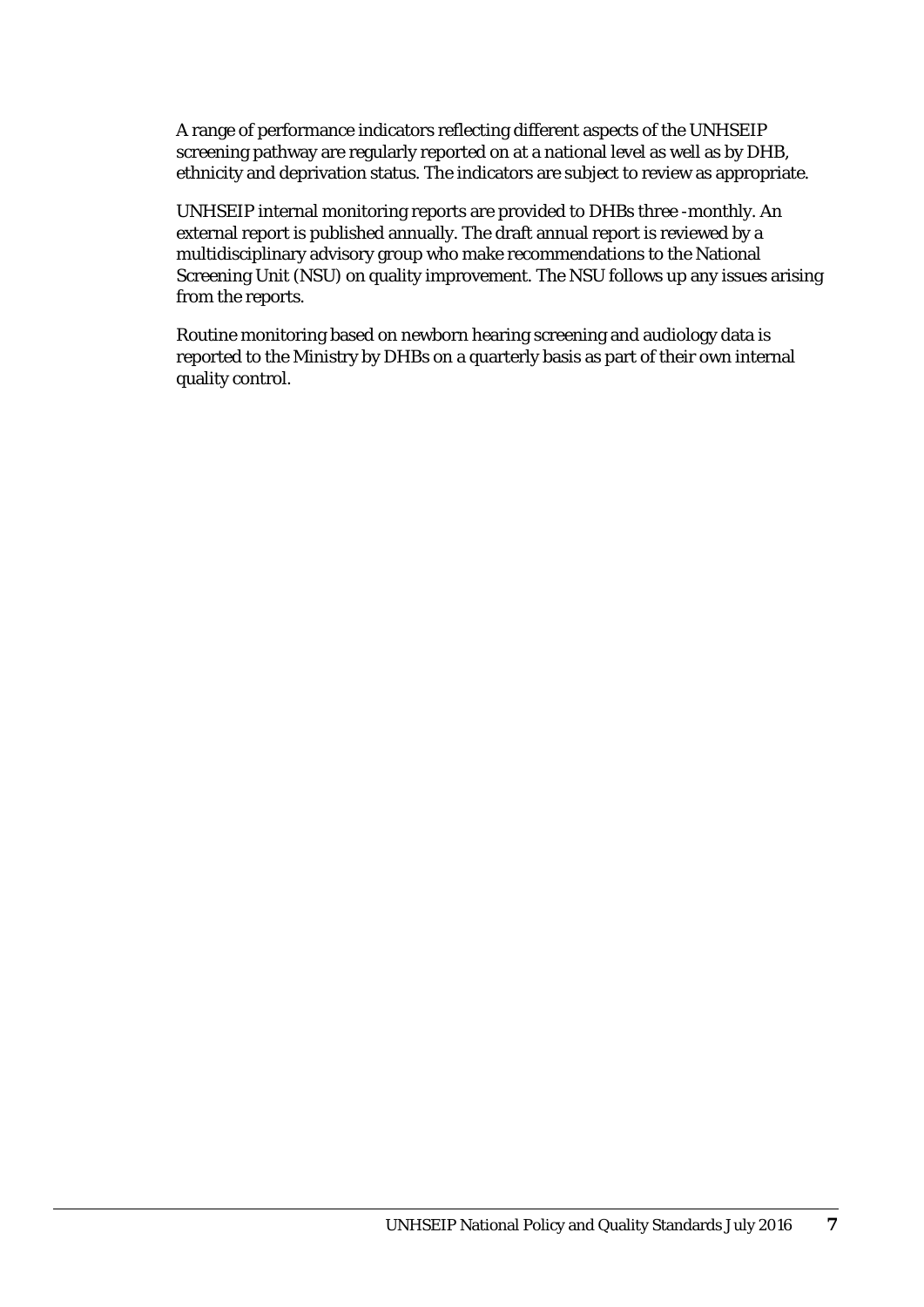A range of performance indicators reflecting different aspects of the UNHSEIP screening pathway are regularly reported on at a national level as well as by DHB, ethnicity and deprivation status. The indicators are subject to review as appropriate.

UNHSEIP internal monitoring reports are provided to DHBs three -monthly. An external report is published annually. The draft annual report is reviewed by a multidisciplinary advisory group who make recommendations to the National Screening Unit (NSU) on quality improvement. The NSU follows up any issues arising from the reports.

Routine monitoring based on newborn hearing screening and audiology data is reported to the Ministry by DHBs on a quarterly basis as part of their own internal quality control.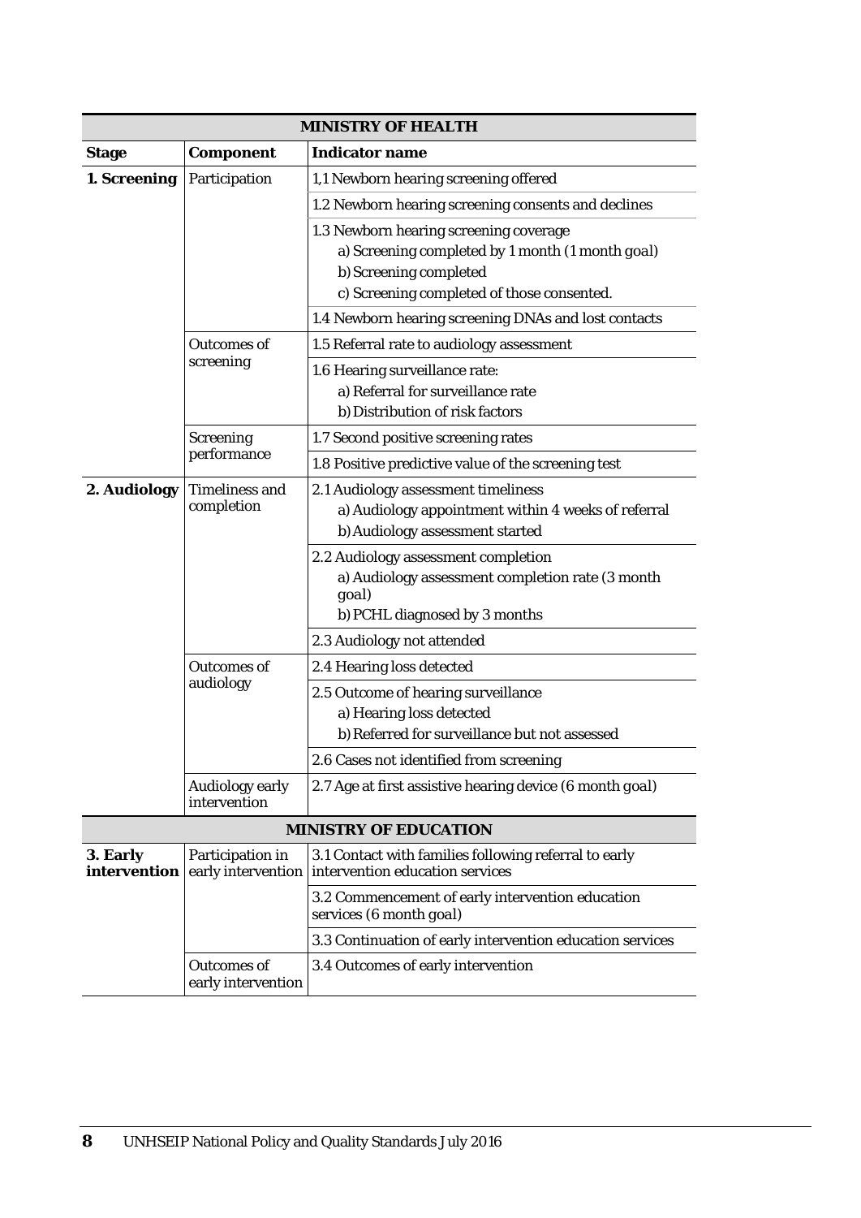| MINISTRY OF HEALTH | | |
|---|---|---|
| **Stage** | **Component** | **Indicator name** |
| **1. Screening** | Participation | 1,1 Newborn hearing screening offered |
| | | 1.2 Newborn hearing screening consents and declines |
| | | 1.3 Newborn hearing screening coverage<br>a) Screening completed by 1 month (1 month goal)<br>b) Screening completed<br>c) Screening completed of those consented. |
| | | 1.4 Newborn hearing screening DNAs and lost contacts |
| | Outcomes of screening | 1.5 Referral rate to audiology assessment |
| | | 1.6 Hearing surveillance rate:<br>a) Referral for surveillance rate<br>b) Distribution of risk factors |
| | Screening performance | 1.7 Second positive screening rates |
| | | 1.8 Positive predictive value of the screening test |
| **2. Audiology** | Timeliness and completion | 2.1 Audiology assessment timeliness<br>a) Audiology appointment within 4 weeks of referral<br>b) Audiology assessment started |
| | | 2.2 Audiology assessment completion<br>a) Audiology assessment completion rate (3 month goal)<br>b) PCHL diagnosed by 3 months |
| | | 2.3 Audiology not attended |
| | Outcomes of audiology | 2.4 Hearing loss detected |
| | | 2.5 Outcome of hearing surveillance<br>a) Hearing loss detected<br>b) Referred for surveillance but not assessed |
| | | 2.6 Cases not identified from screening |
| | Audiology early intervention | 2.7 Age at first assistive hearing device (6 month goal) |
| **MINISTRY OF EDUCATION** | | |
| **3. Early intervention** | Participation in early intervention | 3.1 Contact with families following referral to early intervention education services |
| | | 3.2 Commencement of early intervention education services (6 month goal) |
| | | 3.3 Continuation of early intervention education services |
| | Outcomes of early intervention | 3.4 Outcomes of early intervention |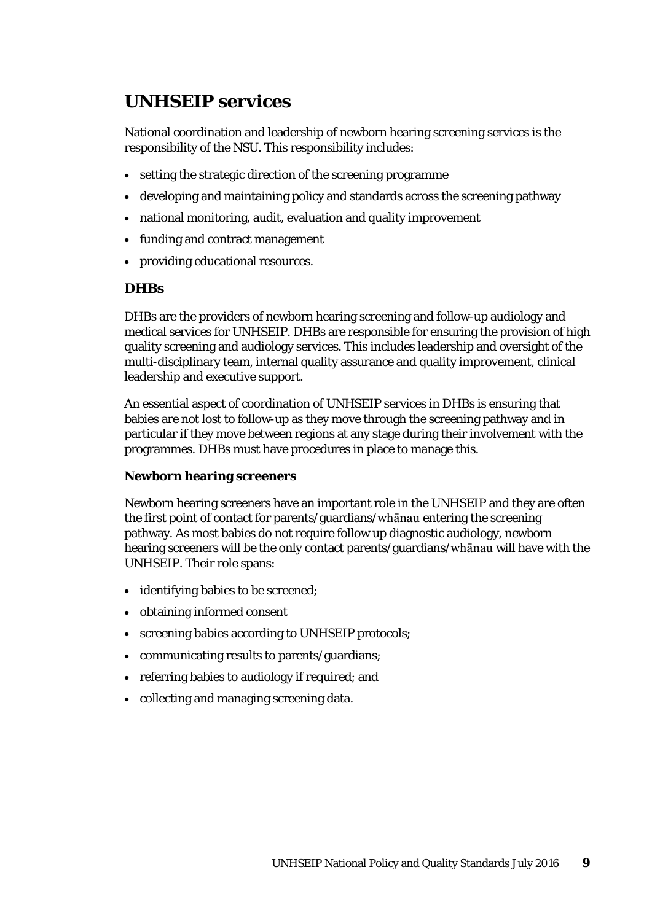# UNHSEIP services

National coordination and leadership of newborn hearing screening services is the responsibility of the NSU. This responsibility includes:

- setting the strategic direction of the screening programme
- developing and maintaining policy and standards across the screening pathway
- national monitoring, audit, evaluation and quality improvement
- funding and contract management
- providing educational resources.

## DHBs

DHBs are the providers of newborn hearing screening and follow-up audiology and medical services for UNHSEIP. DHBs are responsible for ensuring the provision of high quality screening and audiology services. This includes leadership and oversight of the multi-disciplinary team, internal quality assurance and quality improvement, clinical leadership and executive support.

An essential aspect of coordination of UNHSEIP services in DHBs is ensuring that babies are not lost to follow-up as they move through the screening pathway and in particular if they move between regions at any stage during their involvement with the programmes. DHBs must have procedures in place to manage this.

### Newborn hearing screeners

Newborn hearing screeners have an important role in the UNHSEIP and they are often the first point of contact for parents/guardians/whānau entering the screening pathway. As most babies do not require follow up diagnostic audiology, newborn hearing screeners will be the only contact parents/guardians/whānau will have with the UNHSEIP. Their role spans:

- identifying babies to be screened;
- obtaining informed consent
- screening babies according to UNHSEIP protocols;
- communicating results to parents/guardians;
- referring babies to audiology if required; and
- collecting and managing screening data.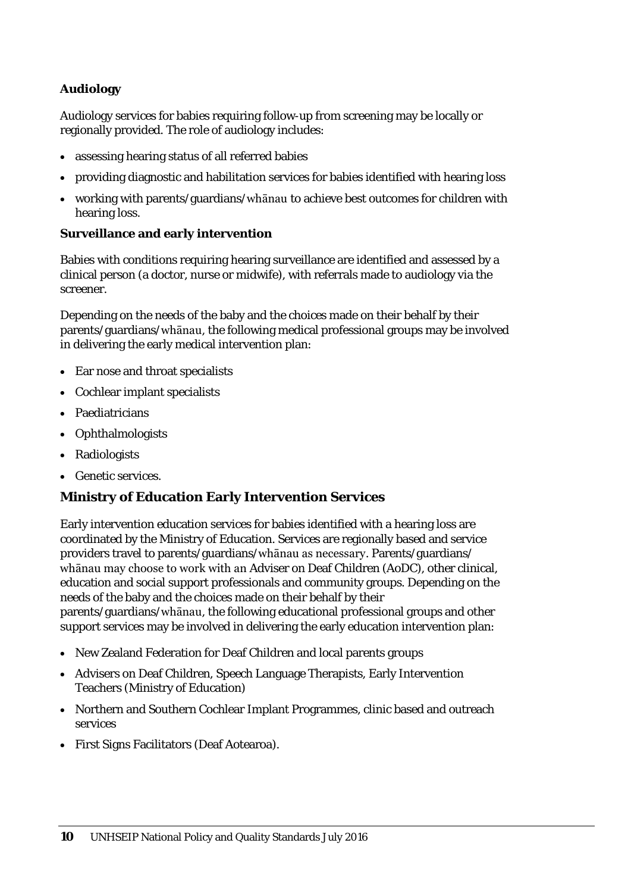### Audiology

Audiology services for babies requiring follow-up from screening may be locally or regionally provided. The role of audiology includes:

- assessing hearing status of all referred babies
- providing diagnostic and habilitation services for babies identified with hearing loss
- working with parents/guardians/whānau to achieve best outcomes for children with hearing loss.

### Surveillance and early intervention

Babies with conditions requiring hearing surveillance are identified and assessed by a clinical person (a doctor, nurse or midwife), with referrals made to audiology via the screener.

Depending on the needs of the baby and the choices made on their behalf by their parents/guardians/whānau, the following medical professional groups may be involved in delivering the early medical intervention plan:

- Ear nose and throat specialists
- Cochlear implant specialists
- Paediatricians
- Ophthalmologists
- Radiologists
- Genetic services.

## Ministry of Education Early Intervention Services

Early intervention education services for babies identified with a hearing loss are coordinated by the Ministry of Education. Services are regionally based and service providers travel to parents/guardians/whānau as necessary. Parents/guardians/whānau may choose to work with an Adviser on Deaf Children (AoDC), other clinical, education and social support professionals and community groups. Depending on the needs of the baby and the choices made on their behalf by their parents/guardians/whānau, the following educational professional groups and other support services may be involved in delivering the early education intervention plan:

- New Zealand Federation for Deaf Children and local parents groups
- Advisers on Deaf Children, Speech Language Therapists, Early Intervention Teachers (Ministry of Education)
- Northern and Southern Cochlear Implant Programmes, clinic based and outreach services
- First Signs Facilitators (Deaf Aotearoa).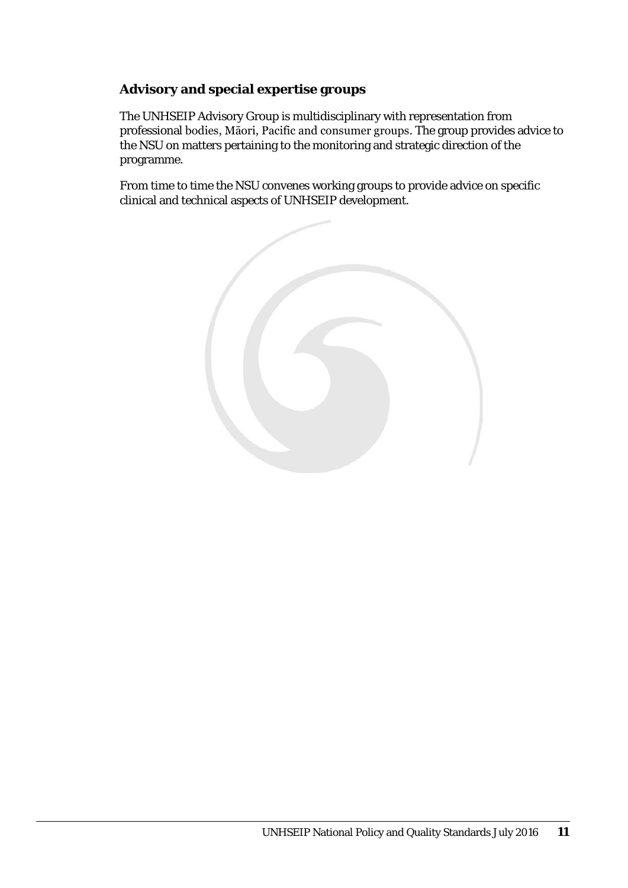### Advisory and special expertise groups

The UNHSEIP Advisory Group is multidisciplinary with representation from professional bodies, Māori, Pacific and consumer groups. The group provides advice to the NSU on matters pertaining to the monitoring and strategic direction of the programme.

From time to time the NSU convenes working groups to provide advice on specific clinical and technical aspects of UNHSEIP development.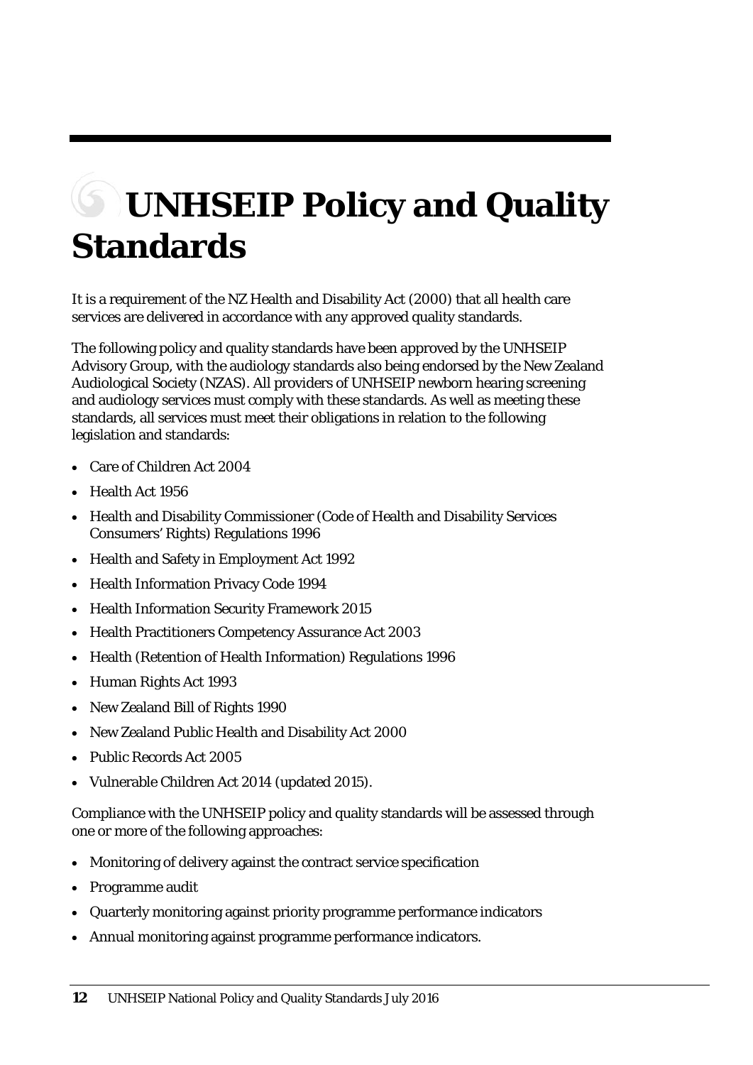# UNHSEIP Policy and Quality Standards

It is a requirement of the NZ Health and Disability Act (2000) that all health care services are delivered in accordance with any approved quality standards.

The following policy and quality standards have been approved by the UNHSEIP Advisory Group, with the audiology standards also being endorsed by the New Zealand Audiological Society (NZAS). All providers of UNHSEIP newborn hearing screening and audiology services must comply with these standards. As well as meeting these standards, all services must meet their obligations in relation to the following legislation and standards:

- Care of Children Act 2004
- Health Act 1956
- Health and Disability Commissioner (Code of Health and Disability Services Consumers' Rights) Regulations 1996
- Health and Safety in Employment Act 1992
- Health Information Privacy Code 1994
- Health Information Security Framework 2015
- Health Practitioners Competency Assurance Act 2003
- Health (Retention of Health Information) Regulations 1996
- Human Rights Act 1993
- New Zealand Bill of Rights 1990
- New Zealand Public Health and Disability Act 2000
- Public Records Act 2005
- Vulnerable Children Act 2014 (updated 2015).

Compliance with the UNHSEIP policy and quality standards will be assessed through one or more of the following approaches:

- Monitoring of delivery against the contract service specification
- Programme audit
- Quarterly monitoring against priority programme performance indicators
- Annual monitoring against programme performance indicators.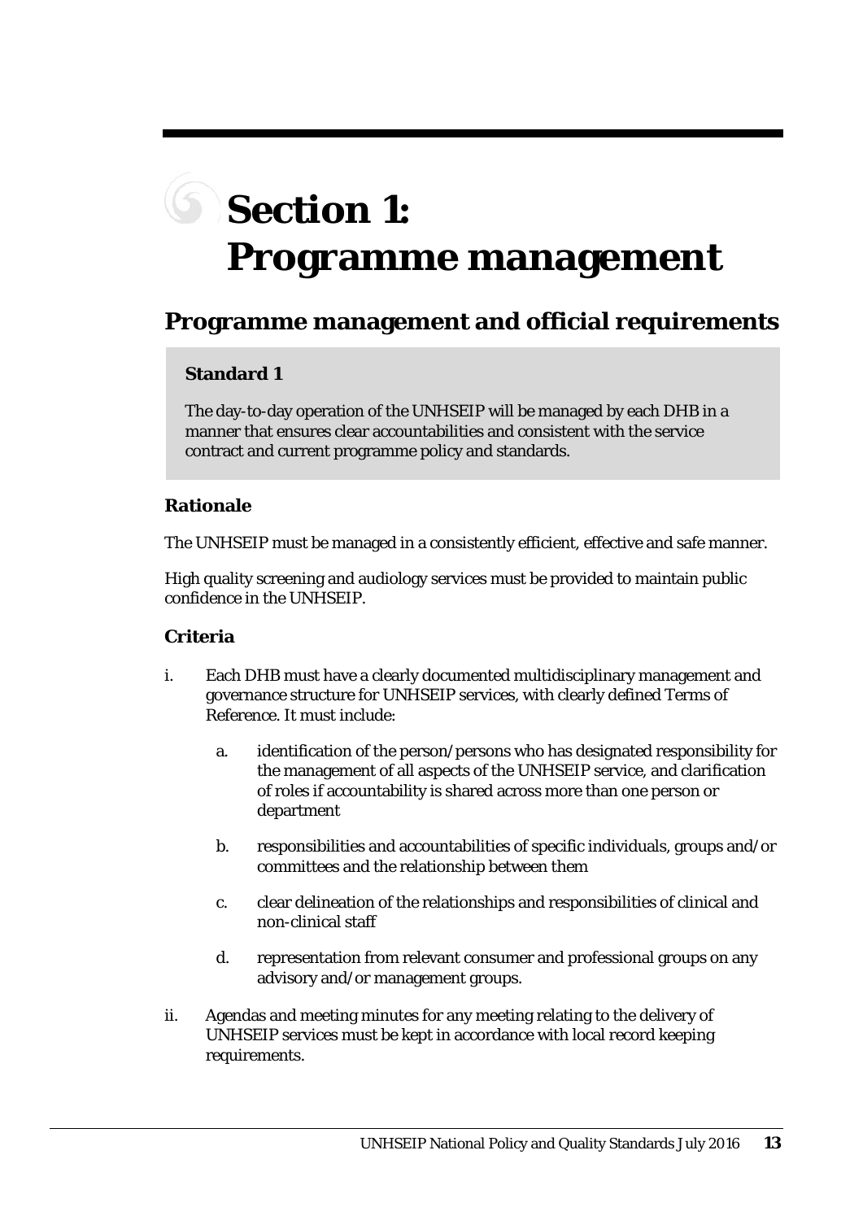# Section 1: Programme management

## Programme management and official requirements

**Standard 1**

The day-to-day operation of the UNHSEIP will be managed by each DHB in a manner that ensures clear accountabilities and consistent with the service contract and current programme policy and standards.

### Rationale

The UNHSEIP must be managed in a consistently efficient, effective and safe manner.

High quality screening and audiology services must be provided to maintain public confidence in the UNHSEIP.

### Criteria

i. Each DHB must have a clearly documented multidisciplinary management and governance structure for UNHSEIP services, with clearly defined Terms of Reference. It must include:

   a. identification of the person/persons who has designated responsibility for the management of all aspects of the UNHSEIP service, and clarification of roles if accountability is shared across more than one person or department

   b. responsibilities and accountabilities of specific individuals, groups and/or committees and the relationship between them

   c. clear delineation of the relationships and responsibilities of clinical and non-clinical staff

   d. representation from relevant consumer and professional groups on any advisory and/or management groups.

ii. Agendas and meeting minutes for any meeting relating to the delivery of UNHSEIP services must be kept in accordance with local record keeping requirements.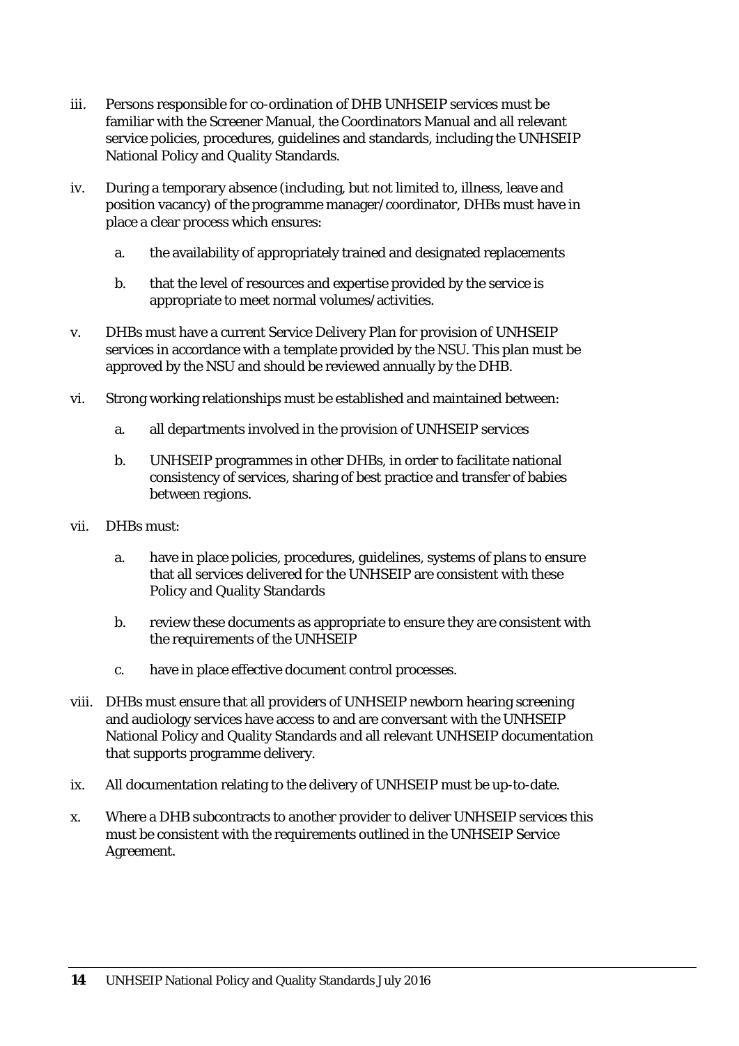iii. Persons responsible for co-ordination of DHB UNHSEIP services must be familiar with the Screener Manual, the Coordinators Manual and all relevant service policies, procedures, guidelines and standards, including the UNHSEIP National Policy and Quality Standards.

iv. During a temporary absence (including, but not limited to, illness, leave and position vacancy) of the programme manager/coordinator, DHBs must have in place a clear process which ensures:

   a. the availability of appropriately trained and designated replacements

   b. that the level of resources and expertise provided by the service is appropriate to meet normal volumes/activities.

v. DHBs must have a current Service Delivery Plan for provision of UNHSEIP services in accordance with a template provided by the NSU. This plan must be approved by the NSU and should be reviewed annually by the DHB.

vi. Strong working relationships must be established and maintained between:

   a. all departments involved in the provision of UNHSEIP services

   b. UNHSEIP programmes in other DHBs, in order to facilitate national consistency of services, sharing of best practice and transfer of babies between regions.

vii. DHBs must:

   a. have in place policies, procedures, guidelines, systems of plans to ensure that all services delivered for the UNHSEIP are consistent with these Policy and Quality Standards

   b. review these documents as appropriate to ensure they are consistent with the requirements of the UNHSEIP

   c. have in place effective document control processes.

viii. DHBs must ensure that all providers of UNHSEIP newborn hearing screening and audiology services have access to and are conversant with the UNHSEIP National Policy and Quality Standards and all relevant UNHSEIP documentation that supports programme delivery.

ix. All documentation relating to the delivery of UNHSEIP must be up-to-date.

x. Where a DHB subcontracts to another provider to deliver UNHSEIP services this must be consistent with the requirements outlined in the UNHSEIP Service Agreement.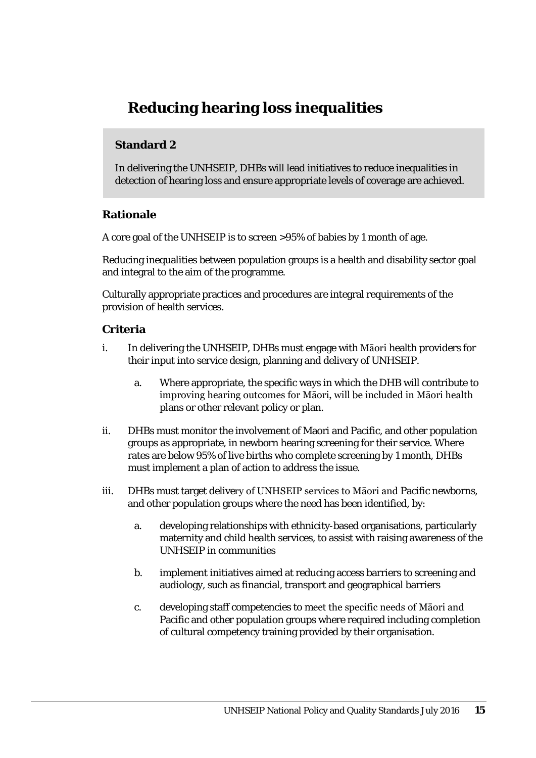# Reducing hearing loss inequalities

**Standard 2**

In delivering the UNHSEIP, DHBs will lead initiatives to reduce inequalities in detection of hearing loss and ensure appropriate levels of coverage are achieved.

## Rationale

A core goal of the UNHSEIP is to screen >95% of babies by 1 month of age.

Reducing inequalities between population groups is a health and disability sector goal and integral to the aim of the programme.

Culturally appropriate practices and procedures are integral requirements of the provision of health services.

## Criteria

i. In delivering the UNHSEIP, DHBs must engage with Māori health providers for their input into service design, planning and delivery of UNHSEIP.

   a. Where appropriate, the specific ways in which the DHB will contribute to improving hearing outcomes for Māori, will be included in Māori health plans or other relevant policy or plan.

ii. DHBs must monitor the involvement of Maori and Pacific, and other population groups as appropriate, in newborn hearing screening for their service. Where rates are below 95% of live births who complete screening by 1 month, DHBs must implement a plan of action to address the issue.

iii. DHBs must target delivery of UNHSEIP services to Māori and Pacific newborns, and other population groups where the need has been identified, by:

   a. developing relationships with ethnicity-based organisations, particularly maternity and child health services, to assist with raising awareness of the UNHSEIP in communities

   b. implement initiatives aimed at reducing access barriers to screening and audiology, such as financial, transport and geographical barriers

   c. developing staff competencies to meet the specific needs of Māori and Pacific and other population groups where required including completion of cultural competency training provided by their organisation.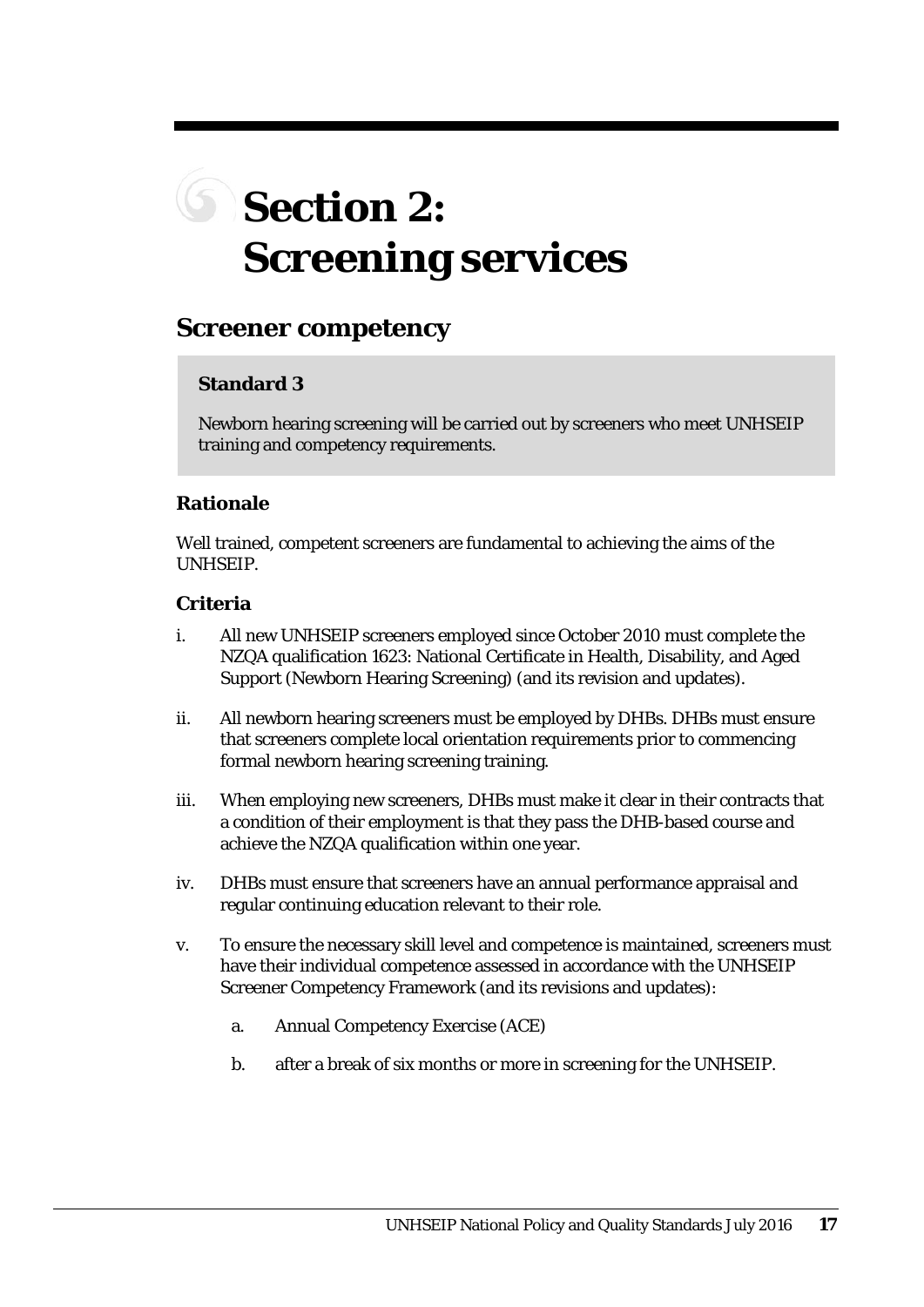# Section 2: Screening services

## Screener competency

**Standard 3**

Newborn hearing screening will be carried out by screeners who meet UNHSEIP training and competency requirements.

### Rationale

Well trained, competent screeners are fundamental to achieving the aims of the UNHSEIP.

### Criteria

i. All new UNHSEIP screeners employed since October 2010 must complete the NZQA qualification 1623: National Certificate in Health, Disability, and Aged Support (Newborn Hearing Screening) (and its revision and updates).

ii. All newborn hearing screeners must be employed by DHBs. DHBs must ensure that screeners complete local orientation requirements prior to commencing formal newborn hearing screening training.

iii. When employing new screeners, DHBs must make it clear in their contracts that a condition of their employment is that they pass the DHB-based course and achieve the NZQA qualification within one year.

iv. DHBs must ensure that screeners have an annual performance appraisal and regular continuing education relevant to their role.

v. To ensure the necessary skill level and competence is maintained, screeners must have their individual competence assessed in accordance with the UNHSEIP Screener Competency Framework (and its revisions and updates):

   a. Annual Competency Exercise (ACE)

   b. after a break of six months or more in screening for the UNHSEIP.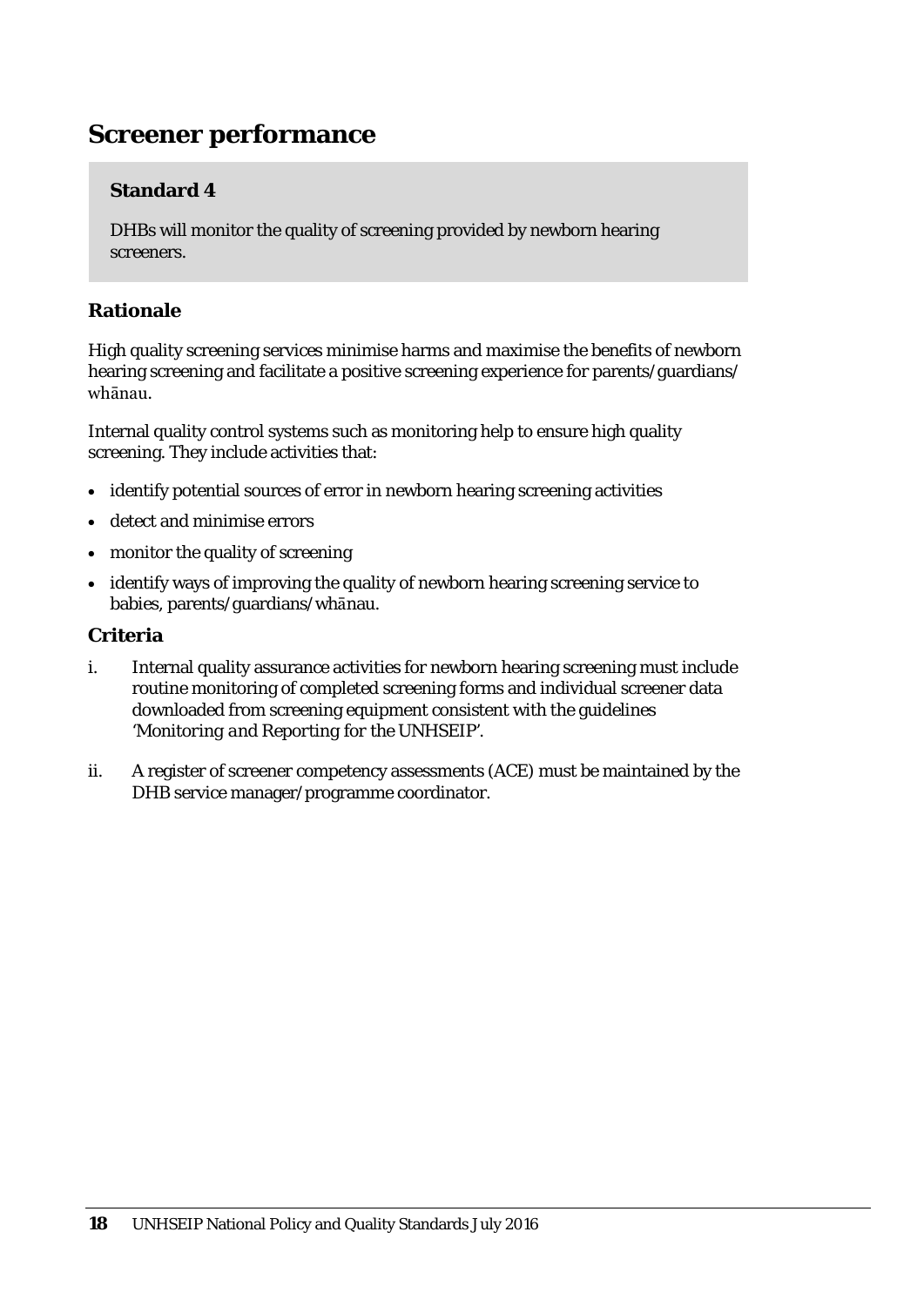## Screener performance

> **Standard 4**
>
> DHBs will monitor the quality of screening provided by newborn hearing screeners.

### Rationale

High quality screening services minimise harms and maximise the benefits of newborn hearing screening and facilitate a positive screening experience for parents/guardians/whānau.

Internal quality control systems such as monitoring help to ensure high quality screening. They include activities that:

- identify potential sources of error in newborn hearing screening activities
- detect and minimise errors
- monitor the quality of screening
- identify ways of improving the quality of newborn hearing screening service to babies, parents/guardians/whānau.

### Criteria

i. Internal quality assurance activities for newborn hearing screening must include routine monitoring of completed screening forms and individual screener data downloaded from screening equipment consistent with the guidelines *'Monitoring and Reporting for the UNHSEIP'*.

ii. A register of screener competency assessments (ACE) must be maintained by the DHB service manager/programme coordinator.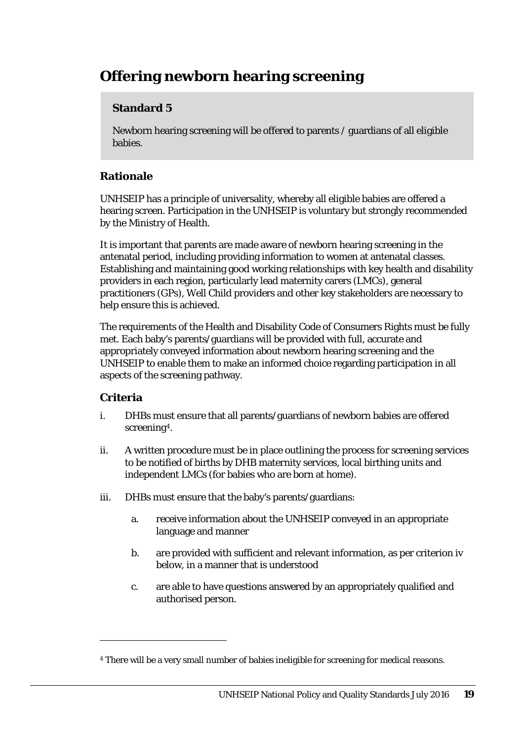# Offering newborn hearing screening

**Standard 5**

Newborn hearing screening will be offered to parents / guardians of all eligible babies.

## Rationale

UNHSEIP has a principle of universality, whereby all eligible babies are offered a hearing screen. Participation in the UNHSEIP is voluntary but strongly recommended by the Ministry of Health.

It is important that parents are made aware of newborn hearing screening in the antenatal period, including providing information to women at antenatal classes. Establishing and maintaining good working relationships with key health and disability providers in each region, particularly lead maternity carers (LMCs), general practitioners (GPs), Well Child providers and other key stakeholders are necessary to help ensure this is achieved.

The requirements of the Health and Disability Code of Consumers Rights must be fully met. Each baby's parents/guardians will be provided with full, accurate and appropriately conveyed information about newborn hearing screening and the UNHSEIP to enable them to make an informed choice regarding participation in all aspects of the screening pathway.

## Criteria

i. DHBs must ensure that all parents/guardians of newborn babies are offered screening[4].

ii. A written procedure must be in place outlining the process for screening services to be notified of births by DHB maternity services, local birthing units and independent LMCs (for babies who are born at home).

iii. DHBs must ensure that the baby's parents/guardians:

   a. receive information about the UNHSEIP conveyed in an appropriate language and manner

   b. are provided with sufficient and relevant information, as per criterion iv below, in a manner that is understood

   c. are able to have questions answered by an appropriately qualified and authorised person.

---

[4] There will be a very small number of babies ineligible for screening for medical reasons.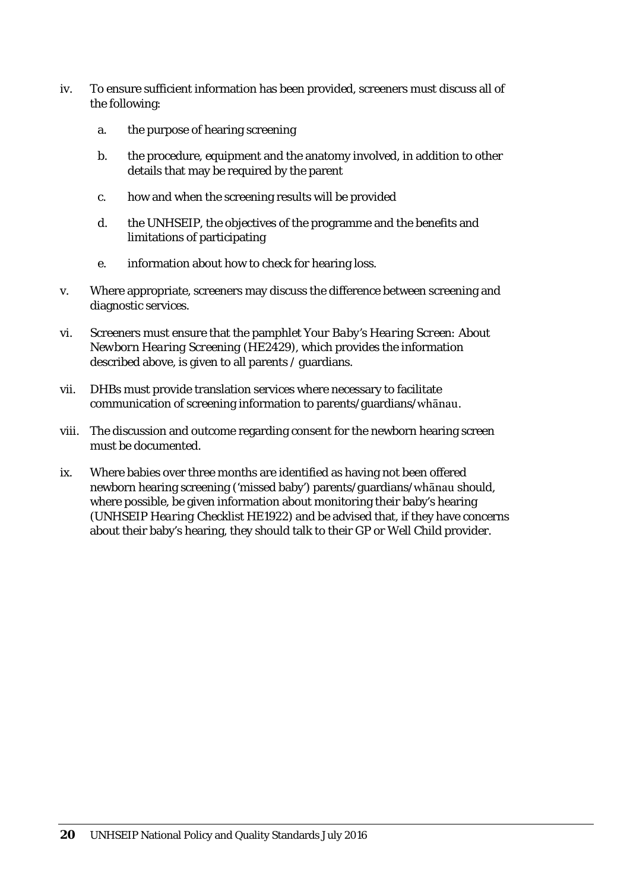iv. To ensure sufficient information has been provided, screeners must discuss all of the following:

   a. the purpose of hearing screening

   b. the procedure, equipment and the anatomy involved, in addition to other details that may be required by the parent

   c. how and when the screening results will be provided

   d. the UNHSEIP, the objectives of the programme and the benefits and limitations of participating

   e. information about how to check for hearing loss.

v. Where appropriate, screeners may discuss the difference between screening and diagnostic services.

vi. Screeners must ensure that the pamphlet *Your Baby's Hearing Screen: About Newborn Hearing Screening* (HE2429), which provides the information described above, is given to all parents / guardians.

vii. DHBs must provide translation services where necessary to facilitate communication of screening information to parents/guardians/*whānau*.

viii. The discussion and outcome regarding consent for the newborn hearing screen must be documented.

ix. Where babies over three months are identified as having not been offered newborn hearing screening ('missed baby') parents/guardians/*whānau* should, where possible, be given information about monitoring their baby's hearing (*UNHSEIP Hearing Checklist* HE1922) and be advised that, if they have concerns about their baby's hearing, they should talk to their GP or Well Child provider.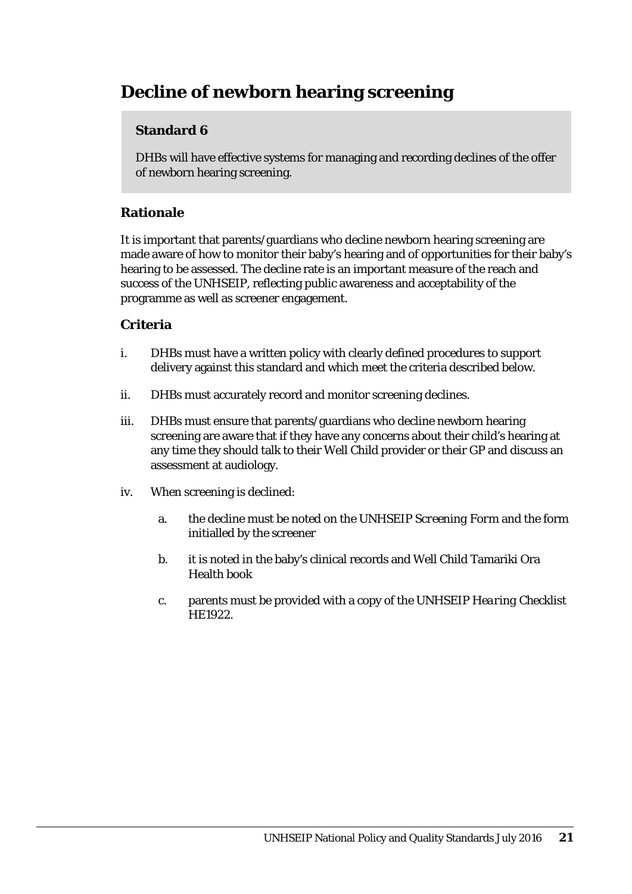# Decline of newborn hearing screening

**Standard 6**

DHBs will have effective systems for managing and recording declines of the offer of newborn hearing screening.

## Rationale

It is important that parents/guardians who decline newborn hearing screening are made aware of how to monitor their baby's hearing and of opportunities for their baby's hearing to be assessed. The decline rate is an important measure of the reach and success of the UNHSEIP, reflecting public awareness and acceptability of the programme as well as screener engagement.

## Criteria

i. DHBs must have a written policy with clearly defined procedures to support delivery against this standard and which meet the criteria described below.

ii. DHBs must accurately record and monitor screening declines.

iii. DHBs must ensure that parents/guardians who decline newborn hearing screening are aware that if they have any concerns about their child's hearing at any time they should talk to their Well Child provider or their GP and discuss an assessment at audiology.

iv. When screening is declined:

   a. the decline must be noted on the UNHSEIP *Screening Form* and the form initialled by the screener

   b. it is noted in the baby's clinical records and Well Child Tamariki Ora Health book

   c. parents must be provided with a copy of the UNHSEIP *Hearing Checklist* HE1922.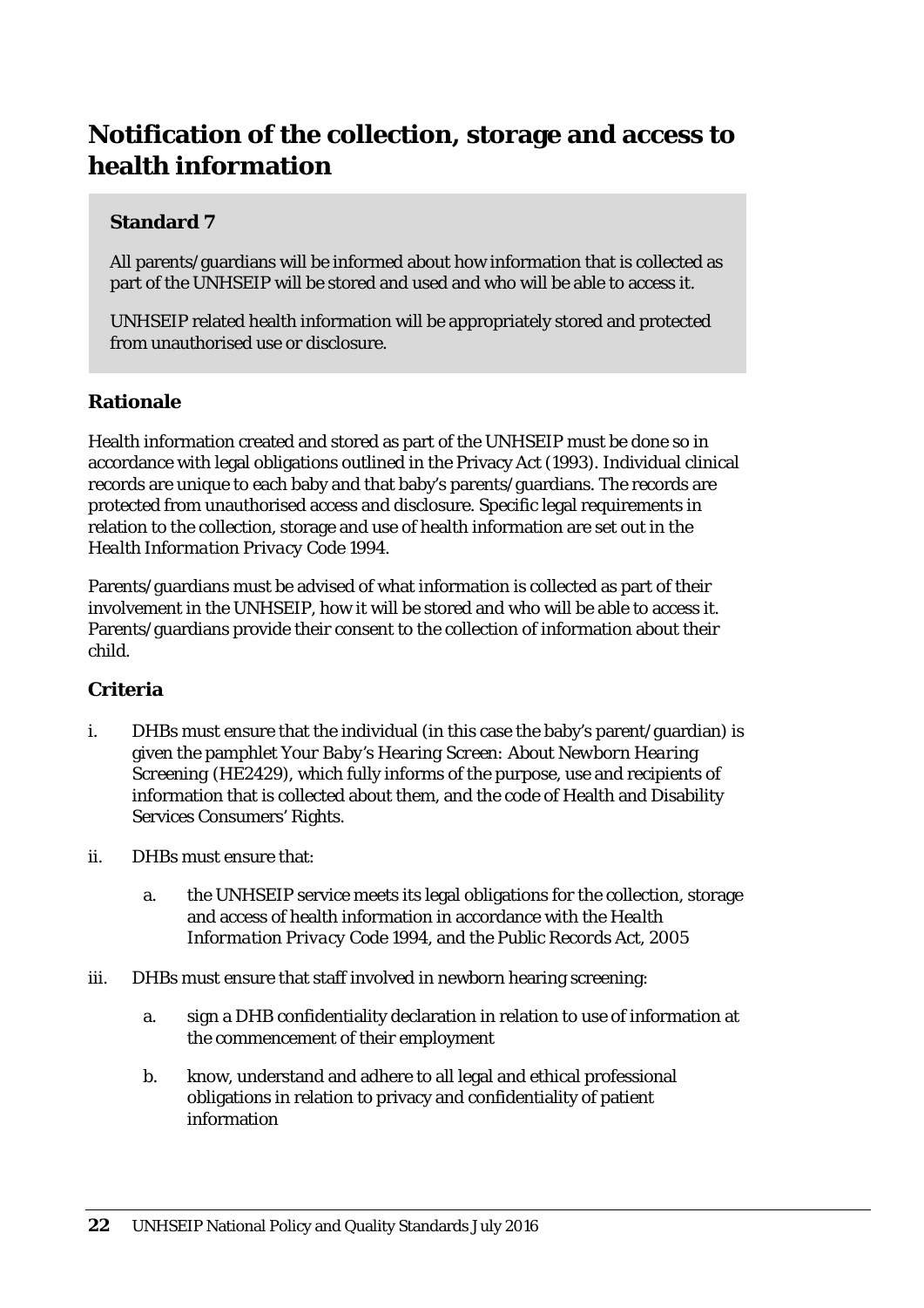# Notification of the collection, storage and access to health information

**Standard 7**

All parents/guardians will be informed about how information that is collected as part of the UNHSEIP will be stored and used and who will be able to access it.

UNHSEIP related health information will be appropriately stored and protected from unauthorised use or disclosure.

## Rationale

Health information created and stored as part of the UNHSEIP must be done so in accordance with legal obligations outlined in the Privacy Act (1993). Individual clinical records are unique to each baby and that baby's parents/guardians. The records are protected from unauthorised access and disclosure. Specific legal requirements in relation to the collection, storage and use of health information are set out in the *Health Information Privacy Code 1994*.

Parents/guardians must be advised of what information is collected as part of their involvement in the UNHSEIP, how it will be stored and who will be able to access it. Parents/guardians provide their consent to the collection of information about their child.

## Criteria

i. DHBs must ensure that the individual (in this case the baby's parent/guardian) is given the pamphlet *Your Baby's Hearing Screen: About Newborn Hearing Screening* (HE2429), which fully informs of the purpose, use and recipients of information that is collected about them, and the code of Health and Disability Services Consumers' Rights.

ii. DHBs must ensure that:

   a. the UNHSEIP service meets its legal obligations for the collection, storage and access of health information in accordance with the *Health Information Privacy Code 1994*, and the *Public Records Act, 2005*

iii. DHBs must ensure that staff involved in newborn hearing screening:

   a. sign a DHB confidentiality declaration in relation to use of information at the commencement of their employment

   b. know, understand and adhere to all legal and ethical professional obligations in relation to privacy and confidentiality of patient information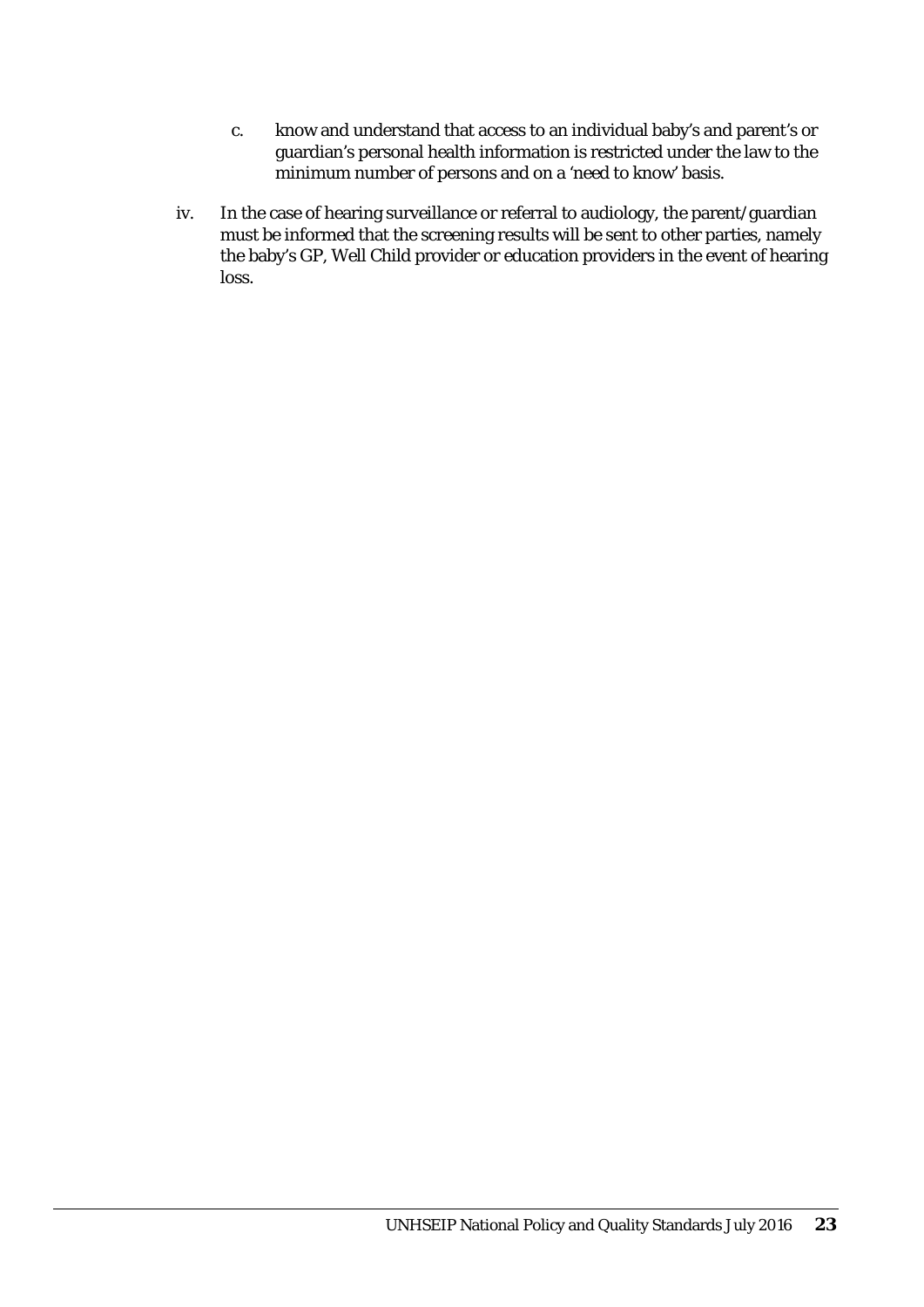c. know and understand that access to an individual baby's and parent's or guardian's personal health information is restricted under the law to the minimum number of persons and on a 'need to know' basis.

iv. In the case of hearing surveillance or referral to audiology, the parent/guardian must be informed that the screening results will be sent to other parties, namely the baby's GP, Well Child provider or education providers in the event of hearing loss.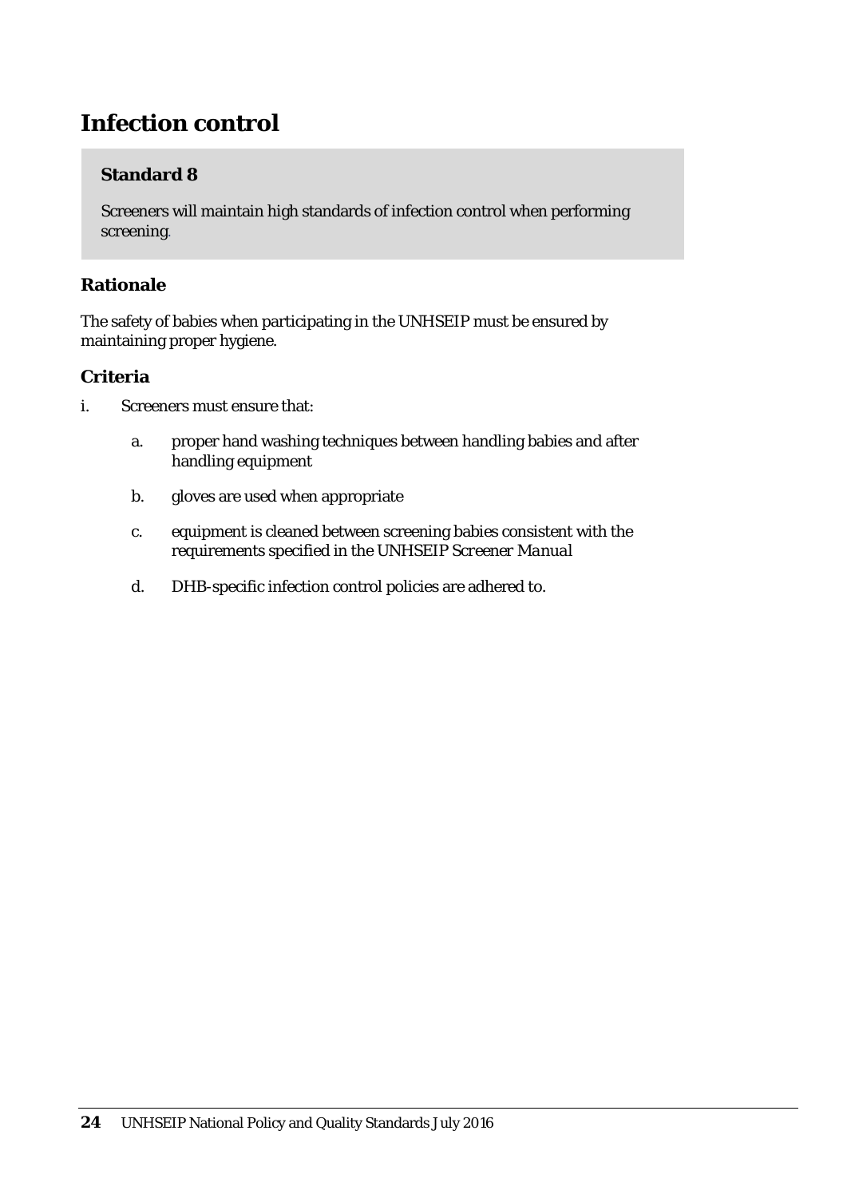# Infection control

### Standard 8

Screeners will maintain high standards of infection control when performing screening.

### Rationale

The safety of babies when participating in the UNHSEIP must be ensured by maintaining proper hygiene.

### Criteria

i. Screeners must ensure that:

   a. proper hand washing techniques between handling babies and after handling equipment

   b. gloves are used when appropriate

   c. equipment is cleaned between screening babies consistent with the requirements specified in the UNHSEIP *Screener Manual*

   d. DHB-specific infection control policies are adhered to.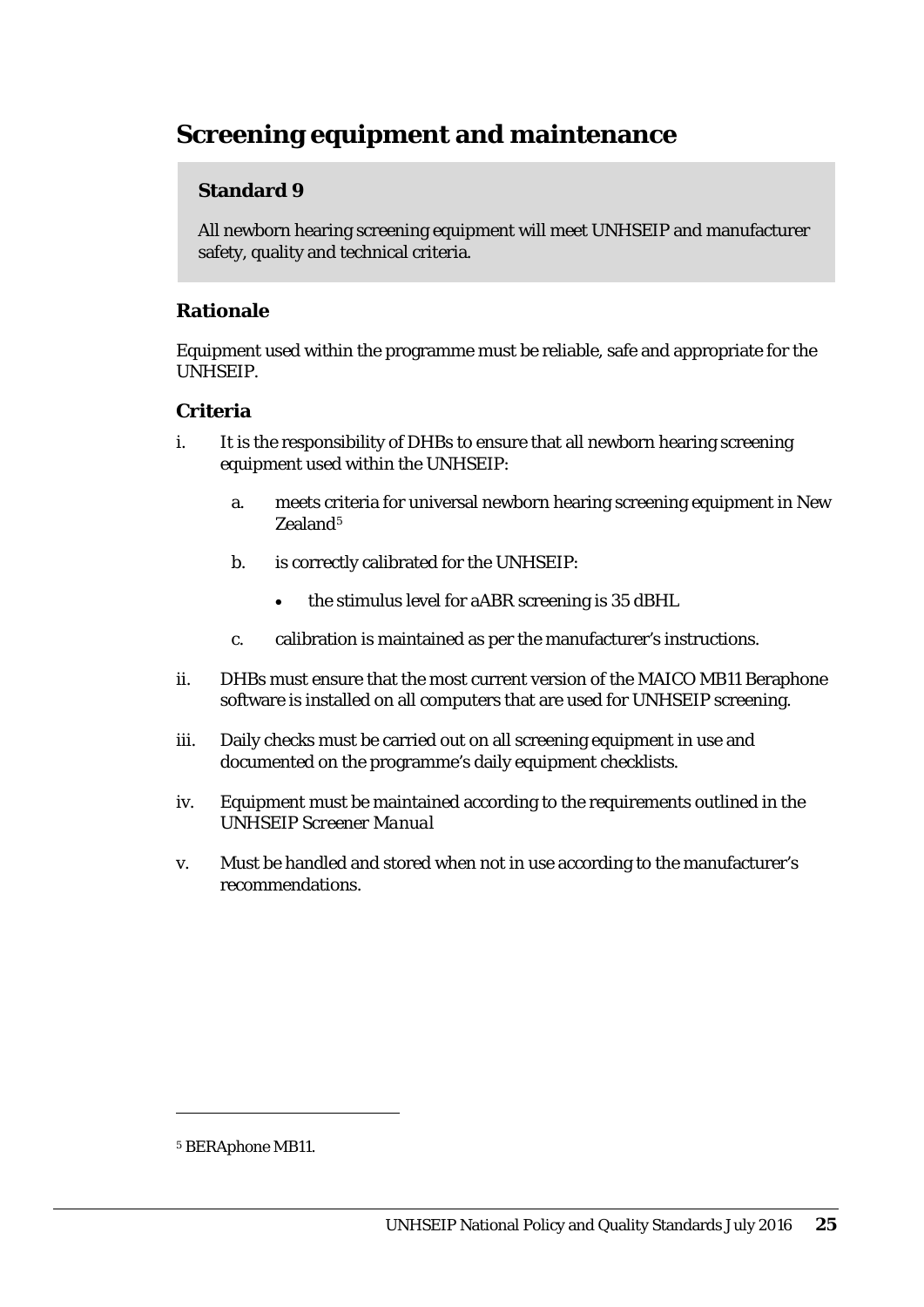## Screening equipment and maintenance

**Standard 9**

All newborn hearing screening equipment will meet UNHSEIP and manufacturer safety, quality and technical criteria.

### Rationale

Equipment used within the programme must be reliable, safe and appropriate for the UNHSEIP.

### Criteria

i. It is the responsibility of DHBs to ensure that all newborn hearing screening equipment used within the UNHSEIP:

   a. meets criteria for universal newborn hearing screening equipment in New Zealand[5]

   b. is correctly calibrated for the UNHSEIP:

      - the stimulus level for aABR screening is 35 dBHL

   c. calibration is maintained as per the manufacturer's instructions.

ii. DHBs must ensure that the most current version of the MAICO MB11 Beraphone software is installed on all computers that are used for UNHSEIP screening.

iii. Daily checks must be carried out on all screening equipment in use and documented on the programme's daily equipment checklists.

iv. Equipment must be maintained according to the requirements outlined in the *UNHSEIP Screener Manual*

v. Must be handled and stored when not in use according to the manufacturer's recommendations.

---

[5] BERAphone MB11.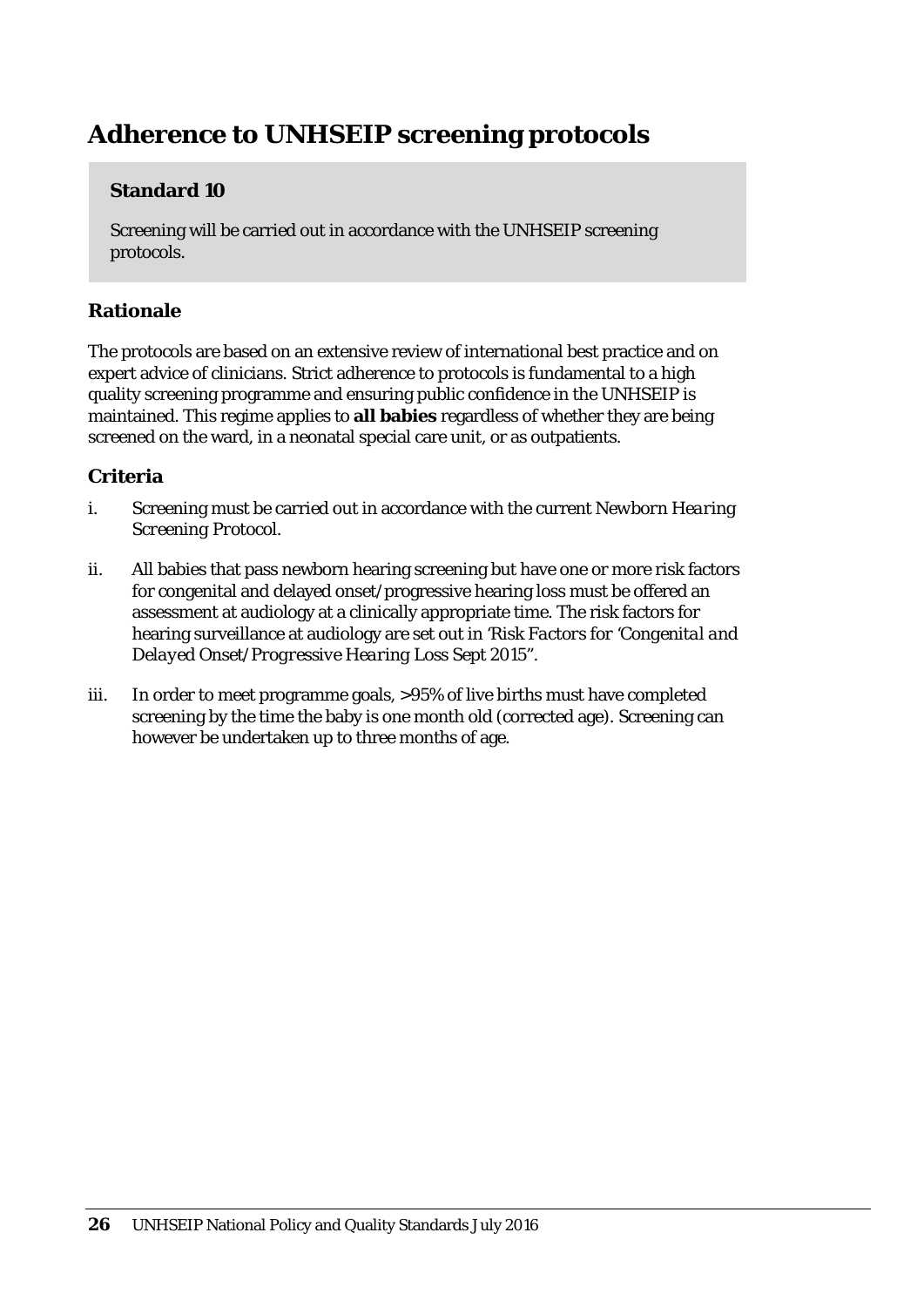# Adherence to UNHSEIP screening protocols

**Standard 10**

Screening will be carried out in accordance with the UNHSEIP screening protocols.

## Rationale

The protocols are based on an extensive review of international best practice and on expert advice of clinicians. Strict adherence to protocols is fundamental to a high quality screening programme and ensuring public confidence in the UNHSEIP is maintained. This regime applies to **all babies** regardless of whether they are being screened on the ward, in a neonatal special care unit, or as outpatients.

## Criteria

i. Screening must be carried out in accordance with the current *Newborn Hearing Screening Protocol*.

ii. All babies that pass newborn hearing screening but have one or more risk factors for congenital and delayed onset/progressive hearing loss must be offered an assessment at audiology at a clinically appropriate time. The risk factors for hearing surveillance at audiology are set out in *'Risk Factors for 'Congenital and Delayed Onset/Progressive Hearing Loss Sept 2015"*.

iii. In order to meet programme goals, >95% of live births must have completed screening by the time the baby is one month old (corrected age). Screening can however be undertaken up to three months of age.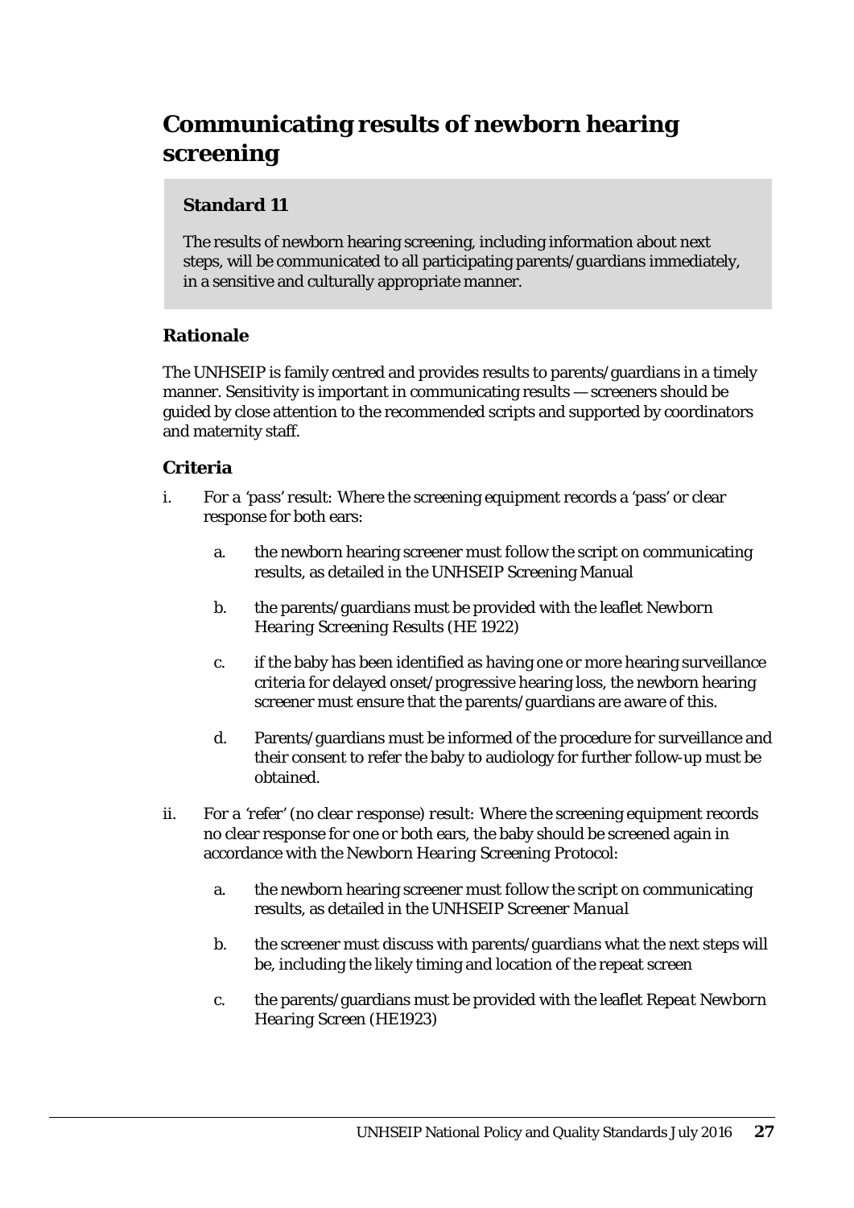## Communicating results of newborn hearing screening

### Standard 11

The results of newborn hearing screening, including information about next steps, will be communicated to all participating parents/guardians immediately, in a sensitive and culturally appropriate manner.

### Rationale

The UNHSEIP is family centred and provides results to parents/guardians in a timely manner. Sensitivity is important in communicating results — screeners should be guided by close attention to the recommended scripts and supported by coordinators and maternity staff.

### Criteria

i. *For a 'pass' result:* Where the screening equipment records a 'pass' or clear response for both ears:

   a. the newborn hearing screener must follow the script on communicating results, as detailed in the UNHSEIP Screening Manual

   b. the parents/guardians must be provided with the leaflet *Newborn Hearing Screening Results* (HE 1922)

   c. if the baby has been identified as having one or more hearing surveillance criteria for delayed onset/progressive hearing loss, the newborn hearing screener must ensure that the parents/guardians are aware of this.

   d. Parents/guardians must be informed of the procedure for surveillance and their consent to refer the baby to audiology for further follow-up must be obtained.

ii. *For a 'refer' (no clear response) result:* Where the screening equipment records no clear response for one or both ears, the baby should be screened again in accordance with the *Newborn Hearing Screening Protocol*:

   a. the newborn hearing screener must follow the script on communicating results, as detailed in the *UNHSEIP Screener Manual*

   b. the screener must discuss with parents/guardians what the next steps will be, including the likely timing and location of the repeat screen

   c. the parents/guardians must be provided with the leaflet *Repeat Newborn Hearing Screen* (HE1923)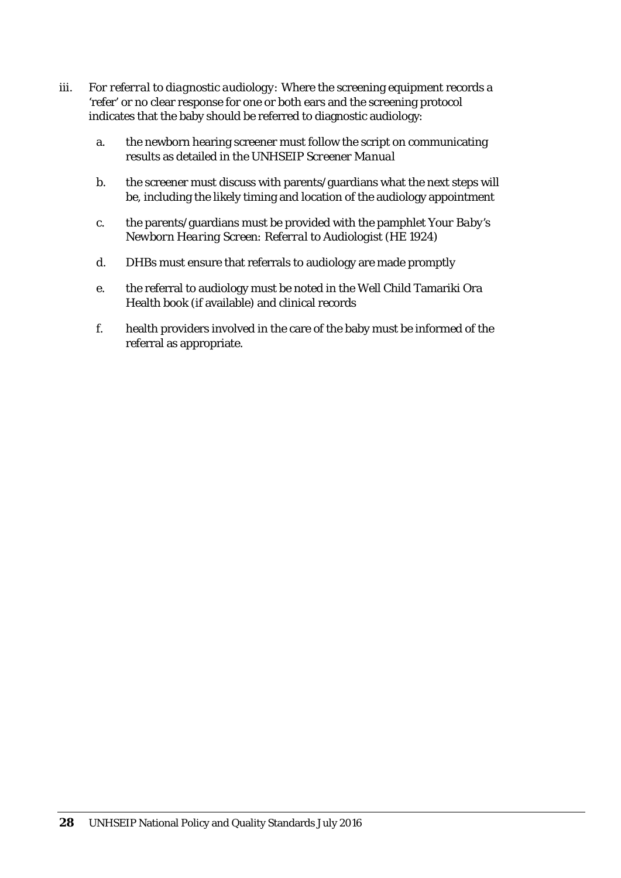iii. *For referral to diagnostic audiology*: Where the screening equipment records a 'refer' or no clear response for one or both ears and the screening protocol indicates that the baby should be referred to diagnostic audiology:

   a. the newborn hearing screener must follow the script on communicating results as detailed in the *UNHSEIP Screener Manual*

   b. the screener must discuss with parents/guardians what the next steps will be, including the likely timing and location of the audiology appointment

   c. the parents/guardians must be provided with the pamphlet *Your Baby's Newborn Hearing Screen: Referral to Audiologist* (HE 1924)

   d. DHBs must ensure that referrals to audiology are made promptly

   e. the referral to audiology must be noted in the Well Child Tamariki Ora Health book (if available) and clinical records

   f. health providers involved in the care of the baby must be informed of the referral as appropriate.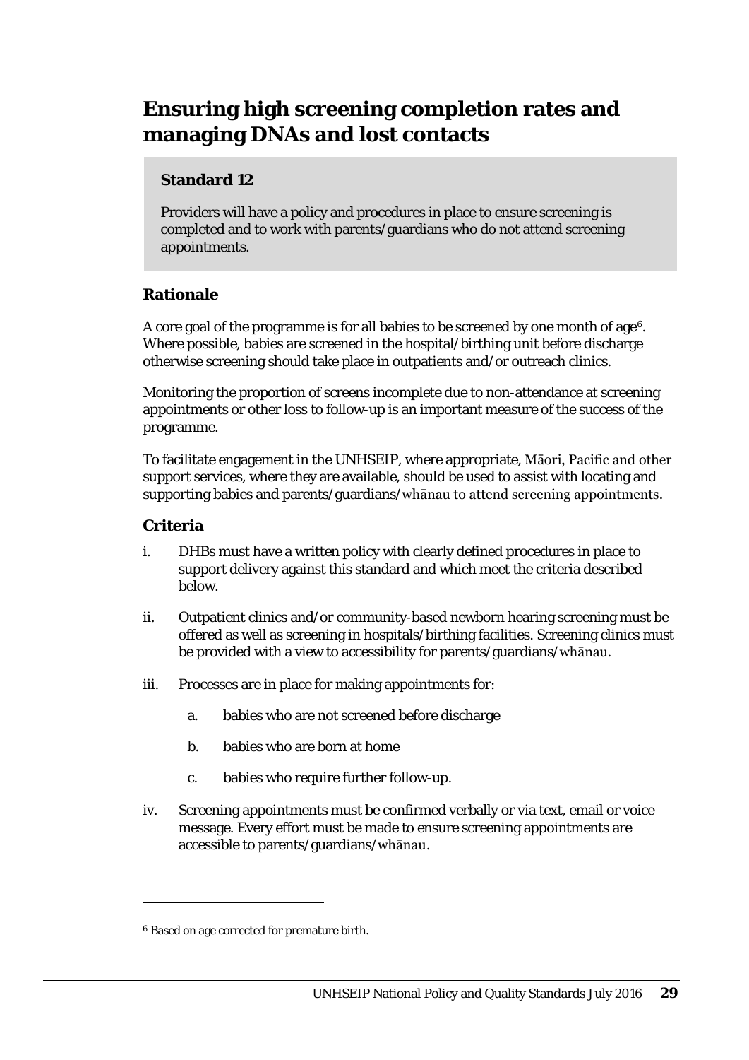# Ensuring high screening completion rates and managing DNAs and lost contacts

> **Standard 12**
>
> Providers will have a policy and procedures in place to ensure screening is completed and to work with parents/guardians who do not attend screening appointments.

### Rationale

A core goal of the programme is for all babies to be screened by one month of age[6]. Where possible, babies are screened in the hospital/birthing unit before discharge otherwise screening should take place in outpatients and/or outreach clinics.

Monitoring the proportion of screens incomplete due to non-attendance at screening appointments or other loss to follow-up is an important measure of the success of the programme.

To facilitate engagement in the UNHSEIP, where appropriate, Māori, Pacific and other support services, where they are available, should be used to assist with locating and supporting babies and parents/guardians/whānau to attend screening appointments.

### Criteria

i. DHBs must have a written policy with clearly defined procedures in place to support delivery against this standard and which meet the criteria described below.

ii. Outpatient clinics and/or community-based newborn hearing screening must be offered as well as screening in hospitals/birthing facilities. Screening clinics must be provided with a view to accessibility for parents/guardians/whānau.

iii. Processes are in place for making appointments for:

   a. babies who are not screened before discharge

   b. babies who are born at home

   c. babies who require further follow-up.

iv. Screening appointments must be confirmed verbally or via text, email or voice message. Every effort must be made to ensure screening appointments are accessible to parents/guardians/whānau.

---

[6] Based on age corrected for premature birth.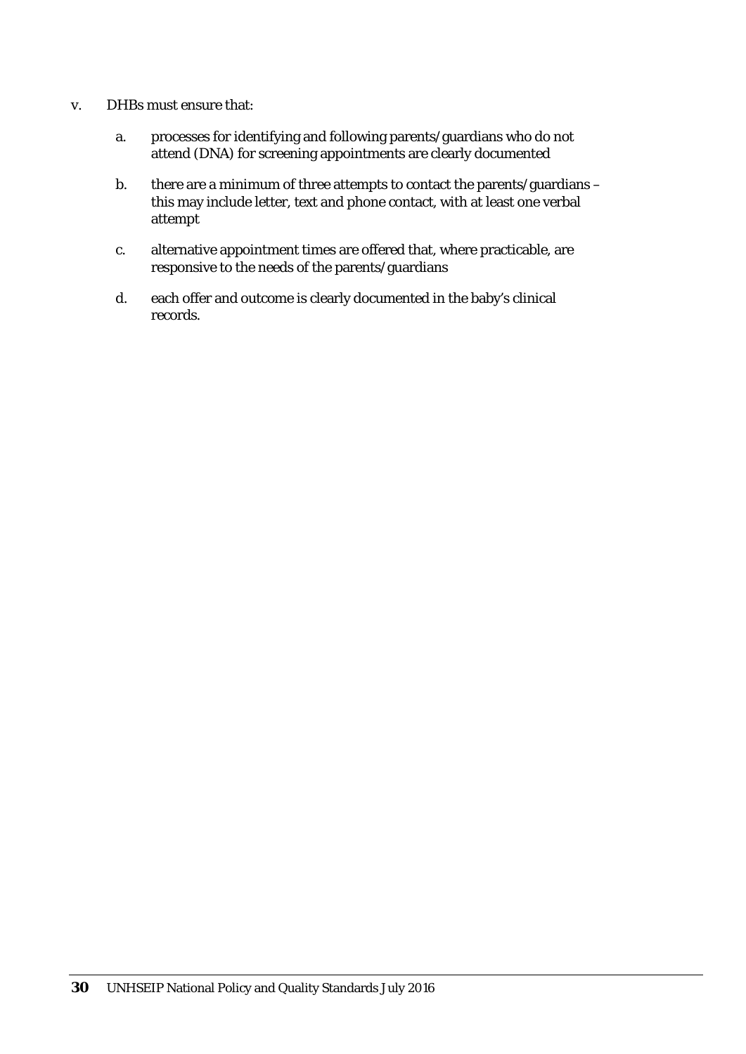v. DHBs must ensure that:

   a. processes for identifying and following parents/guardians who do not attend (DNA) for screening appointments are clearly documented

   b. there are a minimum of three attempts to contact the parents/guardians – this may include letter, text and phone contact, with at least one verbal attempt

   c. alternative appointment times are offered that, where practicable, are responsive to the needs of the parents/guardians

   d. each offer and outcome is clearly documented in the baby's clinical records.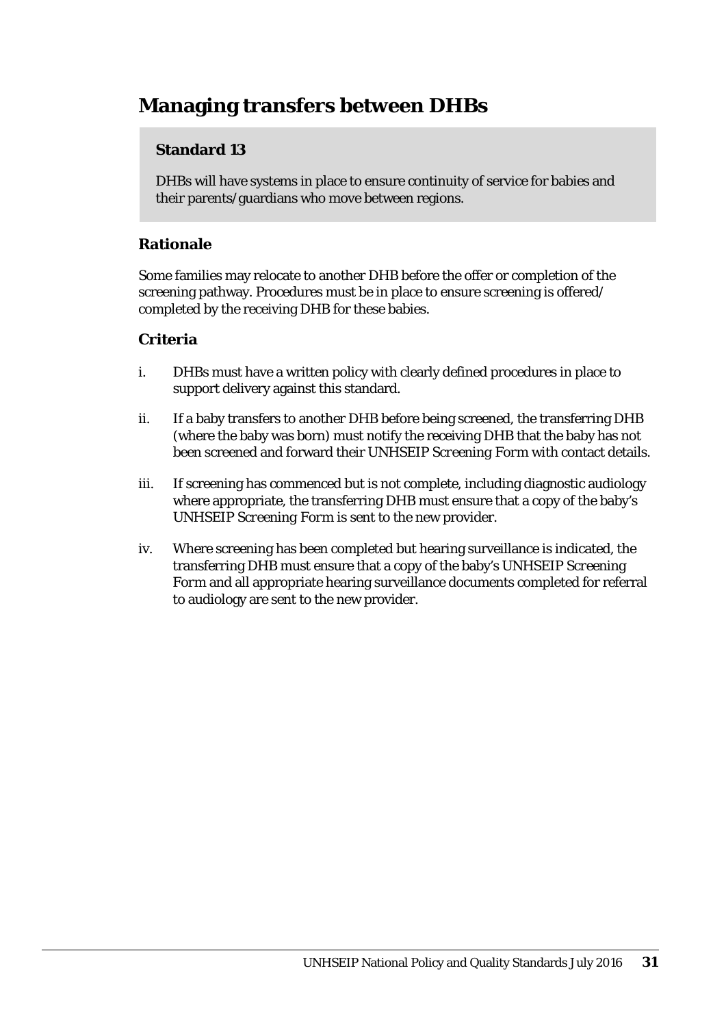# Managing transfers between DHBs

> **Standard 13**
>
> DHBs will have systems in place to ensure continuity of service for babies and their parents/guardians who move between regions.

### Rationale

Some families may relocate to another DHB before the offer or completion of the screening pathway. Procedures must be in place to ensure screening is offered/completed by the receiving DHB for these babies.

### Criteria

i. DHBs must have a written policy with clearly defined procedures in place to support delivery against this standard.

ii. If a baby transfers to another DHB before being screened, the transferring DHB (where the baby was born) must notify the receiving DHB that the baby has not been screened and forward their UNHSEIP *Screening Form* with contact details.

iii. If screening has commenced but is not complete, including diagnostic audiology where appropriate, the transferring DHB must ensure that a copy of the baby's UNHSEIP *Screening Form* is sent to the new provider.

iv. Where screening has been completed but hearing surveillance is indicated, the transferring DHB must ensure that a copy of the baby's UNHSEIP *Screening Form* and all appropriate hearing surveillance documents completed for referral to audiology are sent to the new provider.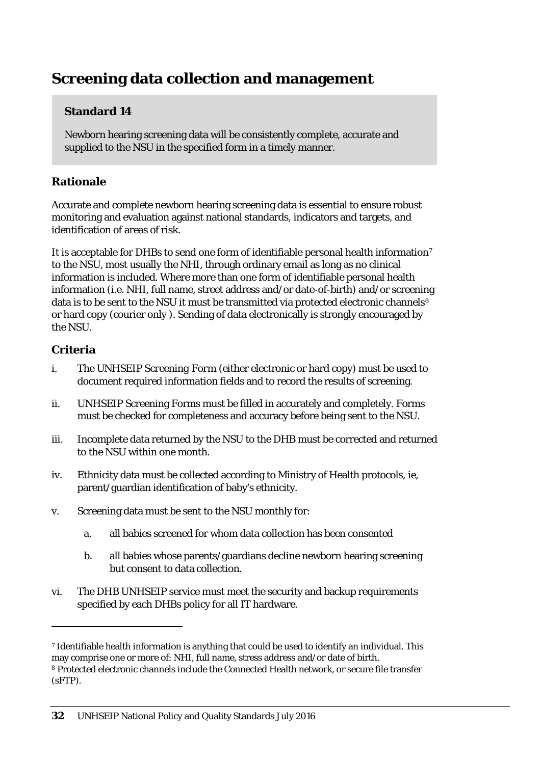# Screening data collection and management

**Standard 14**

Newborn hearing screening data will be consistently complete, accurate and supplied to the NSU in the specified form in a timely manner.

## Rationale

Accurate and complete newborn hearing screening data is essential to ensure robust monitoring and evaluation against national standards, indicators and targets, and identification of areas of risk.

It is acceptable for DHBs to send one form of identifiable personal health information[7] to the NSU, most usually the NHI, through ordinary email as long as no clinical information is included. Where more than one form of identifiable personal health information (i.e. NHI, full name, street address and/or date-of-birth) and/or screening data is to be sent to the NSU it must be transmitted via protected electronic channels[8] or hard copy (courier only ). Sending of data electronically is strongly encouraged by the NSU.

## Criteria

i. The UNHSEIP Screening Form (either electronic or hard copy) must be used to document required information fields and to record the results of screening.

ii. UNHSEIP Screening Forms must be filled in accurately and completely. Forms must be checked for completeness and accuracy before being sent to the NSU.

iii. Incomplete data returned by the NSU to the DHB must be corrected and returned to the NSU within one month.

iv. Ethnicity data must be collected according to Ministry of Health protocols, ie, parent/guardian identification of baby's ethnicity.

v. Screening data must be sent to the NSU monthly for:

   a. all babies screened for whom data collection has been consented

   b. all babies whose parents/guardians decline newborn hearing screening but consent to data collection.

vi. The DHB UNHSEIP service must meet the security and backup requirements specified by each DHBs policy for all IT hardware.

---

[7] Identifiable health information is anything that could be used to identify an individual. This may comprise one or more of: NHI, full name, stress address and/or date of birth.

[8] Protected electronic channels include the Connected Health network, or secure file transfer (sFTP).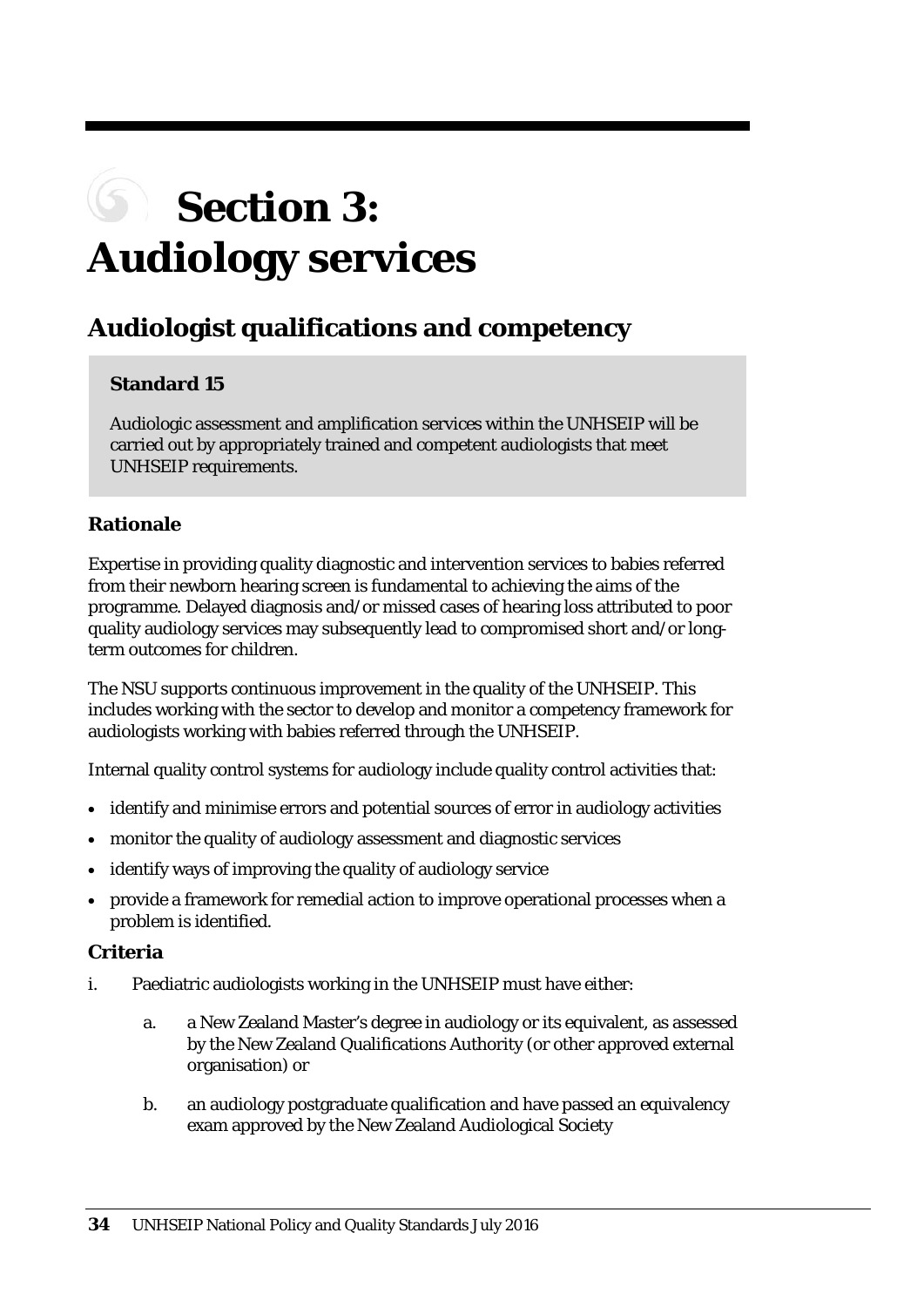# Section 3: Audiology services

## Audiologist qualifications and competency

> **Standard 15**
>
> Audiologic assessment and amplification services within the UNHSEIP will be carried out by appropriately trained and competent audiologists that meet UNHSEIP requirements.

### Rationale

Expertise in providing quality diagnostic and intervention services to babies referred from their newborn hearing screen is fundamental to achieving the aims of the programme. Delayed diagnosis and/or missed cases of hearing loss attributed to poor quality audiology services may subsequently lead to compromised short and/or long-term outcomes for children.

The NSU supports continuous improvement in the quality of the UNHSEIP. This includes working with the sector to develop and monitor a competency framework for audiologists working with babies referred through the UNHSEIP.

Internal quality control systems for audiology include quality control activities that:

- identify and minimise errors and potential sources of error in audiology activities
- monitor the quality of audiology assessment and diagnostic services
- identify ways of improving the quality of audiology service
- provide a framework for remedial action to improve operational processes when a problem is identified.

### Criteria

i. Paediatric audiologists working in the UNHSEIP must have either:

   a. a New Zealand Master's degree in audiology or its equivalent, as assessed by the New Zealand Qualifications Authority (or other approved external organisation) or

   b. an audiology postgraduate qualification and have passed an equivalency exam approved by the New Zealand Audiological Society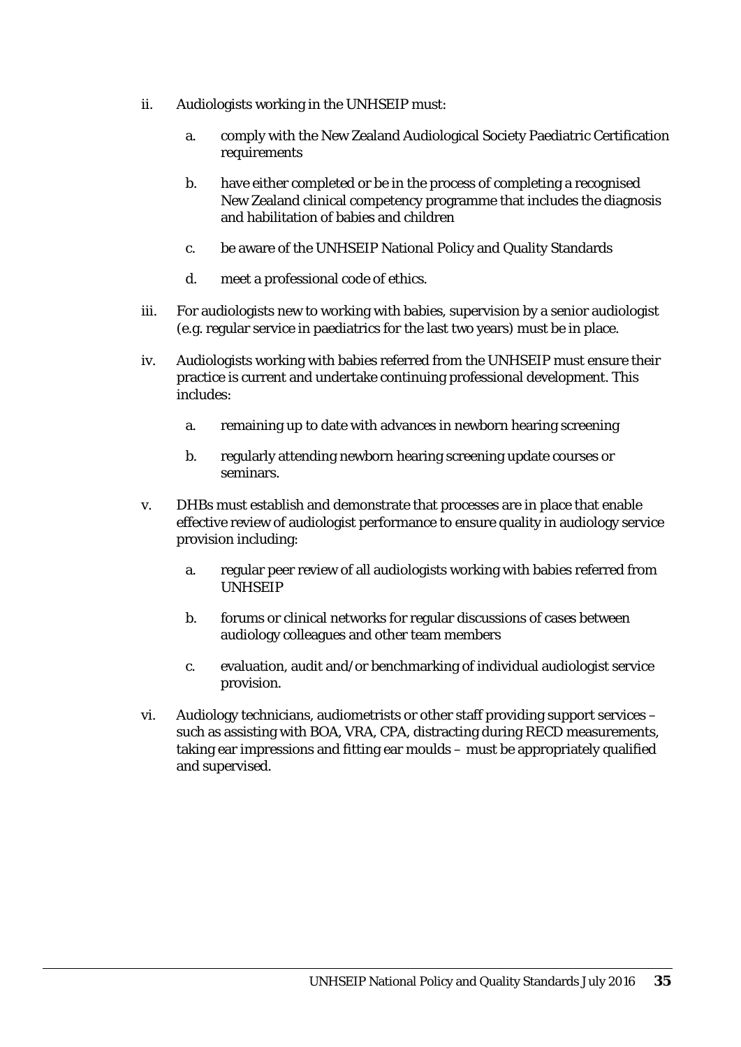ii. Audiologists working in the UNHSEIP must:

    a. comply with the New Zealand Audiological Society Paediatric Certification requirements

    b. have either completed or be in the process of completing a recognised New Zealand clinical competency programme that includes the diagnosis and habilitation of babies and children

    c. be aware of the UNHSEIP National Policy and Quality Standards

    d. meet a professional code of ethics.

iii. For audiologists new to working with babies, supervision by a senior audiologist (e.g. regular service in paediatrics for the last two years) must be in place.

iv. Audiologists working with babies referred from the UNHSEIP must ensure their practice is current and undertake continuing professional development. This includes:

    a. remaining up to date with advances in newborn hearing screening

    b. regularly attending newborn hearing screening update courses or seminars.

v. DHBs must establish and demonstrate that processes are in place that enable effective review of audiologist performance to ensure quality in audiology service provision including:

    a. regular peer review of all audiologists working with babies referred from UNHSEIP

    b. forums or clinical networks for regular discussions of cases between audiology colleagues and other team members

    c. evaluation, audit and/or benchmarking of individual audiologist service provision.

vi. Audiology technicians, audiometrists or other staff providing support services – such as assisting with BOA, VRA, CPA, distracting during RECD measurements, taking ear impressions and fitting ear moulds – must be appropriately qualified and supervised.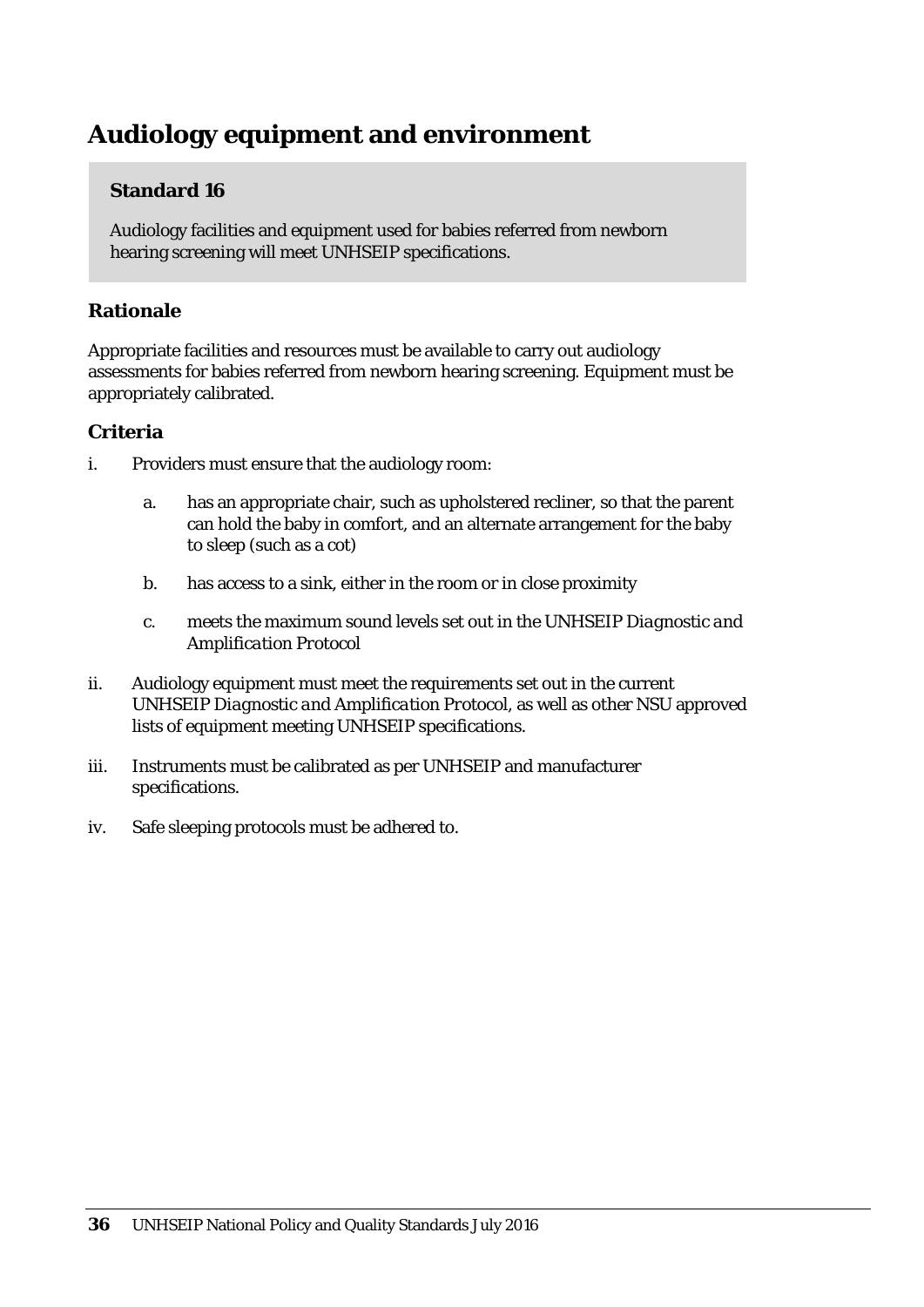# Audiology equipment and environment

**Standard 16**

Audiology facilities and equipment used for babies referred from newborn hearing screening will meet UNHSEIP specifications.

## Rationale

Appropriate facilities and resources must be available to carry out audiology assessments for babies referred from newborn hearing screening. Equipment must be appropriately calibrated.

## Criteria

i. Providers must ensure that the audiology room:

   a. has an appropriate chair, such as upholstered recliner, so that the parent can hold the baby in comfort, and an alternate arrangement for the baby to sleep (such as a cot)

   b. has access to a sink, either in the room or in close proximity

   c. meets the maximum sound levels set out in the UNHSEIP *Diagnostic and Amplification Protocol*

ii. Audiology equipment must meet the requirements set out in the current UNHSEIP *Diagnostic and Amplification Protocol*, as well as other NSU approved lists of equipment meeting UNHSEIP specifications.

iii. Instruments must be calibrated as per UNHSEIP and manufacturer specifications.

iv. Safe sleeping protocols must be adhered to.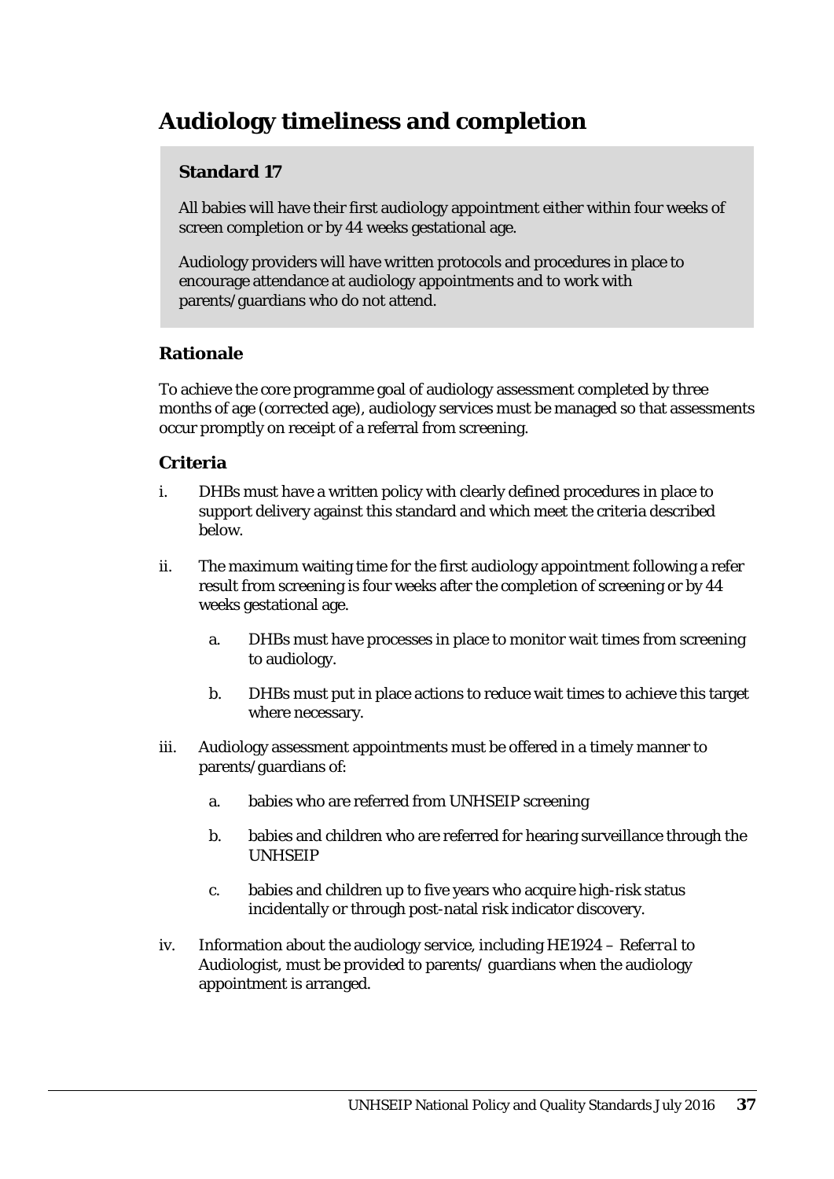# Audiology timeliness and completion

**Standard 17**

All babies will have their first audiology appointment either within four weeks of screen completion or by 44 weeks gestational age.

Audiology providers will have written protocols and procedures in place to encourage attendance at audiology appointments and to work with parents/guardians who do not attend.

## Rationale

To achieve the core programme goal of audiology assessment completed by three months of age (corrected age), audiology services must be managed so that assessments occur promptly on receipt of a referral from screening.

## Criteria

i. DHBs must have a written policy with clearly defined procedures in place to support delivery against this standard and which meet the criteria described below.

ii. The maximum waiting time for the first audiology appointment following a refer result from screening is four weeks after the completion of screening or by 44 weeks gestational age.

   a. DHBs must have processes in place to monitor wait times from screening to audiology.

   b. DHBs must put in place actions to reduce wait times to achieve this target where necessary.

iii. Audiology assessment appointments must be offered in a timely manner to parents/guardians of:

   a. babies who are referred from UNHSEIP screening

   b. babies and children who are referred for hearing surveillance through the UNHSEIP

   c. babies and children up to five years who acquire high-risk status incidentally or through post-natal risk indicator discovery.

iv. Information about the audiology service, including HE1924 – *Referral to Audiologist*, must be provided to parents/ guardians when the audiology appointment is arranged.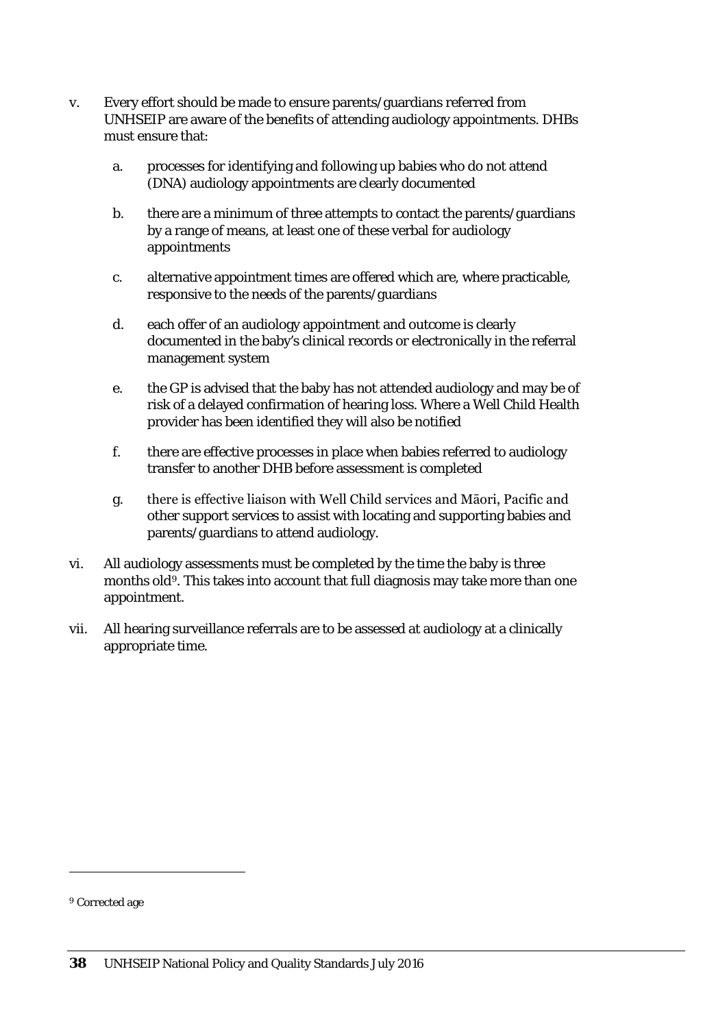v. Every effort should be made to ensure parents/guardians referred from UNHSEIP are aware of the benefits of attending audiology appointments. DHBs must ensure that:

   a. processes for identifying and following up babies who do not attend (DNA) audiology appointments are clearly documented

   b. there are a minimum of three attempts to contact the parents/guardians by a range of means, at least one of these verbal for audiology appointments

   c. alternative appointment times are offered which are, where practicable, responsive to the needs of the parents/guardians

   d. each offer of an audiology appointment and outcome is clearly documented in the baby's clinical records or electronically in the referral management system

   e. the GP is advised that the baby has not attended audiology and may be of risk of a delayed confirmation of hearing loss. Where a Well Child Health provider has been identified they will also be notified

   f. there are effective processes in place when babies referred to audiology transfer to another DHB before assessment is completed

   g. there is effective liaison with Well Child services and Māori, Pacific and other support services to assist with locating and supporting babies and parents/guardians to attend audiology.

vi. All audiology assessments must be completed by the time the baby is three months old[9]. This takes into account that full diagnosis may take more than one appointment.

vii. All hearing surveillance referrals are to be assessed at audiology at a clinically appropriate time.

---

[9] Corrected age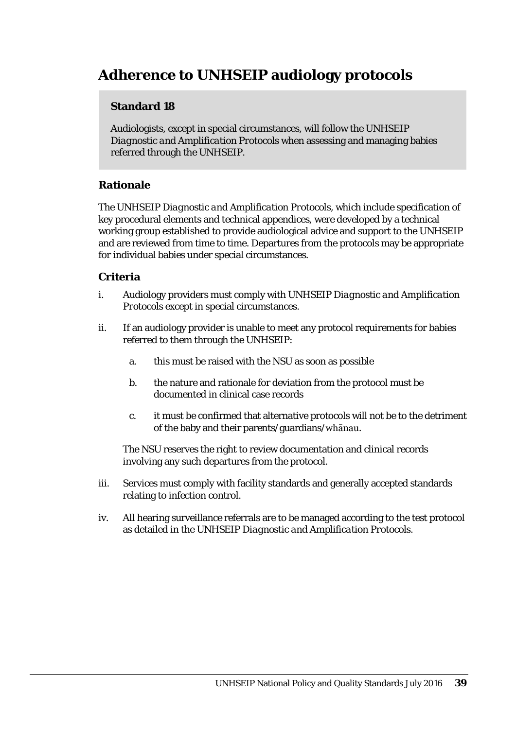# Adherence to UNHSEIP audiology protocols

**Standard 18**

Audiologists, except in special circumstances, will follow the UNHSEIP *Diagnostic and Amplification Protocols* when assessing and managing babies referred through the UNHSEIP.

### Rationale

The UNHSEIP *Diagnostic and Amplification Protocols*, which include specification of key procedural elements and technical appendices, were developed by a technical working group established to provide audiological advice and support to the UNHSEIP and are reviewed from time to time. Departures from the protocols may be appropriate for individual babies under special circumstances.

### Criteria

i. Audiology providers must comply with UNHSEIP *Diagnostic and Amplification Protocols* except in special circumstances.

ii. If an audiology provider is unable to meet any protocol requirements for babies referred to them through the UNHSEIP:

   a. this must be raised with the NSU as soon as possible

   b. the nature and rationale for deviation from the protocol must be documented in clinical case records

   c. it must be confirmed that alternative protocols will not be to the detriment of the baby and their parents/guardians/*whānau*.

   The NSU reserves the right to review documentation and clinical records involving any such departures from the protocol.

iii. Services must comply with facility standards and generally accepted standards relating to infection control.

iv. All hearing surveillance referrals are to be managed according to the test protocol as detailed in the UNHSEIP *Diagnostic and Amplification Protocols*.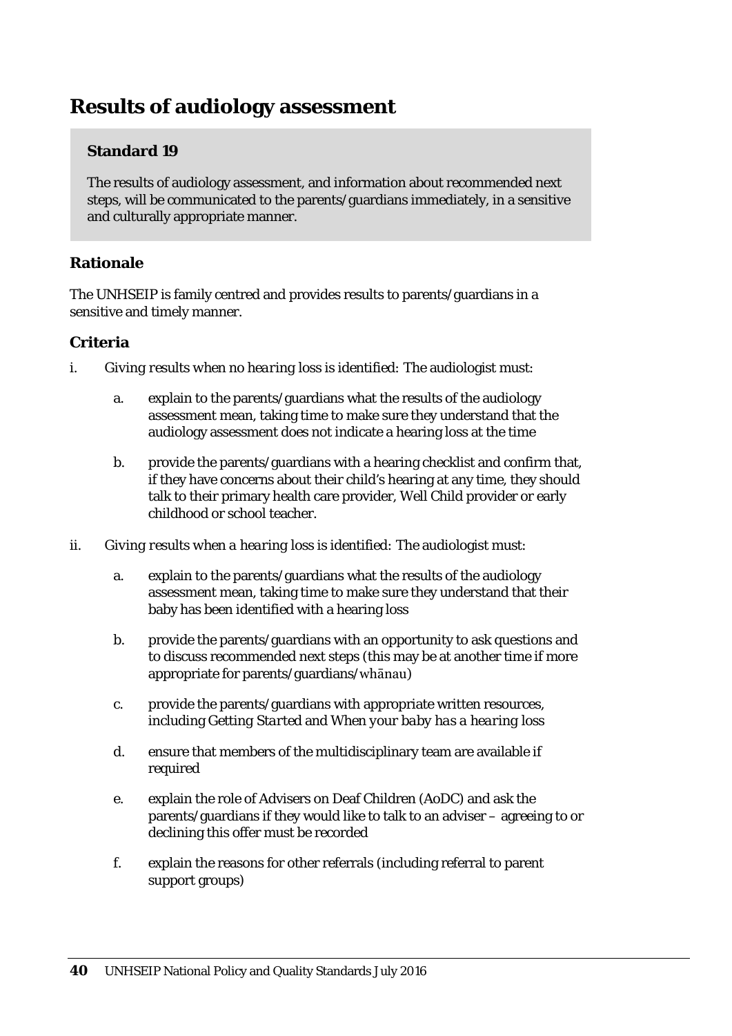# Results of audiology assessment

**Standard 19**

The results of audiology assessment, and information about recommended next steps, will be communicated to the parents/guardians immediately, in a sensitive and culturally appropriate manner.

### Rationale

The UNHSEIP is family centred and provides results to parents/guardians in a sensitive and timely manner.

### Criteria

i. *Giving results when no hearing loss is identified:* The audiologist must:

   a. explain to the parents/guardians what the results of the audiology assessment mean, taking time to make sure they understand that the audiology assessment does not indicate a hearing loss at the time

   b. provide the parents/guardians with a hearing checklist and confirm that, if they have concerns about their child's hearing at any time, they should talk to their primary health care provider, Well Child provider or early childhood or school teacher.

ii. *Giving results when a hearing loss is identified:* The audiologist must:

   a. explain to the parents/guardians what the results of the audiology assessment mean, taking time to make sure they understand that their baby has been identified with a hearing loss

   b. provide the parents/guardians with an opportunity to ask questions and to discuss recommended next steps (this may be at another time if more appropriate for parents/guardians/*whānau*)

   c. provide the parents/guardians with appropriate written resources, including *Getting Started* and *When your baby has a hearing loss*

   d. ensure that members of the multidisciplinary team are available if required

   e. explain the role of Advisers on Deaf Children (AoDC) and ask the parents/guardians if they would like to talk to an adviser – agreeing to or declining this offer must be recorded

   f. explain the reasons for other referrals (including referral to parent support groups)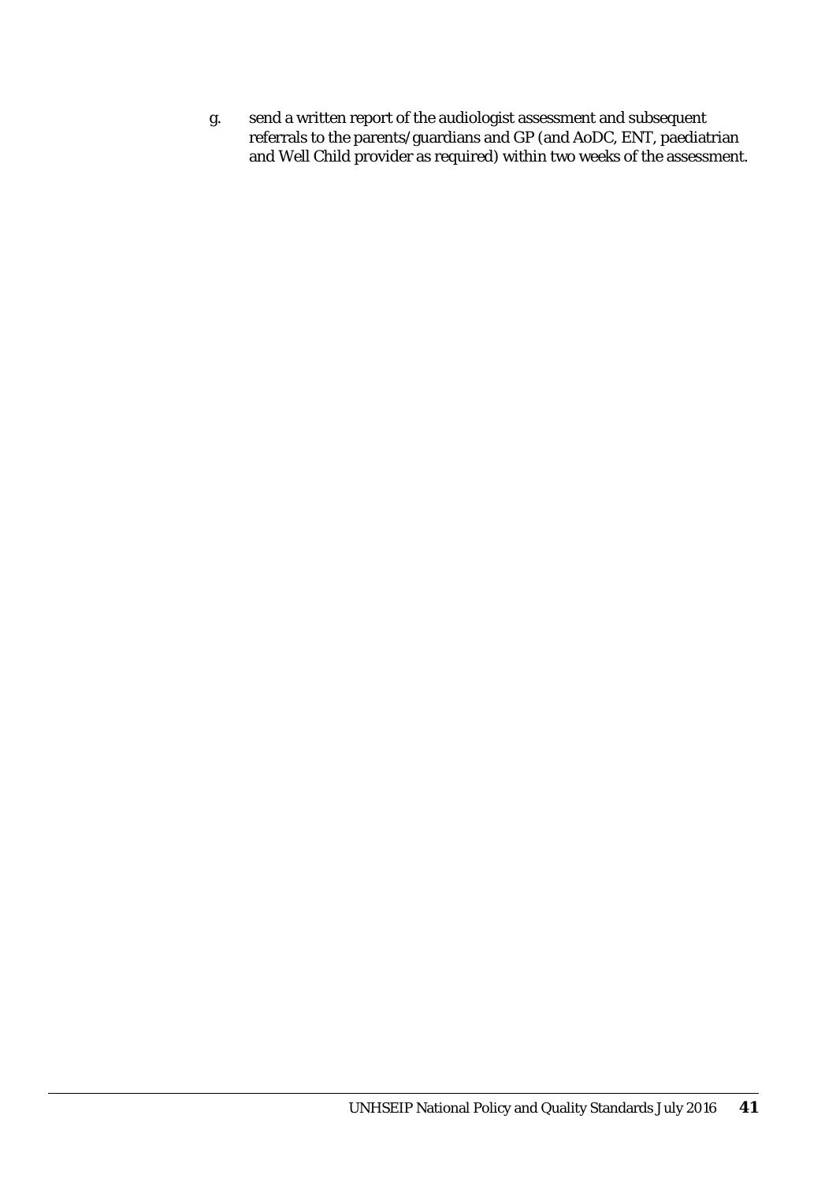g. send a written report of the audiologist assessment and subsequent referrals to the parents/guardians and GP (and AoDC, ENT, paediatrian and Well Child provider as required) within two weeks of the assessment.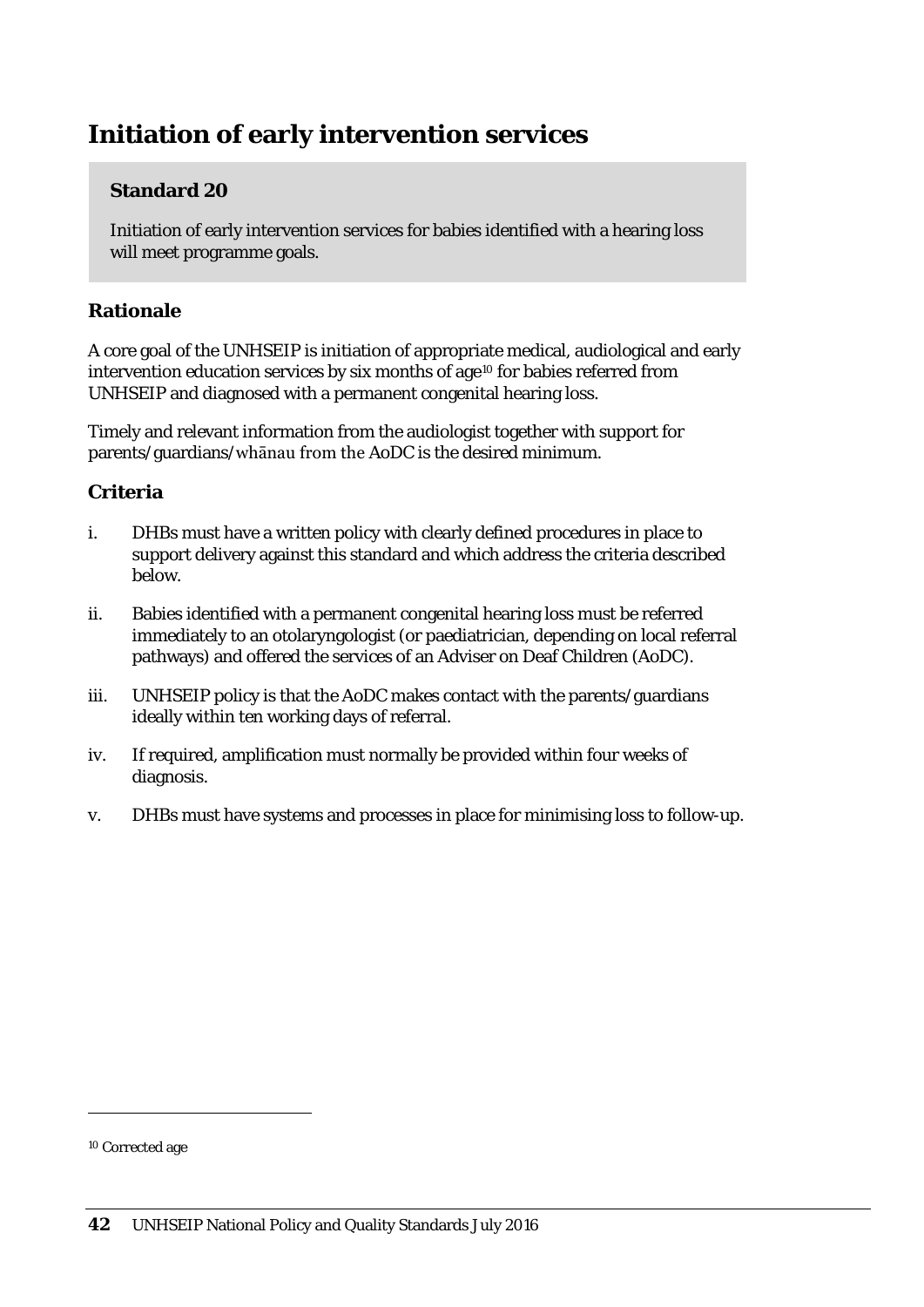# Initiation of early intervention services

**Standard 20**

Initiation of early intervention services for babies identified with a hearing loss will meet programme goals.

## Rationale

A core goal of the UNHSEIP is initiation of appropriate medical, audiological and early intervention education services by six months of age[10] for babies referred from UNHSEIP and diagnosed with a permanent congenital hearing loss.

Timely and relevant information from the audiologist together with support for parents/guardians/*whānau* from the AoDC is the desired minimum.

## Criteria

i. DHBs must have a written policy with clearly defined procedures in place to support delivery against this standard and which address the criteria described below.

ii. Babies identified with a permanent congenital hearing loss must be referred immediately to an otolaryngologist (or paediatrician, depending on local referral pathways) and offered the services of an Adviser on Deaf Children (AoDC).

iii. UNHSEIP policy is that the AoDC makes contact with the parents/guardians ideally within ten working days of referral.

iv. If required, amplification must normally be provided within four weeks of diagnosis.

v. DHBs must have systems and processes in place for minimising loss to follow-up.

---

[10] Corrected age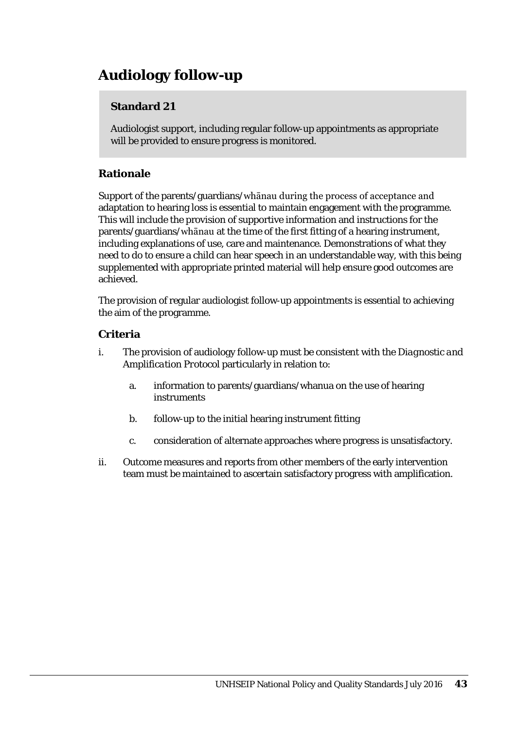# Audiology follow-up

> **Standard 21**
>
> Audiologist support, including regular follow-up appointments as appropriate will be provided to ensure progress is monitored.

## Rationale

Support of the parents/guardians/whānau during the process of acceptance and adaptation to hearing loss is essential to maintain engagement with the programme. This will include the provision of supportive information and instructions for the parents/guardians/whānau at the time of the first fitting of a hearing instrument, including explanations of use, care and maintenance. Demonstrations of what they need to do to ensure a child can hear speech in an understandable way, with this being supplemented with appropriate printed material will help ensure good outcomes are achieved.

The provision of regular audiologist follow-up appointments is essential to achieving the aim of the programme.

## Criteria

i. The provision of audiology follow-up must be consistent with the *Diagnostic and Amplification Protocol* particularly in relation to:

   a. information to parents/guardians/whanua on the use of hearing instruments

   b. follow-up to the initial hearing instrument fitting

   c. consideration of alternate approaches where progress is unsatisfactory.

ii. Outcome measures and reports from other members of the early intervention team must be maintained to ascertain satisfactory progress with amplification.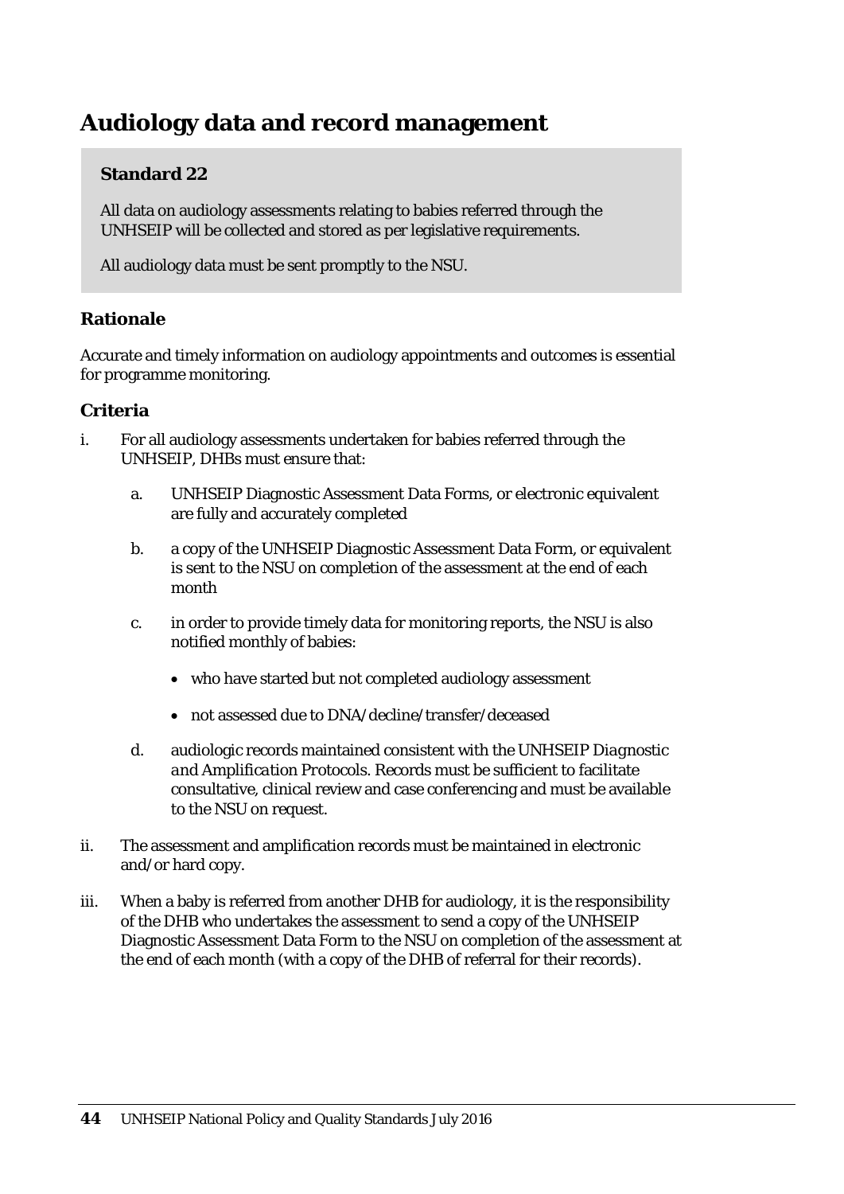# Audiology data and record management

> **Standard 22**
>
> All data on audiology assessments relating to babies referred through the UNHSEIP will be collected and stored as per legislative requirements.
>
> All audiology data must be sent promptly to the NSU.

## Rationale

Accurate and timely information on audiology appointments and outcomes is essential for programme monitoring.

## Criteria

i. For all audiology assessments undertaken for babies referred through the UNHSEIP, DHBs must ensure that:

   a. UNHSEIP Diagnostic Assessment Data Forms, or electronic equivalent are fully and accurately completed

   b. a copy of the UNHSEIP Diagnostic Assessment Data Form, or equivalent is sent to the NSU on completion of the assessment at the end of each month

   c. in order to provide timely data for monitoring reports, the NSU is also notified monthly of babies:

      - who have started but not completed audiology assessment
      - not assessed due to DNA/decline/transfer/deceased

   d. audiologic records maintained consistent with the UNHSEIP *Diagnostic and Amplification Protocols*. Records must be sufficient to facilitate consultative, clinical review and case conferencing and must be available to the NSU on request.

ii. The assessment and amplification records must be maintained in electronic and/or hard copy.

iii. When a baby is referred from another DHB for audiology, it is the responsibility of the DHB who undertakes the assessment to send a copy of the UNHSEIP Diagnostic Assessment Data Form to the NSU on completion of the assessment at the end of each month (with a copy of the DHB of referral for their records).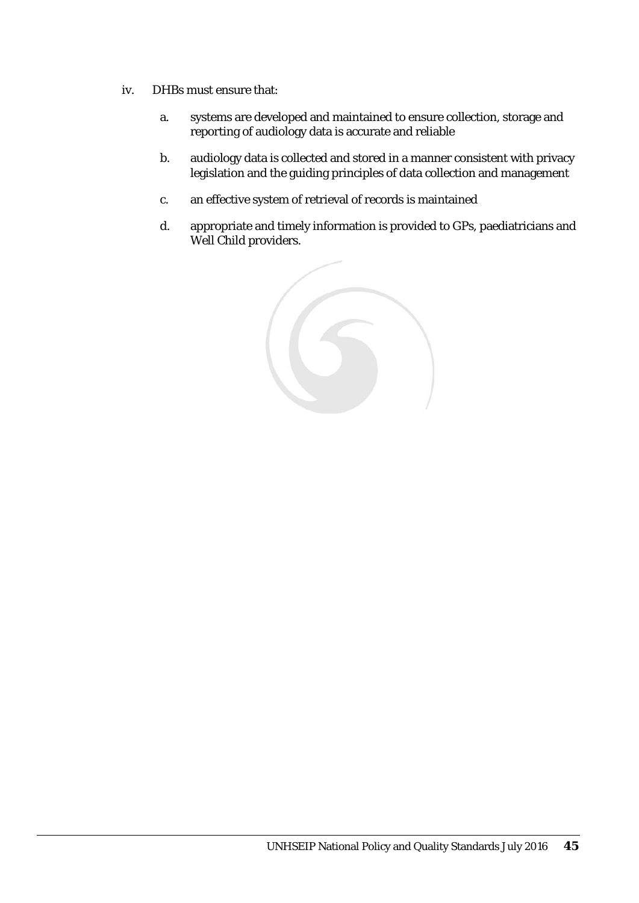iv. DHBs must ensure that:

   a. systems are developed and maintained to ensure collection, storage and reporting of audiology data is accurate and reliable

   b. audiology data is collected and stored in a manner consistent with privacy legislation and the guiding principles of data collection and management

   c. an effective system of retrieval of records is maintained

   d. appropriate and timely information is provided to GPs, paediatricians and Well Child providers.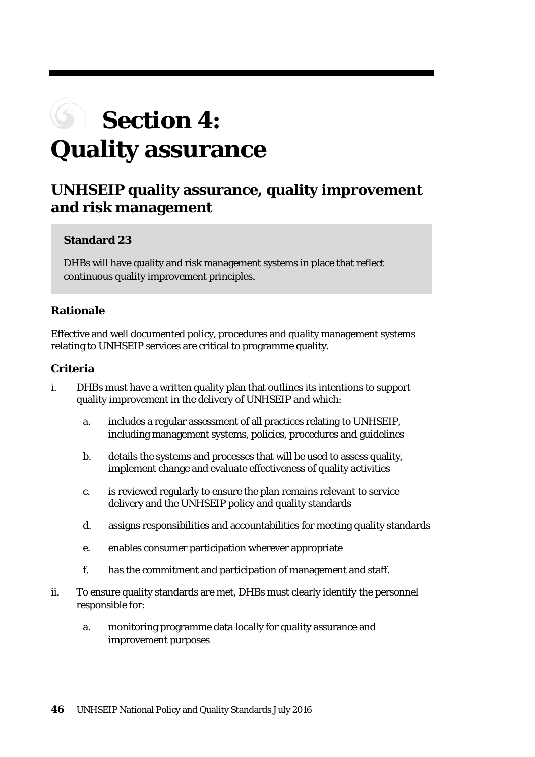# Section 4: Quality assurance

## UNHSEIP quality assurance, quality improvement and risk management

> **Standard 23**
>
> DHBs will have quality and risk management systems in place that reflect continuous quality improvement principles.

### Rationale

Effective and well documented policy, procedures and quality management systems relating to UNHSEIP services are critical to programme quality.

### Criteria

i. DHBs must have a written quality plan that outlines its intentions to support quality improvement in the delivery of UNHSEIP and which:

   a. includes a regular assessment of all practices relating to UNHSEIP, including management systems, policies, procedures and guidelines

   b. details the systems and processes that will be used to assess quality, implement change and evaluate effectiveness of quality activities

   c. is reviewed regularly to ensure the plan remains relevant to service delivery and the UNHSEIP policy and quality standards

   d. assigns responsibilities and accountabilities for meeting quality standards

   e. enables consumer participation wherever appropriate

   f. has the commitment and participation of management and staff.

ii. To ensure quality standards are met, DHBs must clearly identify the personnel responsible for:

   a. monitoring programme data locally for quality assurance and improvement purposes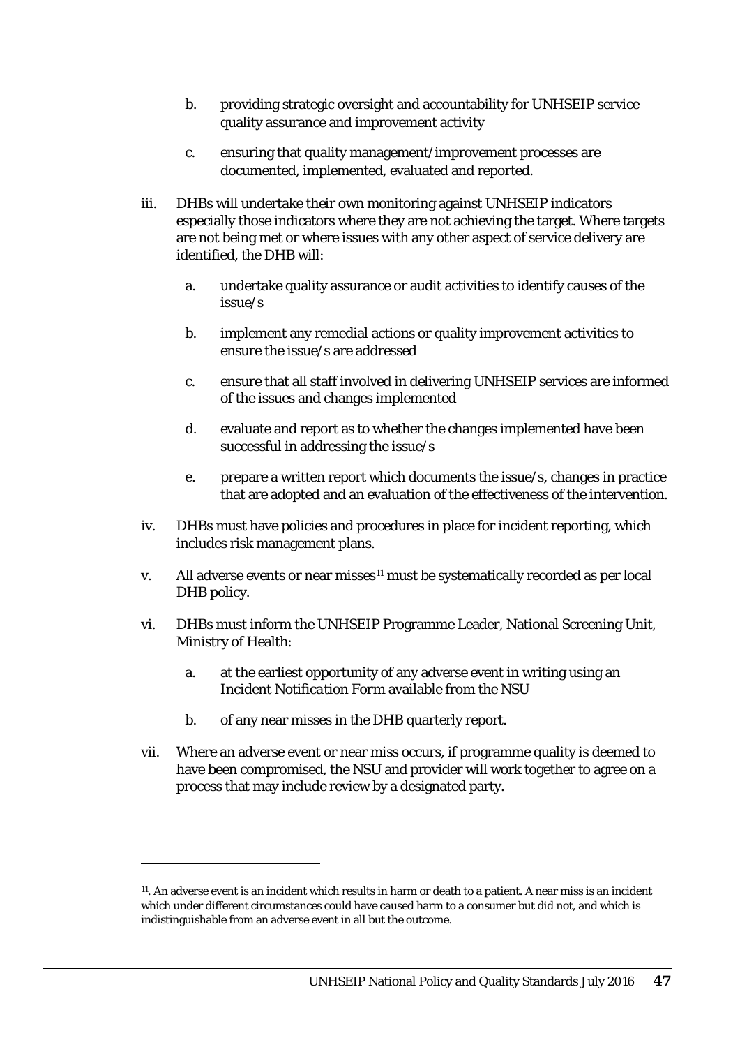b. providing strategic oversight and accountability for UNHSEIP service quality assurance and improvement activity

c. ensuring that quality management/improvement processes are documented, implemented, evaluated and reported.

iii. DHBs will undertake their own monitoring against UNHSEIP indicators especially those indicators where they are not achieving the target. Where targets are not being met or where issues with any other aspect of service delivery are identified, the DHB will:

a. undertake quality assurance or audit activities to identify causes of the issue/s

b. implement any remedial actions or quality improvement activities to ensure the issue/s are addressed

c. ensure that all staff involved in delivering UNHSEIP services are informed of the issues and changes implemented

d. evaluate and report as to whether the changes implemented have been successful in addressing the issue/s

e. prepare a written report which documents the issue/s, changes in practice that are adopted and an evaluation of the effectiveness of the intervention.

iv. DHBs must have policies and procedures in place for incident reporting, which includes risk management plans.

v. All adverse events or near misses[11] must be systematically recorded as per local DHB policy.

vi. DHBs must inform the UNHSEIP Programme Leader, National Screening Unit, Ministry of Health:

a. at the earliest opportunity of any adverse event in writing using an *Incident Notification Form* available from the NSU

b. of any near misses in the DHB quarterly report.

vii. Where an adverse event or near miss occurs, if programme quality is deemed to have been compromised, the NSU and provider will work together to agree on a process that may include review by a designated party.

---

[11]. An adverse event is an incident which results in harm or death to a patient. A near miss is an incident which under different circumstances could have caused harm to a consumer but did not, and which is indistinguishable from an adverse event in all but the outcome.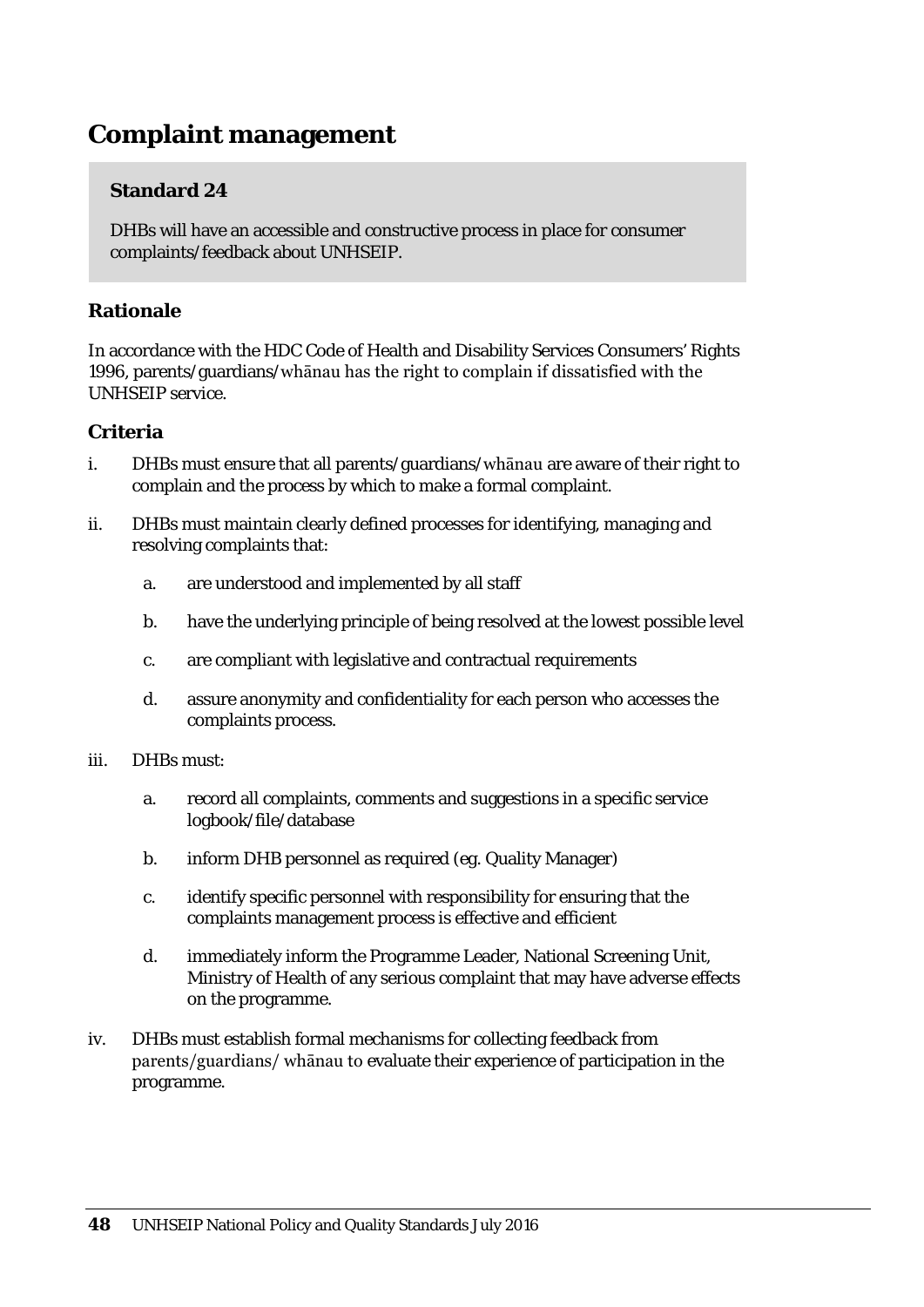## Complaint management

> **Standard 24**
>
> DHBs will have an accessible and constructive process in place for consumer complaints/feedback about UNHSEIP.

### Rationale

In accordance with the HDC Code of Health and Disability Services Consumers' Rights 1996, parents/guardians/whānau has the right to complain if dissatisfied with the UNHSEIP service.

### Criteria

i. DHBs must ensure that all parents/guardians/whānau are aware of their right to complain and the process by which to make a formal complaint.

ii. DHBs must maintain clearly defined processes for identifying, managing and resolving complaints that:

   a. are understood and implemented by all staff

   b. have the underlying principle of being resolved at the lowest possible level

   c. are compliant with legislative and contractual requirements

   d. assure anonymity and confidentiality for each person who accesses the complaints process.

iii. DHBs must:

   a. record all complaints, comments and suggestions in a specific service logbook/file/database

   b. inform DHB personnel as required (eg. Quality Manager)

   c. identify specific personnel with responsibility for ensuring that the complaints management process is effective and efficient

   d. immediately inform the Programme Leader, National Screening Unit, Ministry of Health of any serious complaint that may have adverse effects on the programme.

iv. DHBs must establish formal mechanisms for collecting feedback from parents/guardians/ whānau to evaluate their experience of participation in the programme.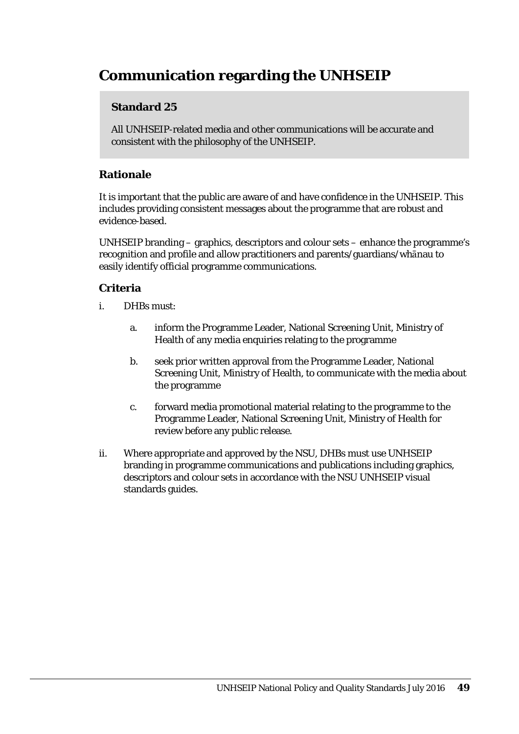# Communication regarding the UNHSEIP

**Standard 25**

All UNHSEIP-related media and other communications will be accurate and consistent with the philosophy of the UNHSEIP.

## Rationale

It is important that the public are aware of and have confidence in the UNHSEIP. This includes providing consistent messages about the programme that are robust and evidence-based.

UNHSEIP branding – graphics, descriptors and colour sets – enhance the programme's recognition and profile and allow practitioners and parents/guardians/whānau to easily identify official programme communications.

## Criteria

i. DHBs must:

   a. inform the Programme Leader, National Screening Unit, Ministry of Health of any media enquiries relating to the programme

   b. seek prior written approval from the Programme Leader, National Screening Unit, Ministry of Health, to communicate with the media about the programme

   c. forward media promotional material relating to the programme to the Programme Leader, National Screening Unit, Ministry of Health for review before any public release.

ii. Where appropriate and approved by the NSU, DHBs must use UNHSEIP branding in programme communications and publications including graphics, descriptors and colour sets in accordance with the NSU UNHSEIP visual standards guides.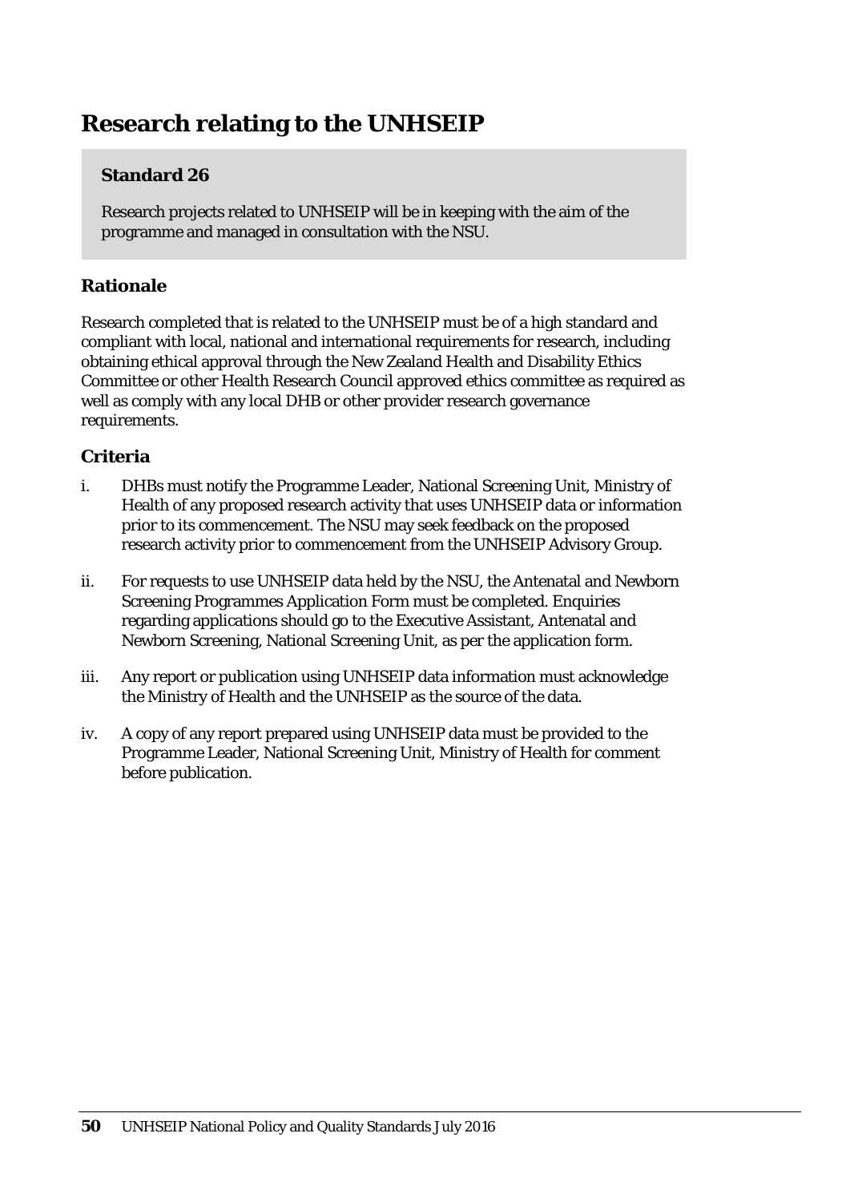# Research relating to the UNHSEIP

**Standard 26**

Research projects related to UNHSEIP will be in keeping with the aim of the programme and managed in consultation with the NSU.

## Rationale

Research completed that is related to the UNHSEIP must be of a high standard and compliant with local, national and international requirements for research, including obtaining ethical approval through the New Zealand Health and Disability Ethics Committee or other Health Research Council approved ethics committee as required as well as comply with any local DHB or other provider research governance requirements.

## Criteria

i. DHBs must notify the Programme Leader, National Screening Unit, Ministry of Health of any proposed research activity that uses UNHSEIP data or information prior to its commencement. The NSU may seek feedback on the proposed research activity prior to commencement from the UNHSEIP Advisory Group.

ii. For requests to use UNHSEIP data held by the NSU, the Antenatal and Newborn Screening Programmes Application Form must be completed. Enquiries regarding applications should go to the Executive Assistant, Antenatal and Newborn Screening, National Screening Unit, as per the application form.

iii. Any report or publication using UNHSEIP data information must acknowledge the Ministry of Health and the UNHSEIP as the source of the data.

iv. A copy of any report prepared using UNHSEIP data must be provided to the Programme Leader, National Screening Unit, Ministry of Health for comment before publication.